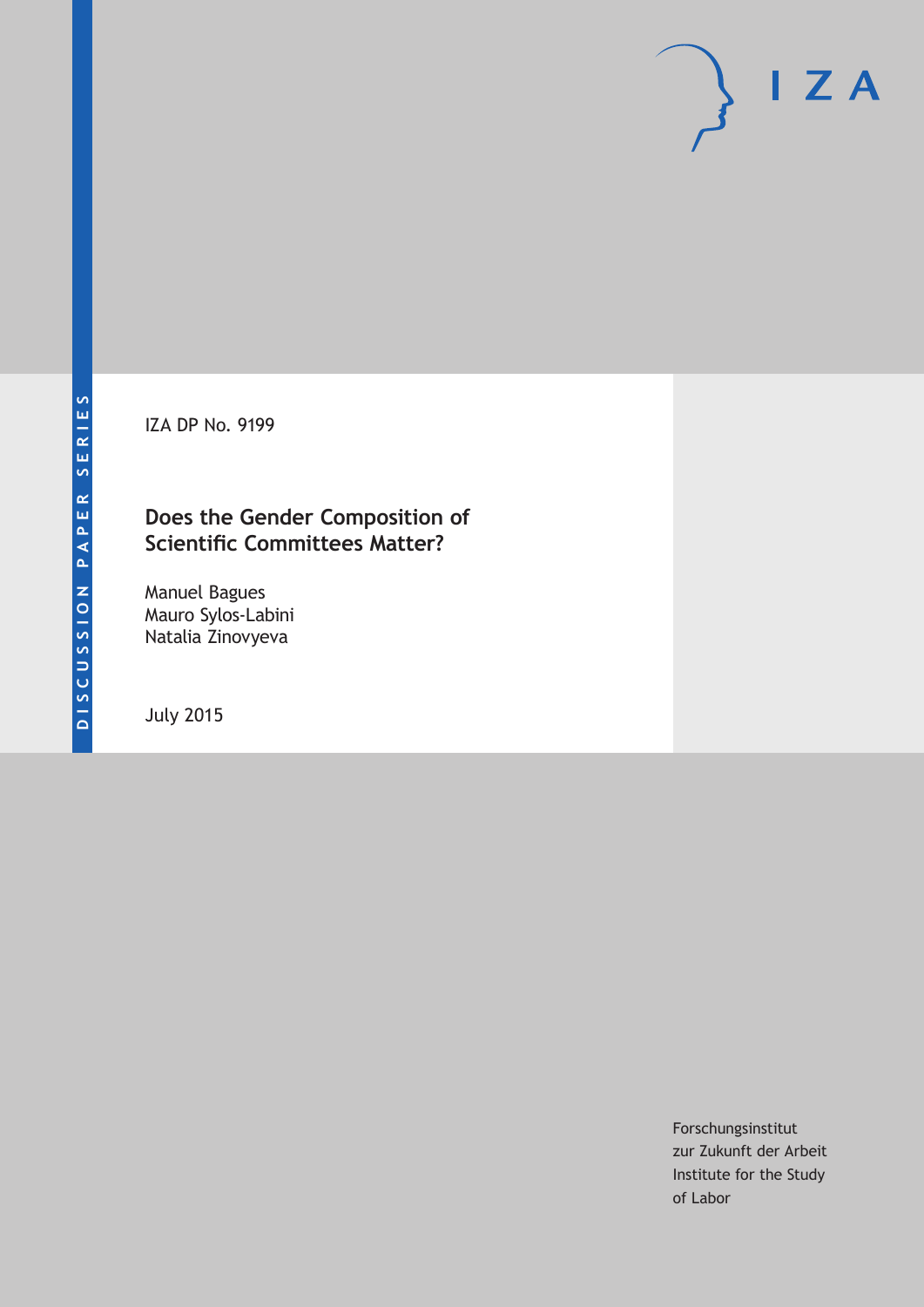DISCUSSION PAPER SERIES

IZA

IZA DP No. 9199

# Does the Gender Composition of Scientific Committees Matter?

Manuel Bagues
Mauro Sylos-Labini
Natalia Zinovyeva

July 2015

Forschungsinstitut
zur Zukunft der Arbeit
Institute for the Study
of Labor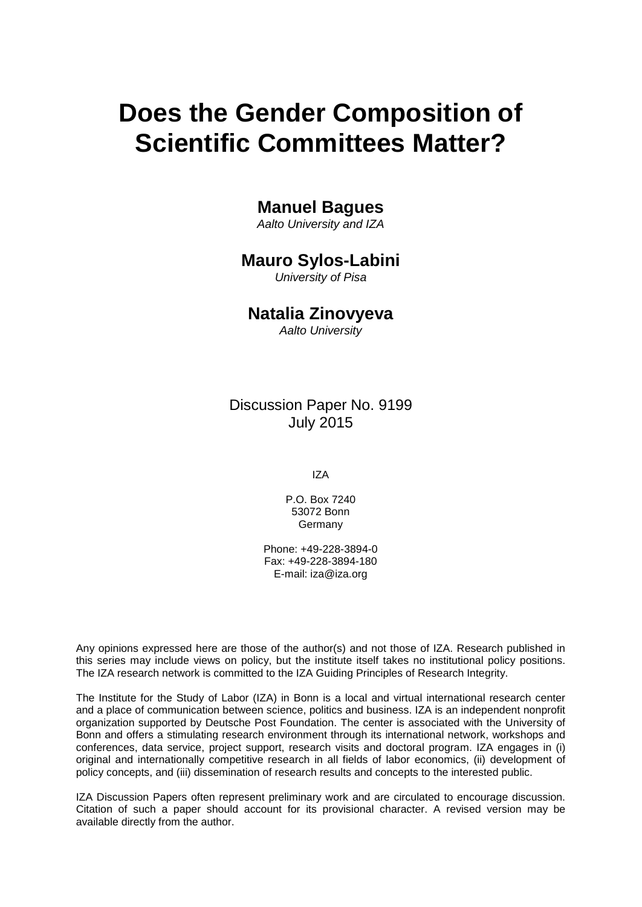# Does the Gender Composition of Scientific Committees Matter?

**Manuel Bagues**
*Aalto University and IZA*

**Mauro Sylos-Labini**
*University of Pisa*

**Natalia Zinovyeva**
*Aalto University*

Discussion Paper No. 9199
July 2015

IZA

P.O. Box 7240
53072 Bonn
Germany

Phone: +49-228-3894-0
Fax: +49-228-3894-180
E-mail: iza@iza.org

Any opinions expressed here are those of the author(s) and not those of IZA. Research published in this series may include views on policy, but the institute itself takes no institutional policy positions. The IZA research network is committed to the IZA Guiding Principles of Research Integrity.

The Institute for the Study of Labor (IZA) in Bonn is a local and virtual international research center and a place of communication between science, politics and business. IZA is an independent nonprofit organization supported by Deutsche Post Foundation. The center is associated with the University of Bonn and offers a stimulating research environment through its international network, workshops and conferences, data service, project support, research visits and doctoral program. IZA engages in (i) original and internationally competitive research in all fields of labor economics, (ii) development of policy concepts, and (iii) dissemination of research results and concepts to the interested public.

IZA Discussion Papers often represent preliminary work and are circulated to encourage discussion. Citation of such a paper should account for its provisional character. A revised version may be available directly from the author.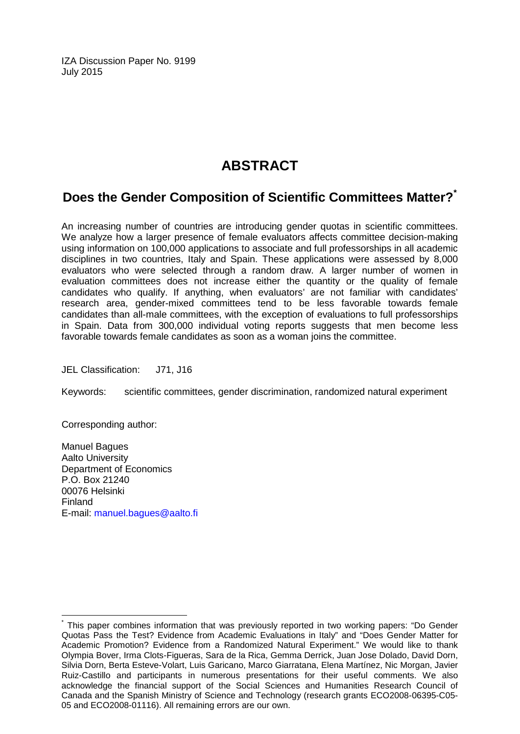IZA Discussion Paper No. 9199
July 2015

# ABSTRACT

## Does the Gender Composition of Scientific Committees Matter?*

An increasing number of countries are introducing gender quotas in scientific committees. We analyze how a larger presence of female evaluators affects committee decision-making using information on 100,000 applications to associate and full professorships in all academic disciplines in two countries, Italy and Spain. These applications were assessed by 8,000 evaluators who were selected through a random draw. A larger number of women in evaluation committees does not increase either the quantity or the quality of female candidates who qualify. If anything, when evaluators' are not familiar with candidates' research area, gender-mixed committees tend to be less favorable towards female candidates than all-male committees, with the exception of evaluations to full professorships in Spain. Data from 300,000 individual voting reports suggests that men become less favorable towards female candidates as soon as a woman joins the committee.

JEL Classification: J71, J16

Keywords: scientific committees, gender discrimination, randomized natural experiment

Corresponding author:

Manuel Bagues
Aalto University
Department of Economics
P.O. Box 21240
00076 Helsinki
Finland
E-mail: manuel.bagues@aalto.fi

---

* This paper combines information that was previously reported in two working papers: "Do Gender Quotas Pass the Test? Evidence from Academic Evaluations in Italy" and "Does Gender Matter for Academic Promotion? Evidence from a Randomized Natural Experiment." We would like to thank Olympia Bover, Irma Clots-Figueras, Sara de la Rica, Gemma Derrick, Juan Jose Dolado, David Dorn, Silvia Dorn, Berta Esteve-Volart, Luis Garicano, Marco Giarratana, Elena Martínez, Nic Morgan, Javier Ruiz-Castillo and participants in numerous presentations for their useful comments. We also acknowledge the financial support of the Social Sciences and Humanities Research Council of Canada and the Spanish Ministry of Science and Technology (research grants ECO2008-06395-C05-05 and ECO2008-01116). All remaining errors are our own.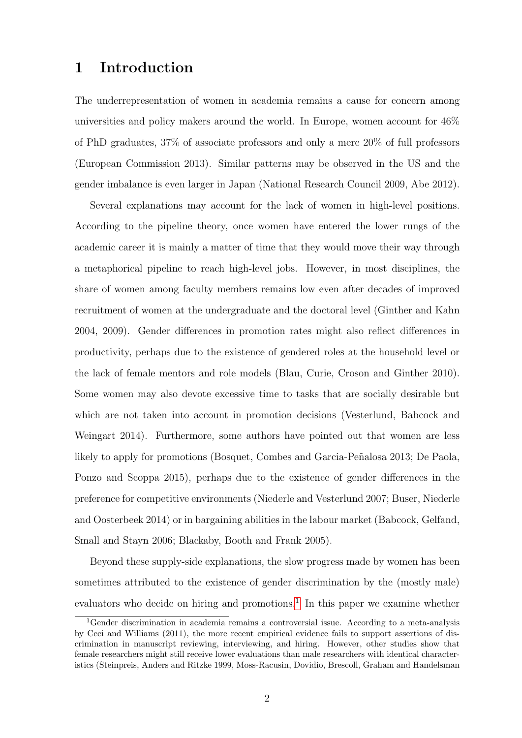# 1 Introduction

The underrepresentation of women in academia remains a cause for concern among universities and policy makers around the world. In Europe, women account for 46% of PhD graduates, 37% of associate professors and only a mere 20% of full professors (European Commission 2013). Similar patterns may be observed in the US and the gender imbalance is even larger in Japan (National Research Council 2009, Abe 2012).

Several explanations may account for the lack of women in high-level positions. According to the pipeline theory, once women have entered the lower rungs of the academic career it is mainly a matter of time that they would move their way through a metaphorical pipeline to reach high-level jobs. However, in most disciplines, the share of women among faculty members remains low even after decades of improved recruitment of women at the undergraduate and the doctoral level (Ginther and Kahn 2004, 2009). Gender differences in promotion rates might also reflect differences in productivity, perhaps due to the existence of gendered roles at the household level or the lack of female mentors and role models (Blau, Curie, Croson and Ginther 2010). Some women may also devote excessive time to tasks that are socially desirable but which are not taken into account in promotion decisions (Vesterlund, Babcock and Weingart 2014). Furthermore, some authors have pointed out that women are less likely to apply for promotions (Bosquet, Combes and Garcia-Peñalosa 2013; De Paola, Ponzo and Scoppa 2015), perhaps due to the existence of gender differences in the preference for competitive environments (Niederle and Vesterlund 2007; Buser, Niederle and Oosterbeek 2014) or in bargaining abilities in the labour market (Babcock, Gelfand, Small and Stayn 2006; Blackaby, Booth and Frank 2005).

Beyond these supply-side explanations, the slow progress made by women has been sometimes attributed to the existence of gender discrimination by the (mostly male) evaluators who decide on hiring and promotions.[1] In this paper we examine whether

[1] Gender discrimination in academia remains a controversial issue. According to a meta-analysis by Ceci and Williams (2011), the more recent empirical evidence fails to support assertions of discrimination in manuscript reviewing, interviewing, and hiring. However, other studies show that female researchers might still receive lower evaluations than male researchers with identical characteristics (Steinpreis, Anders and Ritzke 1999, Moss-Racusin, Dovidio, Brescoll, Graham and Handelsman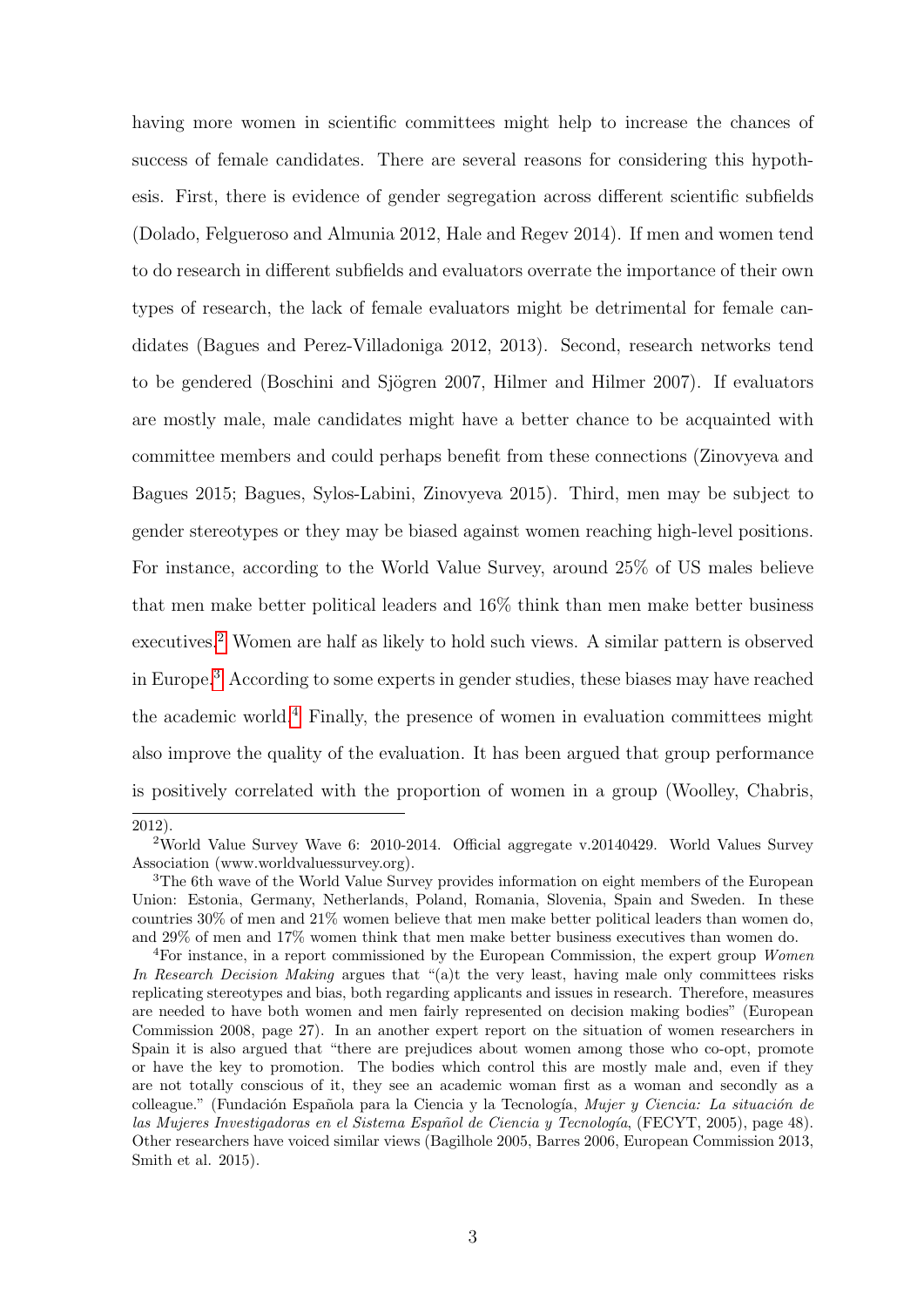having more women in scientific committees might help to increase the chances of success of female candidates. There are several reasons for considering this hypothesis. First, there is evidence of gender segregation across different scientific subfields (Dolado, Felgueroso and Almunia 2012, Hale and Regev 2014). If men and women tend to do research in different subfields and evaluators overrate the importance of their own types of research, the lack of female evaluators might be detrimental for female candidates (Bagues and Perez-Villadoniga 2012, 2013). Second, research networks tend to be gendered (Boschini and Sjögren 2007, Hilmer and Hilmer 2007). If evaluators are mostly male, male candidates might have a better chance to be acquainted with committee members and could perhaps benefit from these connections (Zinovyeva and Bagues 2015; Bagues, Sylos-Labini, Zinovyeva 2015). Third, men may be subject to gender stereotypes or they may be biased against women reaching high-level positions. For instance, according to the World Value Survey, around 25% of US males believe that men make better political leaders and 16% think than men make better business executives.[2] Women are half as likely to hold such views. A similar pattern is observed in Europe.[3] According to some experts in gender studies, these biases may have reached the academic world.[4] Finally, the presence of women in evaluation committees might also improve the quality of the evaluation. It has been argued that group performance is positively correlated with the proportion of women in a group (Woolley, Chabris,

---

2012).

[2] World Value Survey Wave 6: 2010-2014. Official aggregate v.20140429. World Values Survey Association (www.worldvaluessurvey.org).

[3] The 6th wave of the World Value Survey provides information on eight members of the European Union: Estonia, Germany, Netherlands, Poland, Romania, Slovenia, Spain and Sweden. In these countries 30% of men and 21% women believe that men make better political leaders than women do, and 29% of men and 17% women think that men make better business executives than women do.

[4] For instance, in a report commissioned by the European Commission, the expert group *Women In Research Decision Making* argues that "(a)t the very least, having male only committees risks replicating stereotypes and bias, both regarding applicants and issues in research. Therefore, measures are needed to have both women and men fairly represented on decision making bodies" (European Commission 2008, page 27). In an another expert report on the situation of women researchers in Spain it is also argued that "there are prejudices about women among those who co-opt, promote or have the key to promotion. The bodies which control this are mostly male and, even if they are not totally conscious of it, they see an academic woman first as a woman and secondly as a colleague." (Fundación Española para la Ciencia y la Tecnología, *Mujer y Ciencia: La situación de las Mujeres Investigadoras en el Sistema Español de Ciencia y Tecnología*, (FECYT, 2005), page 48). Other researchers have voiced similar views (Bagilhole 2005, Barres 2006, European Commission 2013, Smith et al. 2015).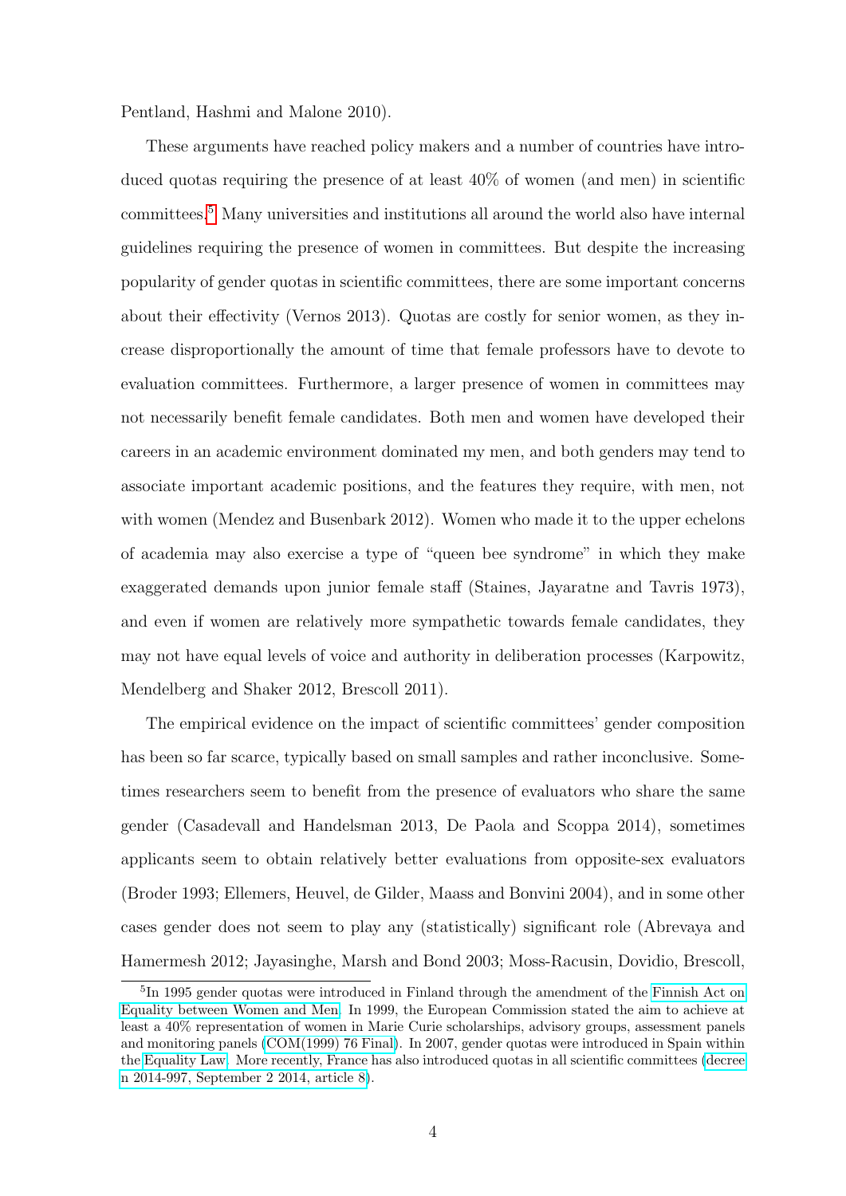Pentland, Hashmi and Malone 2010).

These arguments have reached policy makers and a number of countries have introduced quotas requiring the presence of at least 40% of women (and men) in scientific committees.[5] Many universities and institutions all around the world also have internal guidelines requiring the presence of women in committees. But despite the increasing popularity of gender quotas in scientific committees, there are some important concerns about their effectivity (Vernos 2013). Quotas are costly for senior women, as they increase disproportionally the amount of time that female professors have to devote to evaluation committees. Furthermore, a larger presence of women in committees may not necessarily benefit female candidates. Both men and women have developed their careers in an academic environment dominated my men, and both genders may tend to associate important academic positions, and the features they require, with men, not with women (Mendez and Busenbark 2012). Women who made it to the upper echelons of academia may also exercise a type of "queen bee syndrome" in which they make exaggerated demands upon junior female staff (Staines, Jayaratne and Tavris 1973), and even if women are relatively more sympathetic towards female candidates, they may not have equal levels of voice and authority in deliberation processes (Karpowitz, Mendelberg and Shaker 2012, Brescoll 2011).

The empirical evidence on the impact of scientific committees' gender composition has been so far scarce, typically based on small samples and rather inconclusive. Sometimes researchers seem to benefit from the presence of evaluators who share the same gender (Casadevall and Handelsman 2013, De Paola and Scoppa 2014), sometimes applicants seem to obtain relatively better evaluations from opposite-sex evaluators (Broder 1993; Ellemers, Heuvel, de Gilder, Maass and Bonvini 2004), and in some other cases gender does not seem to play any (statistically) significant role (Abrevaya and Hamermesh 2012; Jayasinghe, Marsh and Bond 2003; Moss-Racusin, Dovidio, Brescoll,

[5] In 1995 gender quotas were introduced in Finland through the amendment of the Finnish Act on Equality between Women and Men. In 1999, the European Commission stated the aim to achieve at least a 40% representation of women in Marie Curie scholarships, advisory groups, assessment panels and monitoring panels (COM(1999) 76 Final). In 2007, gender quotas were introduced in Spain within the Equality Law. More recently, France has also introduced quotas in all scientific committees (decree n 2014-997, September 2 2014, article 8).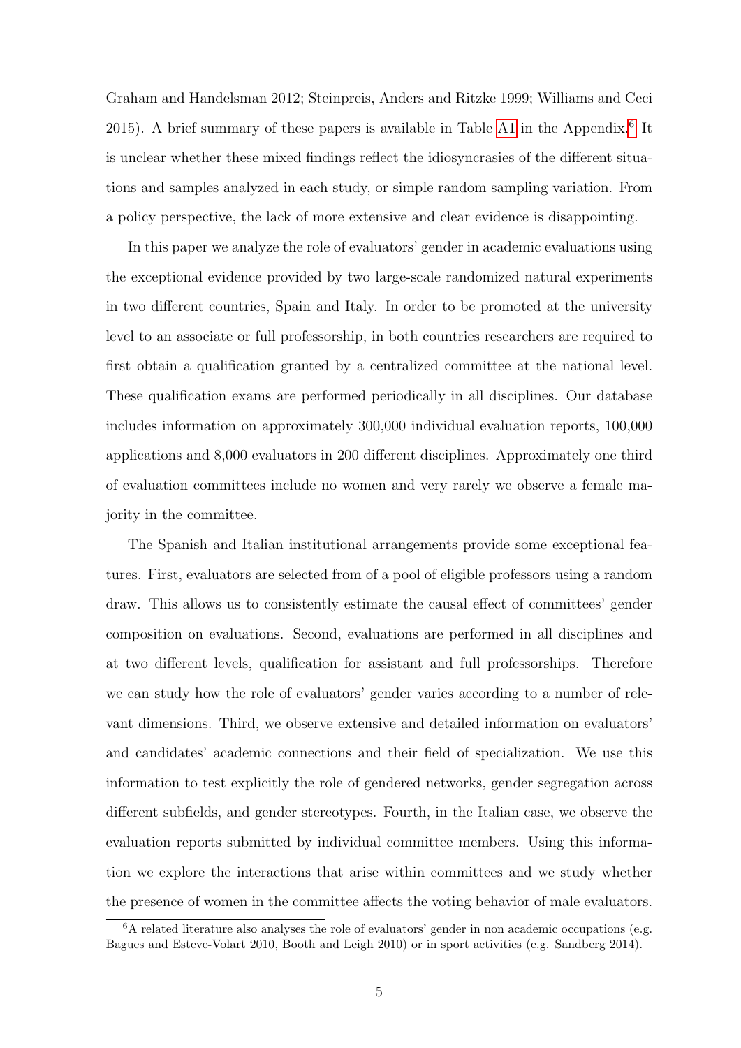Graham and Handelsman 2012; Steinpreis, Anders and Ritzke 1999; Williams and Ceci 2015). A brief summary of these papers is available in Table A1 in the Appendix.[6] It is unclear whether these mixed findings reflect the idiosyncrasies of the different situations and samples analyzed in each study, or simple random sampling variation. From a policy perspective, the lack of more extensive and clear evidence is disappointing.

In this paper we analyze the role of evaluators' gender in academic evaluations using the exceptional evidence provided by two large-scale randomized natural experiments in two different countries, Spain and Italy. In order to be promoted at the university level to an associate or full professorship, in both countries researchers are required to first obtain a qualification granted by a centralized committee at the national level. These qualification exams are performed periodically in all disciplines. Our database includes information on approximately 300,000 individual evaluation reports, 100,000 applications and 8,000 evaluators in 200 different disciplines. Approximately one third of evaluation committees include no women and very rarely we observe a female majority in the committee.

The Spanish and Italian institutional arrangements provide some exceptional features. First, evaluators are selected from of a pool of eligible professors using a random draw. This allows us to consistently estimate the causal effect of committees' gender composition on evaluations. Second, evaluations are performed in all disciplines and at two different levels, qualification for assistant and full professorships. Therefore we can study how the role of evaluators' gender varies according to a number of relevant dimensions. Third, we observe extensive and detailed information on evaluators' and candidates' academic connections and their field of specialization. We use this information to test explicitly the role of gendered networks, gender segregation across different subfields, and gender stereotypes. Fourth, in the Italian case, we observe the evaluation reports submitted by individual committee members. Using this information we explore the interactions that arise within committees and we study whether the presence of women in the committee affects the voting behavior of male evaluators.

[6] A related literature also analyses the role of evaluators' gender in non academic occupations (e.g. Bagues and Esteve-Volart 2010, Booth and Leigh 2010) or in sport activities (e.g. Sandberg 2014).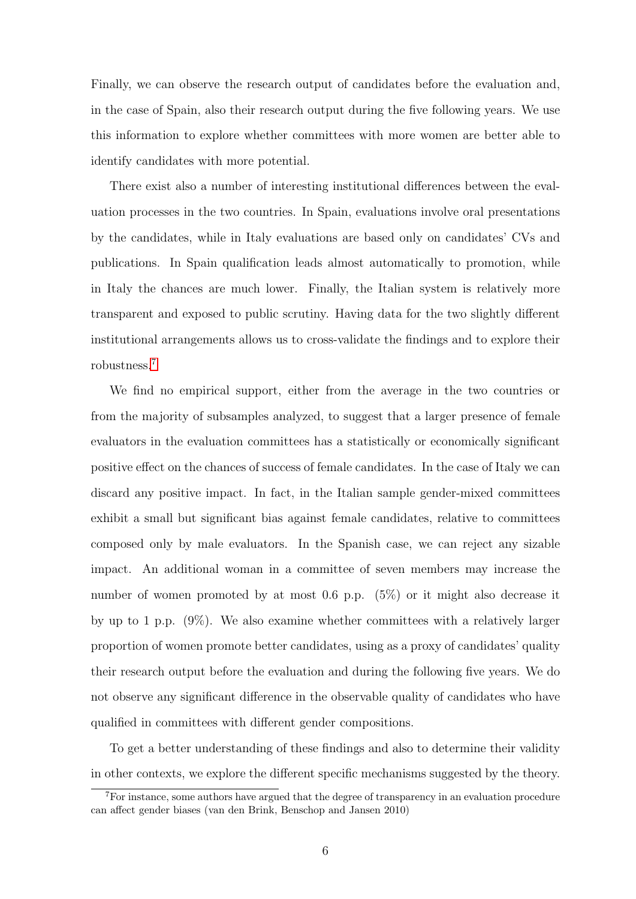Finally, we can observe the research output of candidates before the evaluation and, in the case of Spain, also their research output during the five following years. We use this information to explore whether committees with more women are better able to identify candidates with more potential.

There exist also a number of interesting institutional differences between the evaluation processes in the two countries. In Spain, evaluations involve oral presentations by the candidates, while in Italy evaluations are based only on candidates' CVs and publications. In Spain qualification leads almost automatically to promotion, while in Italy the chances are much lower. Finally, the Italian system is relatively more transparent and exposed to public scrutiny. Having data for the two slightly different institutional arrangements allows us to cross-validate the findings and to explore their robustness.[7]

We find no empirical support, either from the average in the two countries or from the majority of subsamples analyzed, to suggest that a larger presence of female evaluators in the evaluation committees has a statistically or economically significant positive effect on the chances of success of female candidates. In the case of Italy we can discard any positive impact. In fact, in the Italian sample gender-mixed committees exhibit a small but significant bias against female candidates, relative to committees composed only by male evaluators. In the Spanish case, we can reject any sizable impact. An additional woman in a committee of seven members may increase the number of women promoted by at most 0.6 p.p. (5%) or it might also decrease it by up to 1 p.p. (9%). We also examine whether committees with a relatively larger proportion of women promote better candidates, using as a proxy of candidates' quality their research output before the evaluation and during the following five years. We do not observe any significant difference in the observable quality of candidates who have qualified in committees with different gender compositions.

To get a better understanding of these findings and also to determine their validity in other contexts, we explore the different specific mechanisms suggested by the theory.

[7] For instance, some authors have argued that the degree of transparency in an evaluation procedure can affect gender biases (van den Brink, Benschop and Jansen 2010)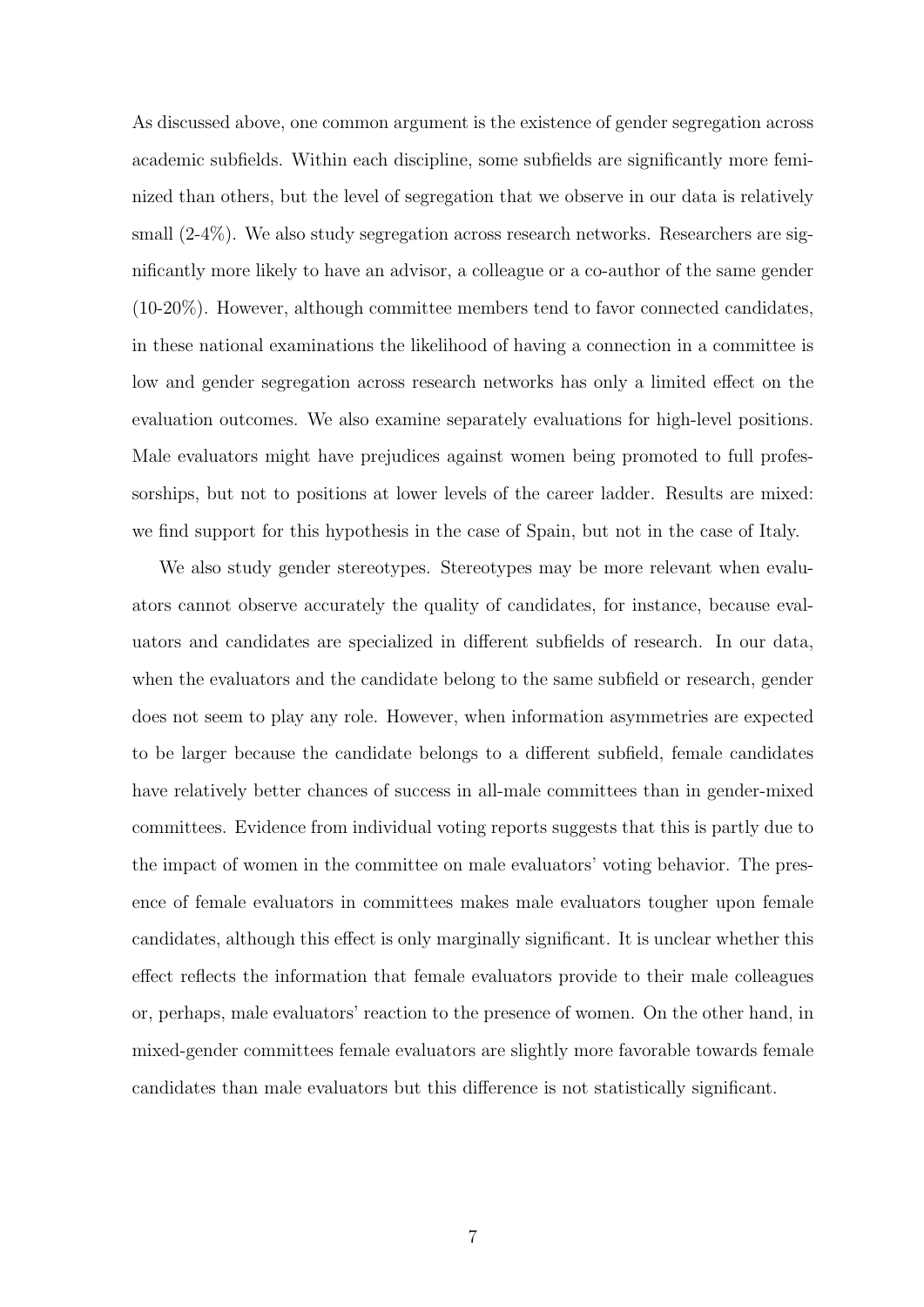As discussed above, one common argument is the existence of gender segregation across academic subfields. Within each discipline, some subfields are significantly more feminized than others, but the level of segregation that we observe in our data is relatively small (2-4%). We also study segregation across research networks. Researchers are significantly more likely to have an advisor, a colleague or a co-author of the same gender (10-20%). However, although committee members tend to favor connected candidates, in these national examinations the likelihood of having a connection in a committee is low and gender segregation across research networks has only a limited effect on the evaluation outcomes. We also examine separately evaluations for high-level positions. Male evaluators might have prejudices against women being promoted to full professorships, but not to positions at lower levels of the career ladder. Results are mixed: we find support for this hypothesis in the case of Spain, but not in the case of Italy.

We also study gender stereotypes. Stereotypes may be more relevant when evaluators cannot observe accurately the quality of candidates, for instance, because evaluators and candidates are specialized in different subfields of research. In our data, when the evaluators and the candidate belong to the same subfield or research, gender does not seem to play any role. However, when information asymmetries are expected to be larger because the candidate belongs to a different subfield, female candidates have relatively better chances of success in all-male committees than in gender-mixed committees. Evidence from individual voting reports suggests that this is partly due to the impact of women in the committee on male evaluators' voting behavior. The presence of female evaluators in committees makes male evaluators tougher upon female candidates, although this effect is only marginally significant. It is unclear whether this effect reflects the information that female evaluators provide to their male colleagues or, perhaps, male evaluators' reaction to the presence of women. On the other hand, in mixed-gender committees female evaluators are slightly more favorable towards female candidates than male evaluators but this difference is not statistically significant.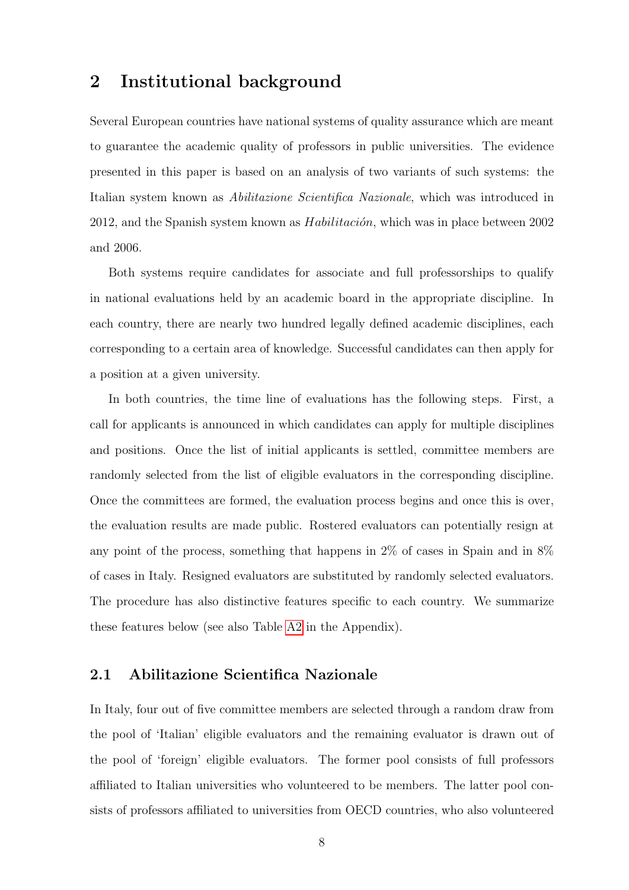## 2 Institutional background

Several European countries have national systems of quality assurance which are meant to guarantee the academic quality of professors in public universities. The evidence presented in this paper is based on an analysis of two variants of such systems: the Italian system known as *Abilitazione Scientifica Nazionale*, which was introduced in 2012, and the Spanish system known as *Habilitación*, which was in place between 2002 and 2006.

Both systems require candidates for associate and full professorships to qualify in national evaluations held by an academic board in the appropriate discipline. In each country, there are nearly two hundred legally defined academic disciplines, each corresponding to a certain area of knowledge. Successful candidates can then apply for a position at a given university.

In both countries, the time line of evaluations has the following steps. First, a call for applicants is announced in which candidates can apply for multiple disciplines and positions. Once the list of initial applicants is settled, committee members are randomly selected from the list of eligible evaluators in the corresponding discipline. Once the committees are formed, the evaluation process begins and once this is over, the evaluation results are made public. Rostered evaluators can potentially resign at any point of the process, something that happens in 2% of cases in Spain and in 8% of cases in Italy. Resigned evaluators are substituted by randomly selected evaluators. The procedure has also distinctive features specific to each country. We summarize these features below (see also Table A2 in the Appendix).

### 2.1 Abilitazione Scientifica Nazionale

In Italy, four out of five committee members are selected through a random draw from the pool of 'Italian' eligible evaluators and the remaining evaluator is drawn out of the pool of 'foreign' eligible evaluators. The former pool consists of full professors affiliated to Italian universities who volunteered to be members. The latter pool consists of professors affiliated to universities from OECD countries, who also volunteered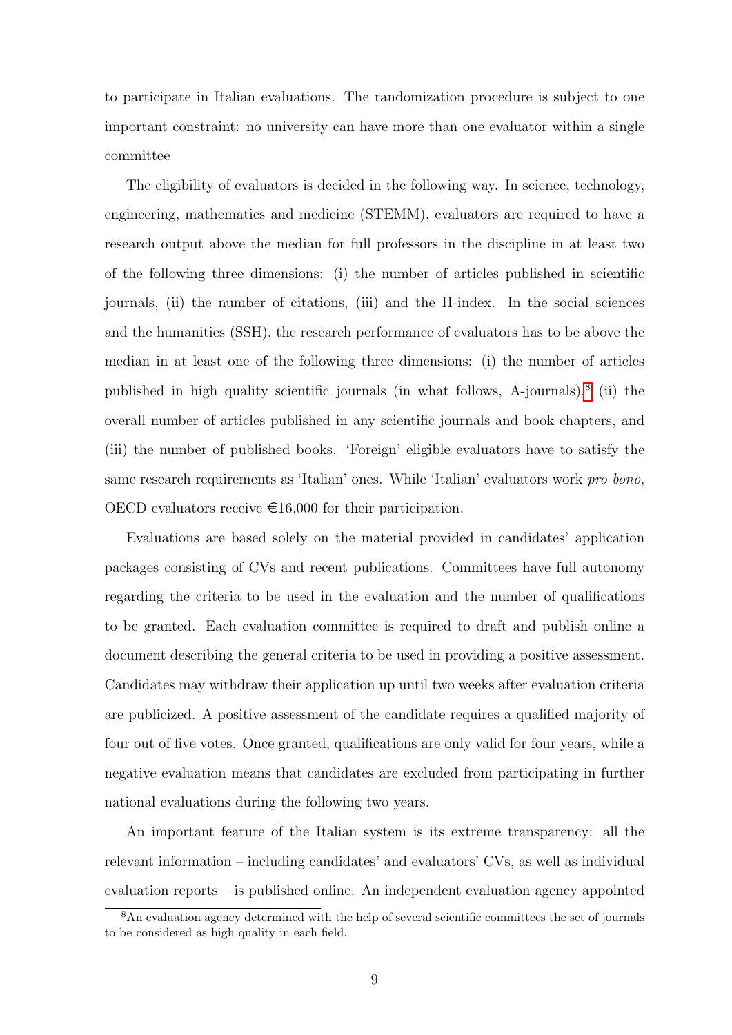to participate in Italian evaluations. The randomization procedure is subject to one important constraint: no university can have more than one evaluator within a single committee

The eligibility of evaluators is decided in the following way. In science, technology, engineering, mathematics and medicine (STEMM), evaluators are required to have a research output above the median for full professors in the discipline in at least two of the following three dimensions: (i) the number of articles published in scientific journals, (ii) the number of citations, (iii) and the H-index. In the social sciences and the humanities (SSH), the research performance of evaluators has to be above the median in at least one of the following three dimensions: (i) the number of articles published in high quality scientific journals (in what follows, A-journals),[8] (ii) the overall number of articles published in any scientific journals and book chapters, and (iii) the number of published books. 'Foreign' eligible evaluators have to satisfy the same research requirements as 'Italian' ones. While 'Italian' evaluators work *pro bono*, OECD evaluators receive €16,000 for their participation.

Evaluations are based solely on the material provided in candidates' application packages consisting of CVs and recent publications. Committees have full autonomy regarding the criteria to be used in the evaluation and the number of qualifications to be granted. Each evaluation committee is required to draft and publish online a document describing the general criteria to be used in providing a positive assessment. Candidates may withdraw their application up until two weeks after evaluation criteria are publicized. A positive assessment of the candidate requires a qualified majority of four out of five votes. Once granted, qualifications are only valid for four years, while a negative evaluation means that candidates are excluded from participating in further national evaluations during the following two years.

An important feature of the Italian system is its extreme transparency: all the relevant information – including candidates' and evaluators' CVs, as well as individual evaluation reports – is published online. An independent evaluation agency appointed

[8] An evaluation agency determined with the help of several scientific committees the set of journals to be considered as high quality in each field.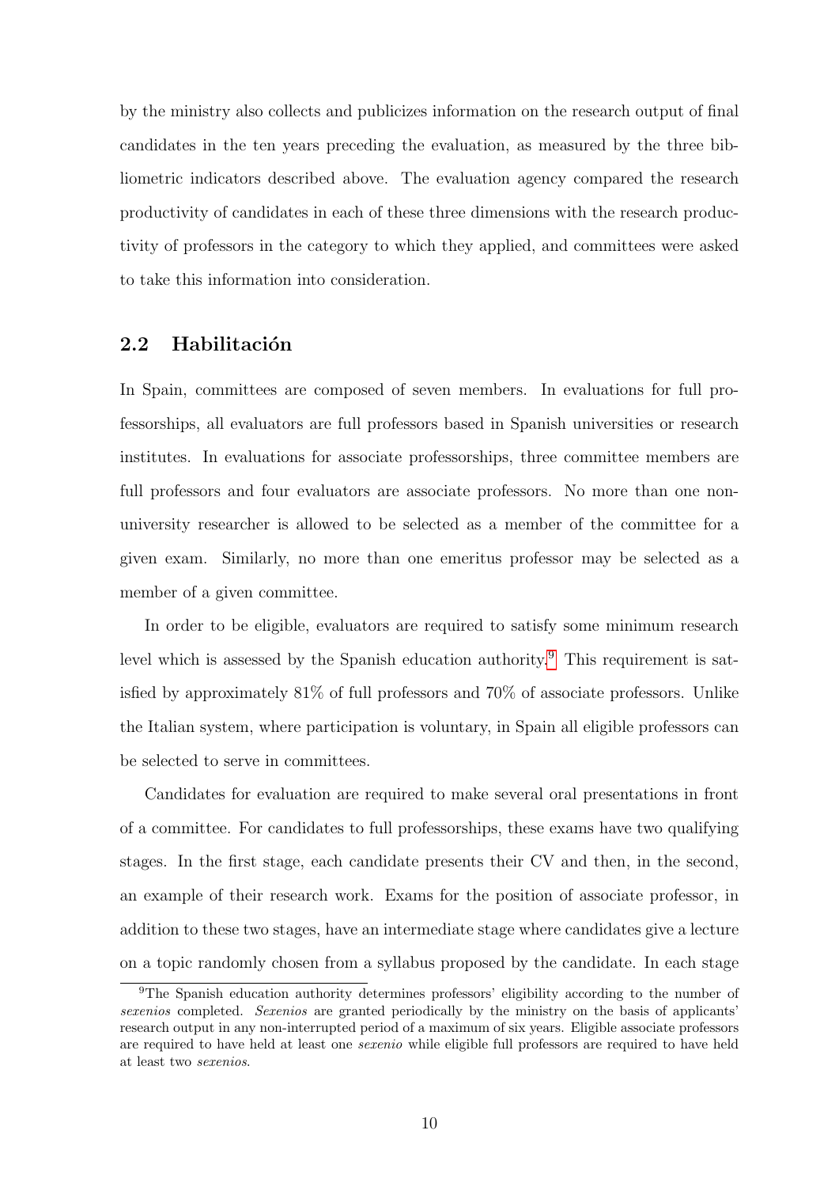by the ministry also collects and publicizes information on the research output of final candidates in the ten years preceding the evaluation, as measured by the three bibliometric indicators described above. The evaluation agency compared the research productivity of candidates in each of these three dimensions with the research productivity of professors in the category to which they applied, and committees were asked to take this information into consideration.

## 2.2 Habilitación

In Spain, committees are composed of seven members. In evaluations for full professorships, all evaluators are full professors based in Spanish universities or research institutes. In evaluations for associate professorships, three committee members are full professors and four evaluators are associate professors. No more than one non-university researcher is allowed to be selected as a member of the committee for a given exam. Similarly, no more than one emeritus professor may be selected as a member of a given committee.

In order to be eligible, evaluators are required to satisfy some minimum research level which is assessed by the Spanish education authority.[9] This requirement is satisfied by approximately 81% of full professors and 70% of associate professors. Unlike the Italian system, where participation is voluntary, in Spain all eligible professors can be selected to serve in committees.

Candidates for evaluation are required to make several oral presentations in front of a committee. For candidates to full professorships, these exams have two qualifying stages. In the first stage, each candidate presents their CV and then, in the second, an example of their research work. Exams for the position of associate professor, in addition to these two stages, have an intermediate stage where candidates give a lecture on a topic randomly chosen from a syllabus proposed by the candidate. In each stage

[9] The Spanish education authority determines professors' eligibility according to the number of *sexenios* completed. *Sexenios* are granted periodically by the ministry on the basis of applicants' research output in any non-interrupted period of a maximum of six years. Eligible associate professors are required to have held at least one *sexenio* while eligible full professors are required to have held at least two *sexenios*.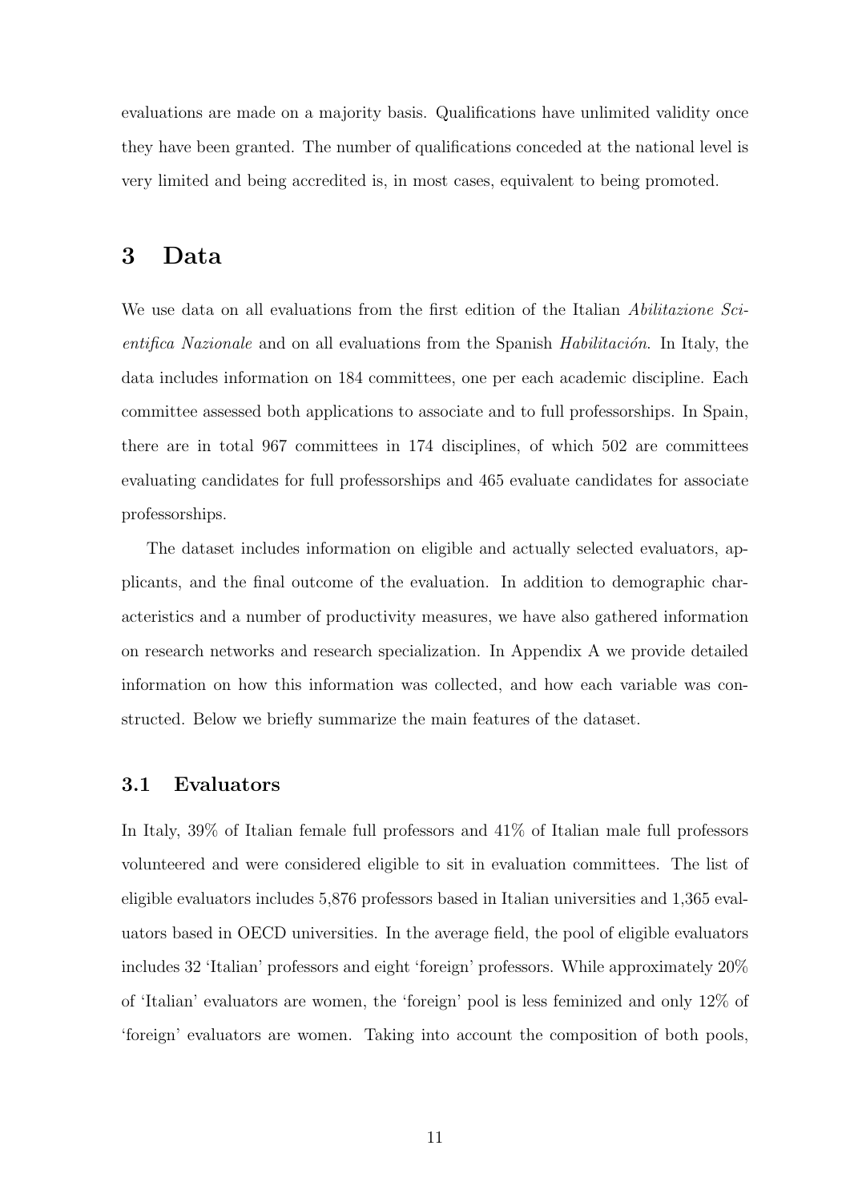evaluations are made on a majority basis. Qualifications have unlimited validity once they have been granted. The number of qualifications conceded at the national level is very limited and being accredited is, in most cases, equivalent to being promoted.

# 3 Data

We use data on all evaluations from the first edition of the Italian *Abilitazione Scientifica Nazionale* and on all evaluations from the Spanish *Habilitación*. In Italy, the data includes information on 184 committees, one per each academic discipline. Each committee assessed both applications to associate and to full professorships. In Spain, there are in total 967 committees in 174 disciplines, of which 502 are committees evaluating candidates for full professorships and 465 evaluate candidates for associate professorships.

The dataset includes information on eligible and actually selected evaluators, applicants, and the final outcome of the evaluation. In addition to demographic characteristics and a number of productivity measures, we have also gathered information on research networks and research specialization. In Appendix A we provide detailed information on how this information was collected, and how each variable was constructed. Below we briefly summarize the main features of the dataset.

## 3.1 Evaluators

In Italy, 39% of Italian female full professors and 41% of Italian male full professors volunteered and were considered eligible to sit in evaluation committees. The list of eligible evaluators includes 5,876 professors based in Italian universities and 1,365 evaluators based in OECD universities. In the average field, the pool of eligible evaluators includes 32 'Italian' professors and eight 'foreign' professors. While approximately 20% of 'Italian' evaluators are women, the 'foreign' pool is less feminized and only 12% of 'foreign' evaluators are women. Taking into account the composition of both pools,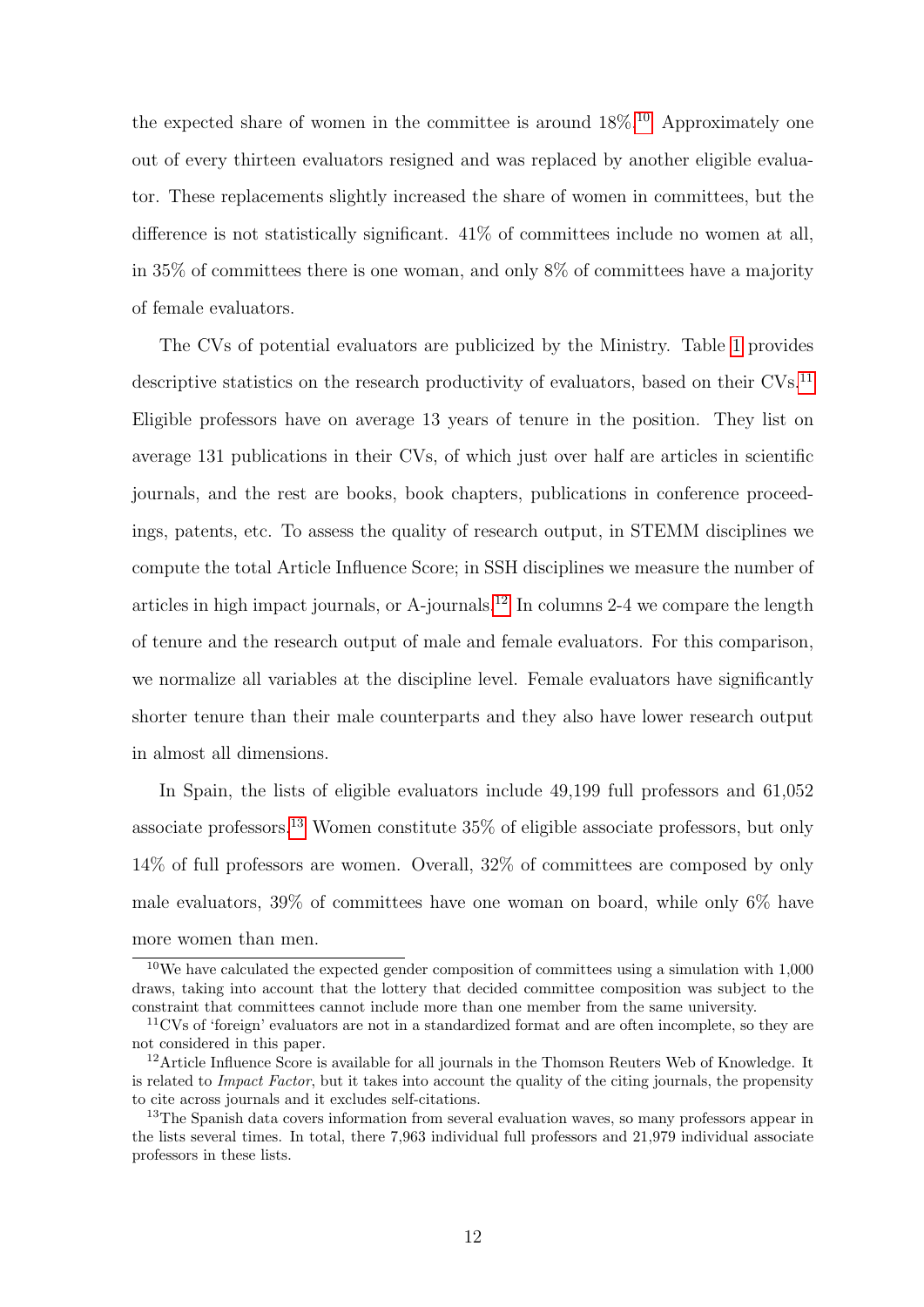the expected share of women in the committee is around 18%.[10] Approximately one out of every thirteen evaluators resigned and was replaced by another eligible evaluator. These replacements slightly increased the share of women in committees, but the difference is not statistically significant. 41% of committees include no women at all, in 35% of committees there is one woman, and only 8% of committees have a majority of female evaluators.

The CVs of potential evaluators are publicized by the Ministry. Table 1 provides descriptive statistics on the research productivity of evaluators, based on their CVs.[11] Eligible professors have on average 13 years of tenure in the position. They list on average 131 publications in their CVs, of which just over half are articles in scientific journals, and the rest are books, book chapters, publications in conference proceedings, patents, etc. To assess the quality of research output, in STEMM disciplines we compute the total Article Influence Score; in SSH disciplines we measure the number of articles in high impact journals, or A-journals.[12] In columns 2-4 we compare the length of tenure and the research output of male and female evaluators. For this comparison, we normalize all variables at the discipline level. Female evaluators have significantly shorter tenure than their male counterparts and they also have lower research output in almost all dimensions.

In Spain, the lists of eligible evaluators include 49,199 full professors and 61,052 associate professors.[13] Women constitute 35% of eligible associate professors, but only 14% of full professors are women. Overall, 32% of committees are composed by only male evaluators, 39% of committees have one woman on board, while only 6% have more women than men.

[10] We have calculated the expected gender composition of committees using a simulation with 1,000 draws, taking into account that the lottery that decided committee composition was subject to the constraint that committees cannot include more than one member from the same university.

[11] CVs of 'foreign' evaluators are not in a standardized format and are often incomplete, so they are not considered in this paper.

[12] Article Influence Score is available for all journals in the Thomson Reuters Web of Knowledge. It is related to *Impact Factor*, but it takes into account the quality of the citing journals, the propensity to cite across journals and it excludes self-citations.

[13] The Spanish data covers information from several evaluation waves, so many professors appear in the lists several times. In total, there 7,963 individual full professors and 21,979 individual associate professors in these lists.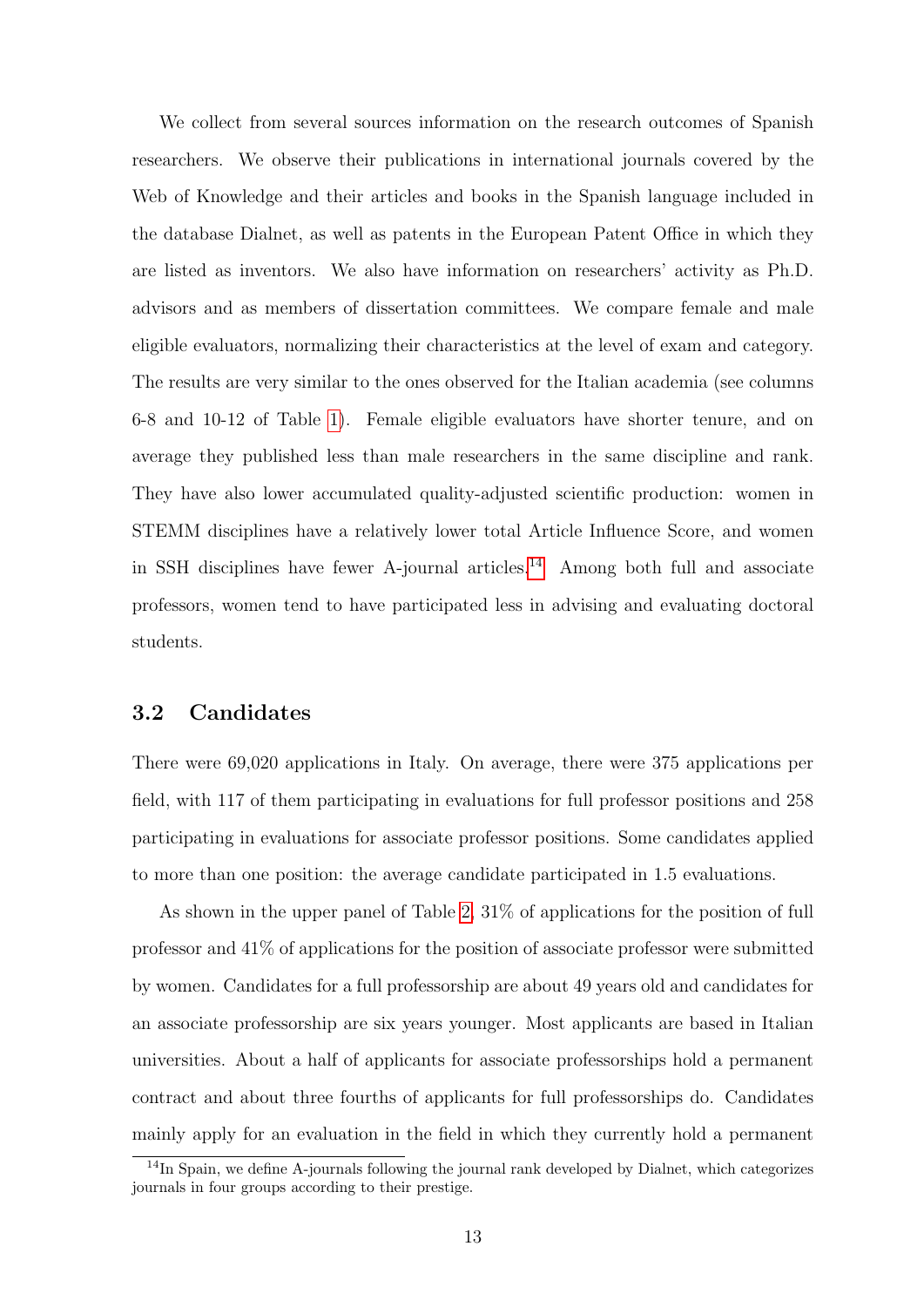We collect from several sources information on the research outcomes of Spanish researchers. We observe their publications in international journals covered by the Web of Knowledge and their articles and books in the Spanish language included in the database Dialnet, as well as patents in the European Patent Office in which they are listed as inventors. We also have information on researchers' activity as Ph.D. advisors and as members of dissertation committees. We compare female and male eligible evaluators, normalizing their characteristics at the level of exam and category. The results are very similar to the ones observed for the Italian academia (see columns 6-8 and 10-12 of Table 1). Female eligible evaluators have shorter tenure, and on average they published less than male researchers in the same discipline and rank. They have also lower accumulated quality-adjusted scientific production: women in STEMM disciplines have a relatively lower total Article Influence Score, and women in SSH disciplines have fewer A-journal articles.[14] Among both full and associate professors, women tend to have participated less in advising and evaluating doctoral students.

## 3.2 Candidates

There were 69,020 applications in Italy. On average, there were 375 applications per field, with 117 of them participating in evaluations for full professor positions and 258 participating in evaluations for associate professor positions. Some candidates applied to more than one position: the average candidate participated in 1.5 evaluations.

As shown in the upper panel of Table 2, 31% of applications for the position of full professor and 41% of applications for the position of associate professor were submitted by women. Candidates for a full professorship are about 49 years old and candidates for an associate professorship are six years younger. Most applicants are based in Italian universities. About a half of applicants for associate professorships hold a permanent contract and about three fourths of applicants for full professorships do. Candidates mainly apply for an evaluation in the field in which they currently hold a permanent

[14] In Spain, we define A-journals following the journal rank developed by Dialnet, which categorizes journals in four groups according to their prestige.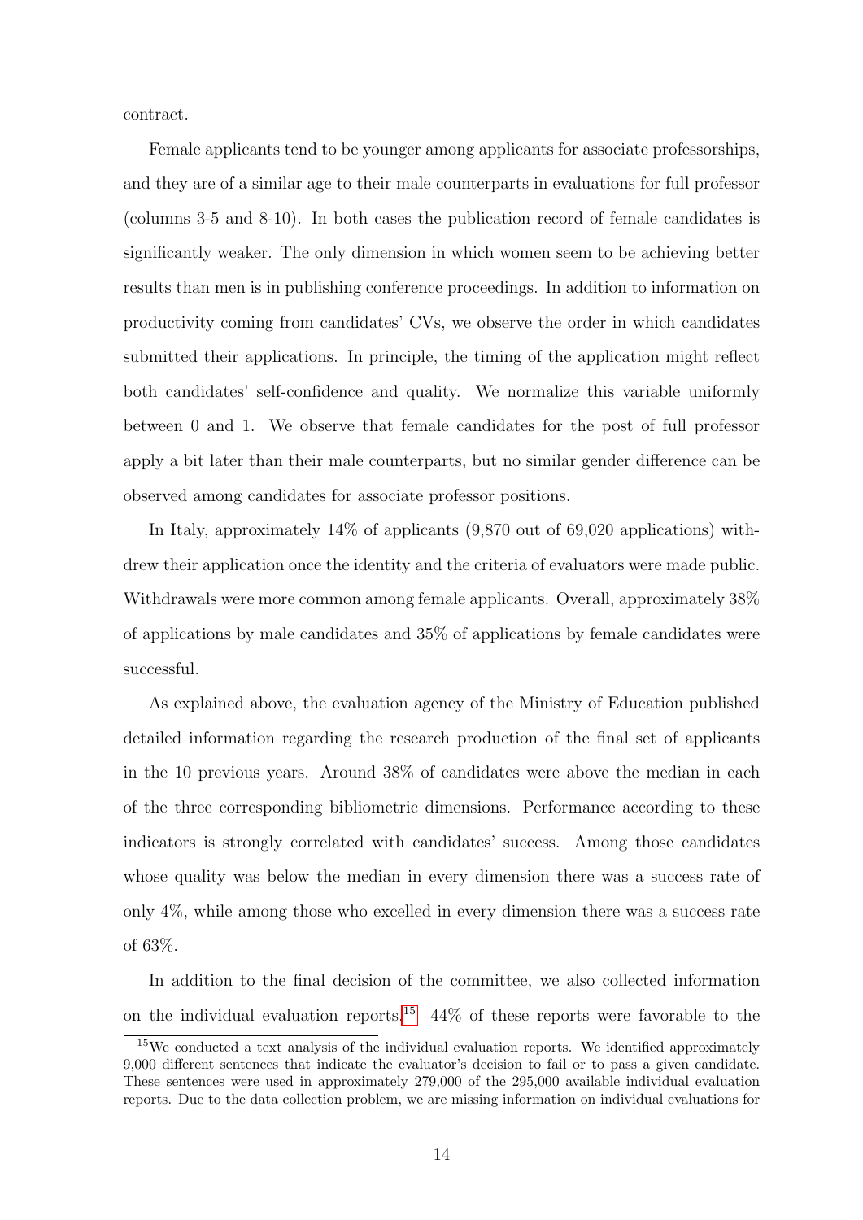contract.

Female applicants tend to be younger among applicants for associate professorships, and they are of a similar age to their male counterparts in evaluations for full professor (columns 3-5 and 8-10). In both cases the publication record of female candidates is significantly weaker. The only dimension in which women seem to be achieving better results than men is in publishing conference proceedings. In addition to information on productivity coming from candidates' CVs, we observe the order in which candidates submitted their applications. In principle, the timing of the application might reflect both candidates' self-confidence and quality. We normalize this variable uniformly between 0 and 1. We observe that female candidates for the post of full professor apply a bit later than their male counterparts, but no similar gender difference can be observed among candidates for associate professor positions.

In Italy, approximately 14% of applicants (9,870 out of 69,020 applications) withdrew their application once the identity and the criteria of evaluators were made public. Withdrawals were more common among female applicants. Overall, approximately 38% of applications by male candidates and 35% of applications by female candidates were successful.

As explained above, the evaluation agency of the Ministry of Education published detailed information regarding the research production of the final set of applicants in the 10 previous years. Around 38% of candidates were above the median in each of the three corresponding bibliometric dimensions. Performance according to these indicators is strongly correlated with candidates' success. Among those candidates whose quality was below the median in every dimension there was a success rate of only 4%, while among those who excelled in every dimension there was a success rate of 63%.

In addition to the final decision of the committee, we also collected information on the individual evaluation reports.[15] 44% of these reports were favorable to the

[15] We conducted a text analysis of the individual evaluation reports. We identified approximately 9,000 different sentences that indicate the evaluator's decision to fail or to pass a given candidate. These sentences were used in approximately 279,000 of the 295,000 available individual evaluation reports. Due to the data collection problem, we are missing information on individual evaluations for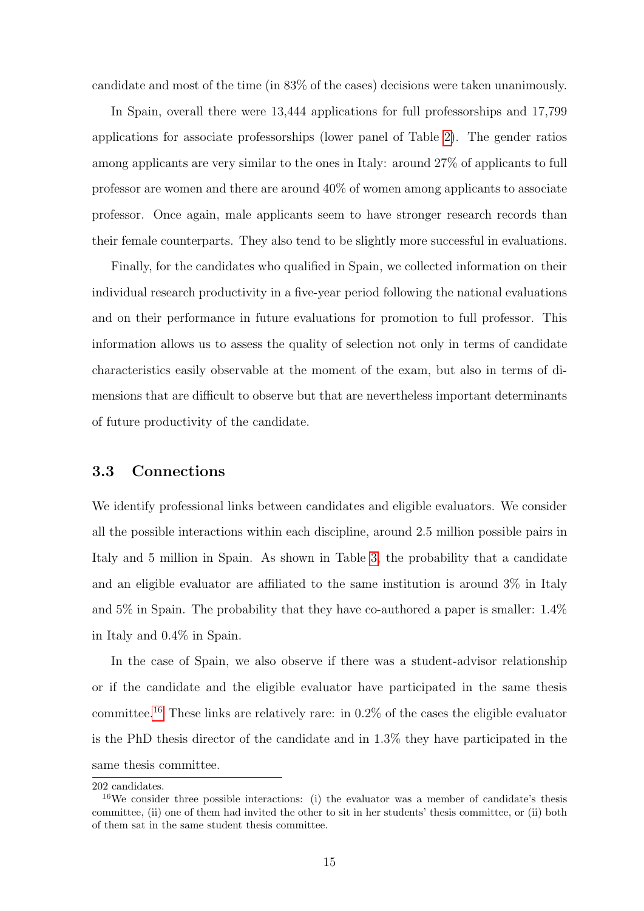candidate and most of the time (in 83% of the cases) decisions were taken unanimously.

In Spain, overall there were 13,444 applications for full professorships and 17,799 applications for associate professorships (lower panel of Table 2). The gender ratios among applicants are very similar to the ones in Italy: around 27% of applicants to full professor are women and there are around 40% of women among applicants to associate professor. Once again, male applicants seem to have stronger research records than their female counterparts. They also tend to be slightly more successful in evaluations.

Finally, for the candidates who qualified in Spain, we collected information on their individual research productivity in a five-year period following the national evaluations and on their performance in future evaluations for promotion to full professor. This information allows us to assess the quality of selection not only in terms of candidate characteristics easily observable at the moment of the exam, but also in terms of dimensions that are difficult to observe but that are nevertheless important determinants of future productivity of the candidate.

### 3.3 Connections

We identify professional links between candidates and eligible evaluators. We consider all the possible interactions within each discipline, around 2.5 million possible pairs in Italy and 5 million in Spain. As shown in Table 3, the probability that a candidate and an eligible evaluator are affiliated to the same institution is around 3% in Italy and 5% in Spain. The probability that they have co-authored a paper is smaller: 1.4% in Italy and 0.4% in Spain.

In the case of Spain, we also observe if there was a student-advisor relationship or if the candidate and the eligible evaluator have participated in the same thesis committee.[16] These links are relatively rare: in 0.2% of the cases the eligible evaluator is the PhD thesis director of the candidate and in 1.3% they have participated in the same thesis committee.

202 candidates.

[16] We consider three possible interactions: (i) the evaluator was a member of candidate's thesis committee, (ii) one of them had invited the other to sit in her students' thesis committee, or (ii) both of them sat in the same student thesis committee.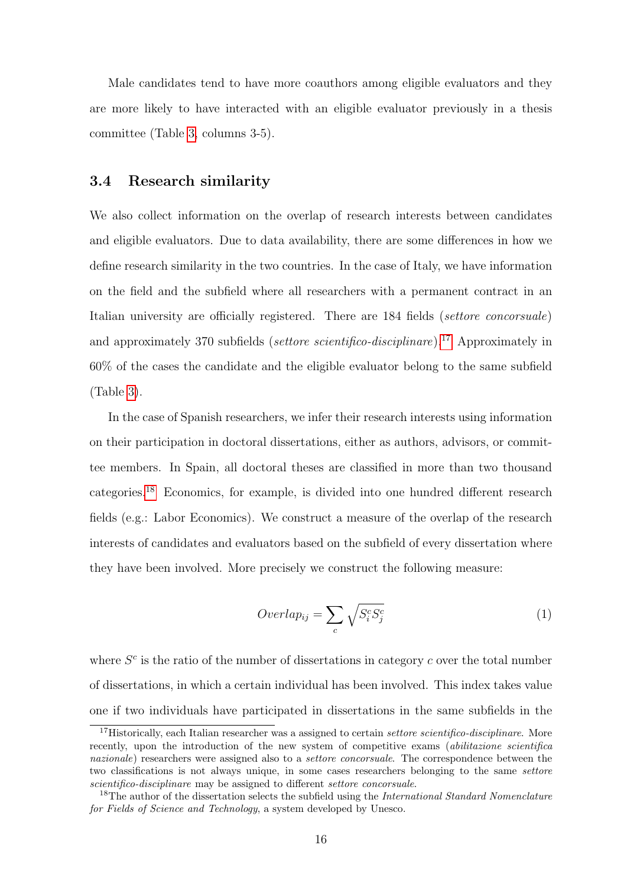Male candidates tend to have more coauthors among eligible evaluators and they are more likely to have interacted with an eligible evaluator previously in a thesis committee (Table 3, columns 3-5).

### 3.4 Research similarity

We also collect information on the overlap of research interests between candidates and eligible evaluators. Due to data availability, there are some differences in how we define research similarity in the two countries. In the case of Italy, we have information on the field and the subfield where all researchers with a permanent contract in an Italian university are officially registered. There are 184 fields (*settore concorsuale*) and approximately 370 subfields (*settore scientifico-disciplinare*).[17] Approximately in 60% of the cases the candidate and the eligible evaluator belong to the same subfield (Table 3).

In the case of Spanish researchers, we infer their research interests using information on their participation in doctoral dissertations, either as authors, advisors, or committee members. In Spain, all doctoral theses are classified in more than two thousand categories.[18] Economics, for example, is divided into one hundred different research fields (e.g.: Labor Economics). We construct a measure of the overlap of the research interests of candidates and evaluators based on the subfield of every dissertation where they have been involved. More precisely we construct the following measure:

$$Overlap_{ij} = \sum_{c} \sqrt{S_i^c S_j^c} \tag{1}$$

where $S^c$ is the ratio of the number of dissertations in category $c$ over the total number of dissertations, in which a certain individual has been involved. This index takes value one if two individuals have participated in dissertations in the same subfields in the

[17] Historically, each Italian researcher was a assigned to certain *settore scientifico-disciplinare*. More recently, upon the introduction of the new system of competitive exams (*abilitazione scientifica nazionale*) researchers were assigned also to a *settore concorsuale*. The correspondence between the two classifications is not always unique, in some cases researchers belonging to the same *settore scientifico-disciplinare* may be assigned to different *settore concorsuale*.

[18] The author of the dissertation selects the subfield using the *International Standard Nomenclature for Fields of Science and Technology*, a system developed by Unesco.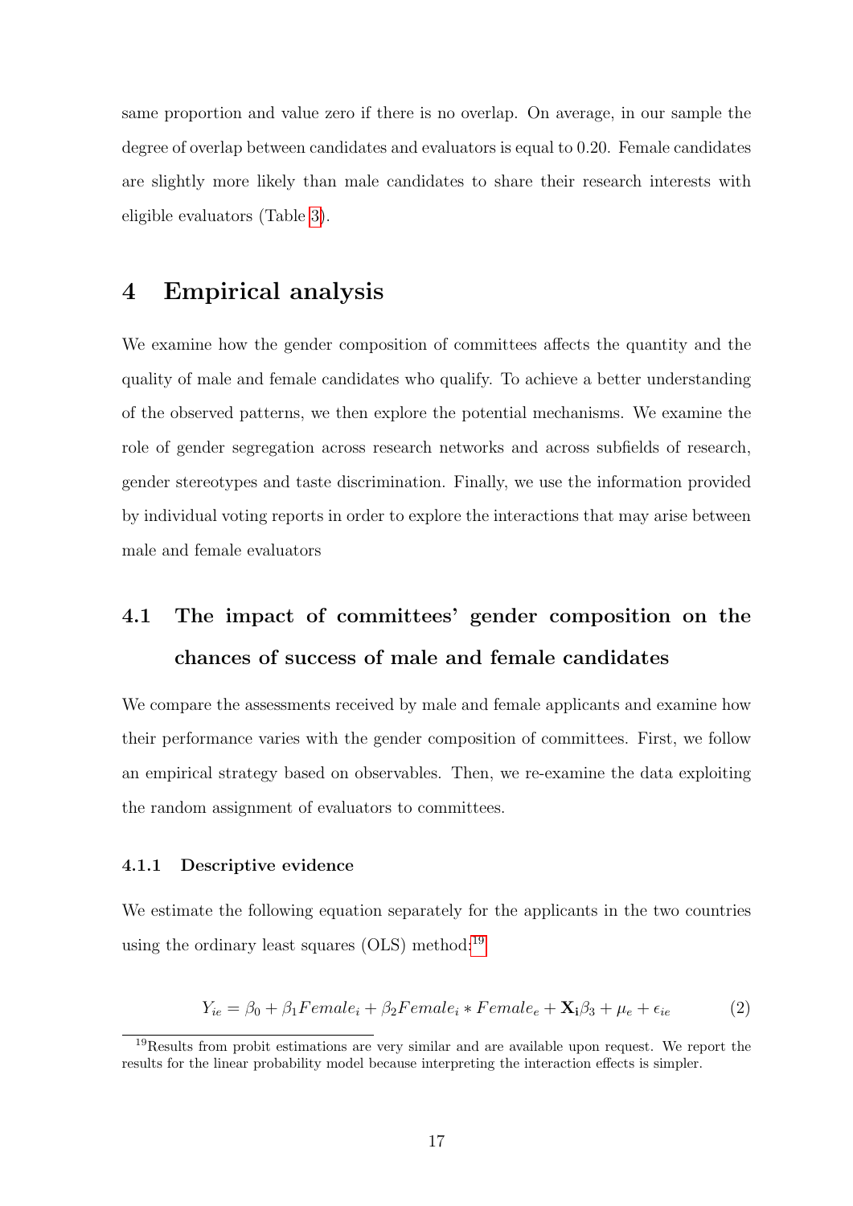same proportion and value zero if there is no overlap. On average, in our sample the degree of overlap between candidates and evaluators is equal to 0.20. Female candidates are slightly more likely than male candidates to share their research interests with eligible evaluators (Table 3).

# 4 Empirical analysis

We examine how the gender composition of committees affects the quantity and the quality of male and female candidates who qualify. To achieve a better understanding of the observed patterns, we then explore the potential mechanisms. We examine the role of gender segregation across research networks and across subfields of research, gender stereotypes and taste discrimination. Finally, we use the information provided by individual voting reports in order to explore the interactions that may arise between male and female evaluators

## 4.1 The impact of committees' gender composition on the chances of success of male and female candidates

We compare the assessments received by male and female applicants and examine how their performance varies with the gender composition of committees. First, we follow an empirical strategy based on observables. Then, we re-examine the data exploiting the random assignment of evaluators to committees.

### 4.1.1 Descriptive evidence

We estimate the following equation separately for the applicants in the two countries using the ordinary least squares (OLS) method:[19]

$$Y_{ie} = \beta_0 + \beta_1 Female_i + \beta_2 Female_i * Female_e + \mathbf{X_i}\beta_3 + \mu_e + \epsilon_{ie} \qquad (2)$$

[19] Results from probit estimations are very similar and are available upon request. We report the results for the linear probability model because interpreting the interaction effects is simpler.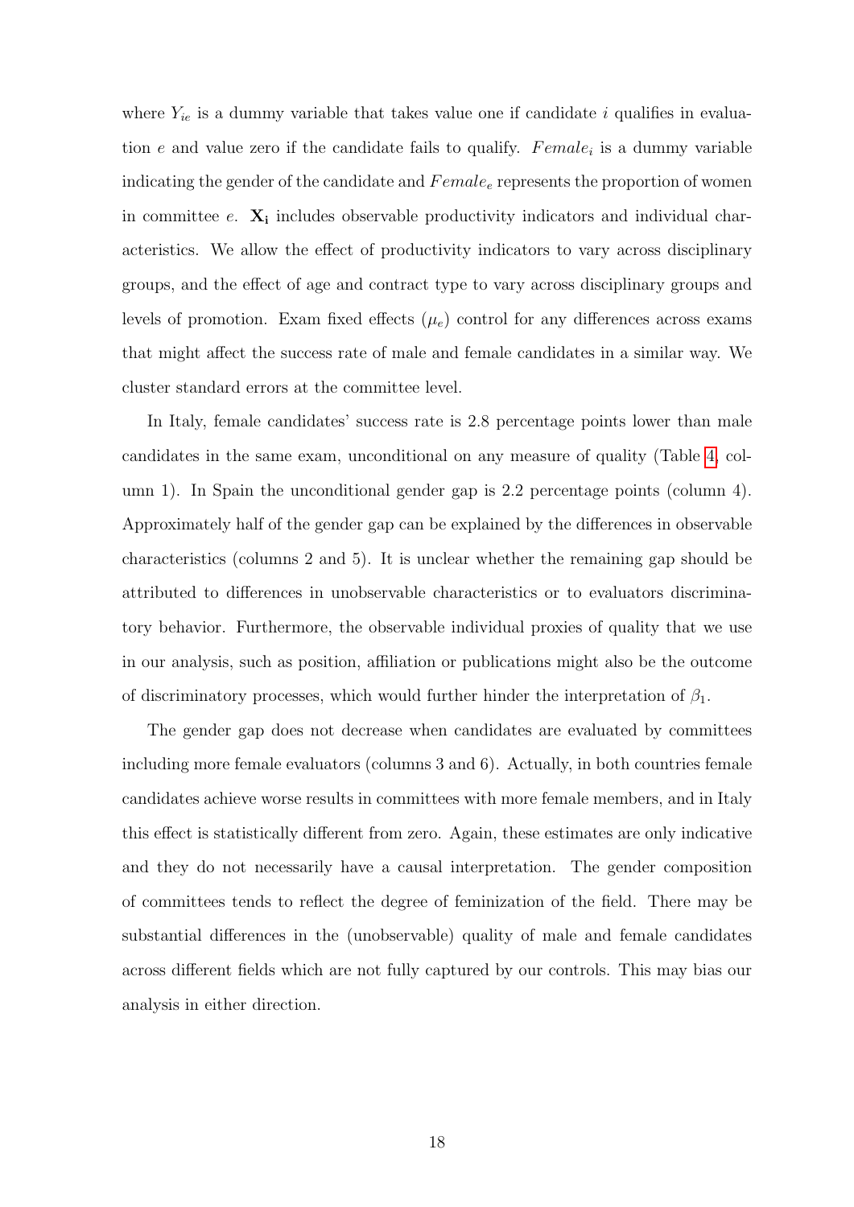where $Y_{ie}$ is a dummy variable that takes value one if candidate $i$ qualifies in evaluation $e$ and value zero if the candidate fails to qualify. $Female_i$ is a dummy variable indicating the gender of the candidate and $Female_e$ represents the proportion of women in committee $e$. $\mathbf{X_i}$ includes observable productivity indicators and individual characteristics. We allow the effect of productivity indicators to vary across disciplinary groups, and the effect of age and contract type to vary across disciplinary groups and levels of promotion. Exam fixed effects ($\mu_e$) control for any differences across exams that might affect the success rate of male and female candidates in a similar way. We cluster standard errors at the committee level.

In Italy, female candidates' success rate is 2.8 percentage points lower than male candidates in the same exam, unconditional on any measure of quality (Table 4, column 1). In Spain the unconditional gender gap is 2.2 percentage points (column 4). Approximately half of the gender gap can be explained by the differences in observable characteristics (columns 2 and 5). It is unclear whether the remaining gap should be attributed to differences in unobservable characteristics or to evaluators discriminatory behavior. Furthermore, the observable individual proxies of quality that we use in our analysis, such as position, affiliation or publications might also be the outcome of discriminatory processes, which would further hinder the interpretation of $\beta_1$.

The gender gap does not decrease when candidates are evaluated by committees including more female evaluators (columns 3 and 6). Actually, in both countries female candidates achieve worse results in committees with more female members, and in Italy this effect is statistically different from zero. Again, these estimates are only indicative and they do not necessarily have a causal interpretation. The gender composition of committees tends to reflect the degree of feminization of the field. There may be substantial differences in the (unobservable) quality of male and female candidates across different fields which are not fully captured by our controls. This may bias our analysis in either direction.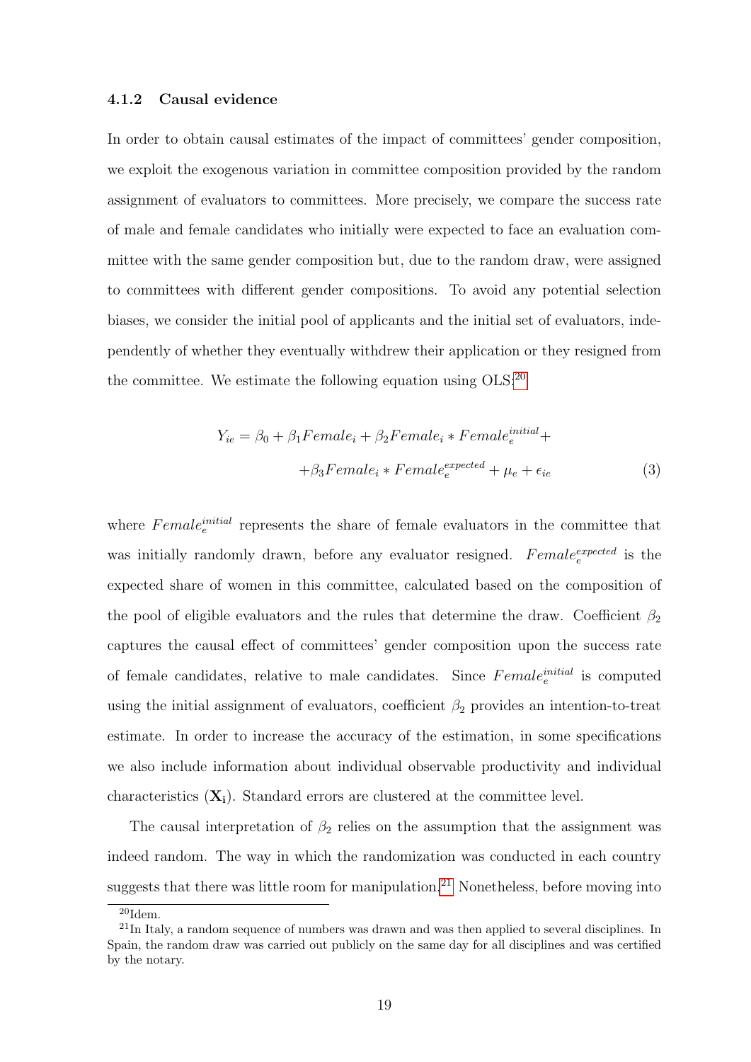#### 4.1.2 Causal evidence

In order to obtain causal estimates of the impact of committees' gender composition, we exploit the exogenous variation in committee composition provided by the random assignment of evaluators to committees. More precisely, we compare the success rate of male and female candidates who initially were expected to face an evaluation committee with the same gender composition but, due to the random draw, were assigned to committees with different gender compositions. To avoid any potential selection biases, we consider the initial pool of applicants and the initial set of evaluators, independently of whether they eventually withdrew their application or they resigned from the committee. We estimate the following equation using OLS:[20]

$$
\begin{aligned}
Y_{ie} = \beta_0 + \beta_1 Female_i + \beta_2 Female_i * Female_e^{initial} + \\
+ \beta_3 Female_i * Female_e^{expected} + \mu_e + \epsilon_{ie}
\end{aligned}
\tag{3}
$$

where $Female_e^{initial}$ represents the share of female evaluators in the committee that was initially randomly drawn, before any evaluator resigned. $Female_e^{expected}$ is the expected share of women in this committee, calculated based on the composition of the pool of eligible evaluators and the rules that determine the draw. Coefficient $\beta_2$ captures the causal effect of committees' gender composition upon the success rate of female candidates, relative to male candidates. Since $Female_e^{initial}$ is computed using the initial assignment of evaluators, coefficient $\beta_2$ provides an intention-to-treat estimate. In order to increase the accuracy of the estimation, in some specifications we also include information about individual observable productivity and individual characteristics ($\mathbf{X_i}$). Standard errors are clustered at the committee level.

The causal interpretation of $\beta_2$ relies on the assumption that the assignment was indeed random. The way in which the randomization was conducted in each country suggests that there was little room for manipulation.[21] Nonetheless, before moving into

[20] Idem.

[21] In Italy, a random sequence of numbers was drawn and was then applied to several disciplines. In Spain, the random draw was carried out publicly on the same day for all disciplines and was certified by the notary.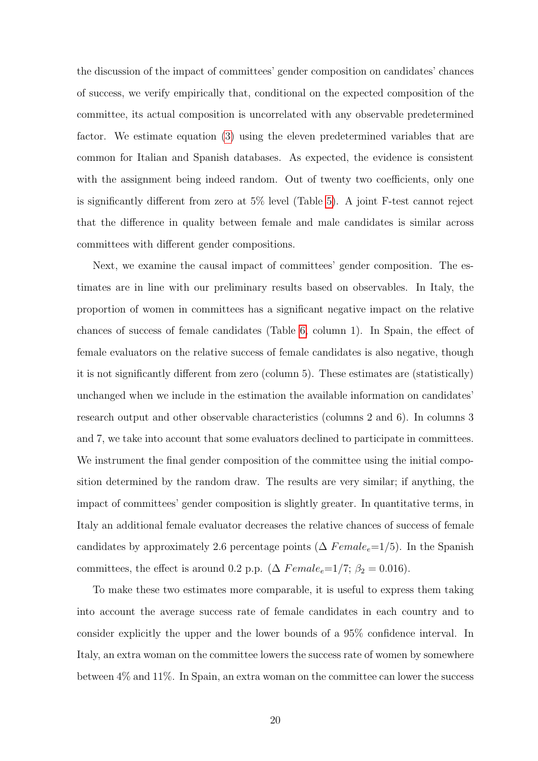the discussion of the impact of committees' gender composition on candidates' chances of success, we verify empirically that, conditional on the expected composition of the committee, its actual composition is uncorrelated with any observable predetermined factor. We estimate equation (3) using the eleven predetermined variables that are common for Italian and Spanish databases. As expected, the evidence is consistent with the assignment being indeed random. Out of twenty two coefficients, only one is significantly different from zero at 5% level (Table 5). A joint F-test cannot reject that the difference in quality between female and male candidates is similar across committees with different gender compositions.

Next, we examine the causal impact of committees' gender composition. The estimates are in line with our preliminary results based on observables. In Italy, the proportion of women in committees has a significant negative impact on the relative chances of success of female candidates (Table 6, column 1). In Spain, the effect of female evaluators on the relative success of female candidates is also negative, though it is not significantly different from zero (column 5). These estimates are (statistically) unchanged when we include in the estimation the available information on candidates' research output and other observable characteristics (columns 2 and 6). In columns 3 and 7, we take into account that some evaluators declined to participate in committees. We instrument the final gender composition of the committee using the initial composition determined by the random draw. The results are very similar; if anything, the impact of committees' gender composition is slightly greater. In quantitative terms, in Italy an additional female evaluator decreases the relative chances of success of female candidates by approximately 2.6 percentage points ($\Delta\ Female_e$=1/5). In the Spanish committees, the effect is around 0.2 p.p. ($\Delta\ Female_e$=1/7; $\beta_2 = 0.016$).

To make these two estimates more comparable, it is useful to express them taking into account the average success rate of female candidates in each country and to consider explicitly the upper and the lower bounds of a 95% confidence interval. In Italy, an extra woman on the committee lowers the success rate of women by somewhere between 4% and 11%. In Spain, an extra woman on the committee can lower the success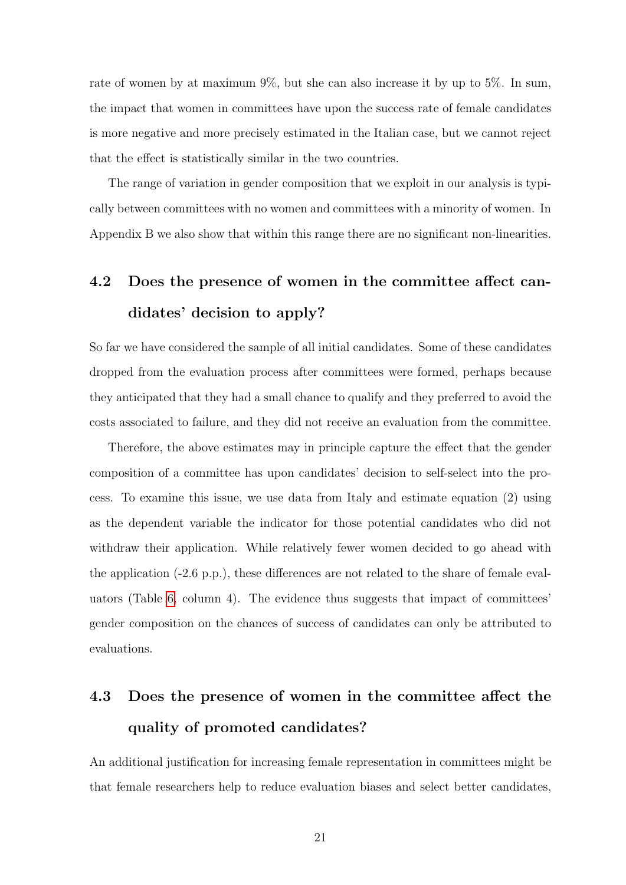rate of women by at maximum 9%, but she can also increase it by up to 5%. In sum, the impact that women in committees have upon the success rate of female candidates is more negative and more precisely estimated in the Italian case, but we cannot reject that the effect is statistically similar in the two countries.

The range of variation in gender composition that we exploit in our analysis is typically between committees with no women and committees with a minority of women. In Appendix B we also show that within this range there are no significant non-linearities.

## 4.2 Does the presence of women in the committee affect candidates' decision to apply?

So far we have considered the sample of all initial candidates. Some of these candidates dropped from the evaluation process after committees were formed, perhaps because they anticipated that they had a small chance to qualify and they preferred to avoid the costs associated to failure, and they did not receive an evaluation from the committee.

Therefore, the above estimates may in principle capture the effect that the gender composition of a committee has upon candidates' decision to self-select into the process. To examine this issue, we use data from Italy and estimate equation (2) using as the dependent variable the indicator for those potential candidates who did not withdraw their application. While relatively fewer women decided to go ahead with the application (-2.6 p.p.), these differences are not related to the share of female evaluators (Table 6, column 4). The evidence thus suggests that impact of committees' gender composition on the chances of success of candidates can only be attributed to evaluations.

## 4.3 Does the presence of women in the committee affect the quality of promoted candidates?

An additional justification for increasing female representation in committees might be that female researchers help to reduce evaluation biases and select better candidates,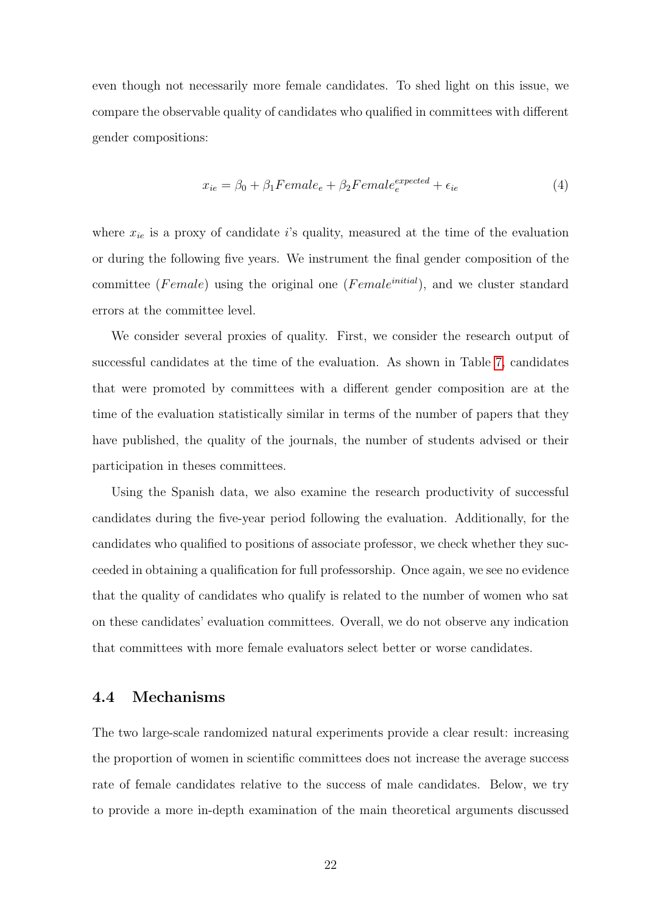even though not necessarily more female candidates. To shed light on this issue, we compare the observable quality of candidates who qualified in committees with different gender compositions:

$$x_{ie} = \beta_0 + \beta_1 Female_e + \beta_2 Female_e^{expected} + \epsilon_{ie} \tag{4}$$

where $x_{ie}$ is a proxy of candidate $i$'s quality, measured at the time of the evaluation or during the following five years. We instrument the final gender composition of the committee ($Female$) using the original one ($Female^{initial}$), and we cluster standard errors at the committee level.

We consider several proxies of quality. First, we consider the research output of successful candidates at the time of the evaluation. As shown in Table 7, candidates that were promoted by committees with a different gender composition are at the time of the evaluation statistically similar in terms of the number of papers that they have published, the quality of the journals, the number of students advised or their participation in theses committees.

Using the Spanish data, we also examine the research productivity of successful candidates during the five-year period following the evaluation. Additionally, for the candidates who qualified to positions of associate professor, we check whether they succeeded in obtaining a qualification for full professorship. Once again, we see no evidence that the quality of candidates who qualify is related to the number of women who sat on these candidates' evaluation committees. Overall, we do not observe any indication that committees with more female evaluators select better or worse candidates.

### 4.4 Mechanisms

The two large-scale randomized natural experiments provide a clear result: increasing the proportion of women in scientific committees does not increase the average success rate of female candidates relative to the success of male candidates. Below, we try to provide a more in-depth examination of the main theoretical arguments discussed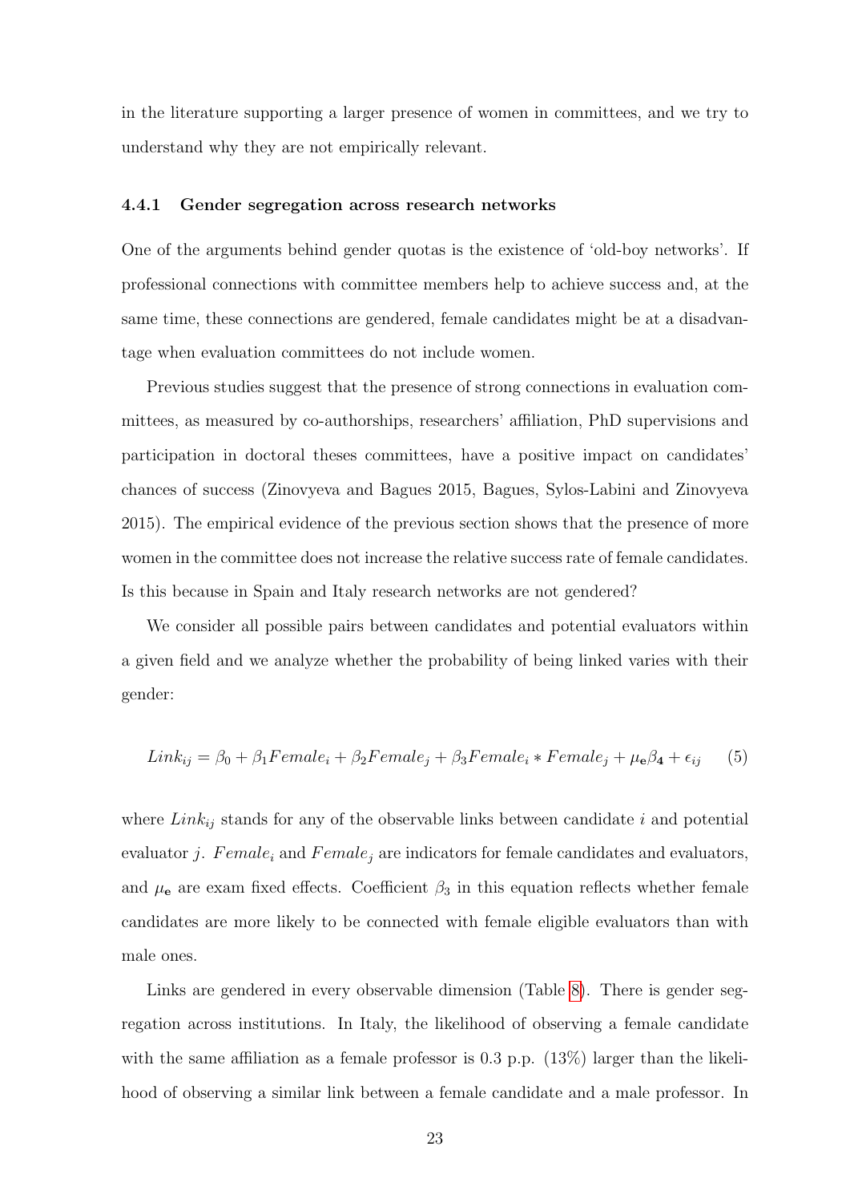in the literature supporting a larger presence of women in committees, and we try to understand why they are not empirically relevant.

#### 4.4.1 Gender segregation across research networks

One of the arguments behind gender quotas is the existence of 'old-boy networks'. If professional connections with committee members help to achieve success and, at the same time, these connections are gendered, female candidates might be at a disadvantage when evaluation committees do not include women.

Previous studies suggest that the presence of strong connections in evaluation committees, as measured by co-authorships, researchers' affiliation, PhD supervisions and participation in doctoral theses committees, have a positive impact on candidates' chances of success (Zinovyeva and Bagues 2015, Bagues, Sylos-Labini and Zinovyeva 2015). The empirical evidence of the previous section shows that the presence of more women in the committee does not increase the relative success rate of female candidates. Is this because in Spain and Italy research networks are not gendered?

We consider all possible pairs between candidates and potential evaluators within a given field and we analyze whether the probability of being linked varies with their gender:

$$Link_{ij} = \beta_0 + \beta_1 Female_i + \beta_2 Female_j + \beta_3 Female_i * Female_j + \mu_{\mathbf{e}}\beta_{\mathbf{4}} + \epsilon_{ij} \qquad (5)$$

where $Link_{ij}$ stands for any of the observable links between candidate $i$ and potential evaluator $j$. $Female_i$ and $Female_j$ are indicators for female candidates and evaluators, and $\mu_{\mathbf{e}}$ are exam fixed effects. Coefficient $\beta_3$ in this equation reflects whether female candidates are more likely to be connected with female eligible evaluators than with male ones.

Links are gendered in every observable dimension (Table 8). There is gender segregation across institutions. In Italy, the likelihood of observing a female candidate with the same affiliation as a female professor is 0.3 p.p. (13%) larger than the likelihood of observing a similar link between a female candidate and a male professor. In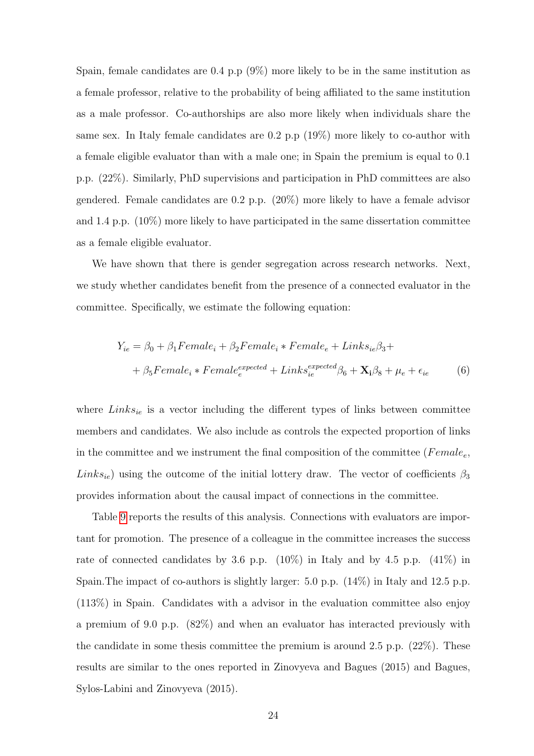Spain, female candidates are 0.4 p.p (9%) more likely to be in the same institution as a female professor, relative to the probability of being affiliated to the same institution as a male professor. Co-authorships are also more likely when individuals share the same sex. In Italy female candidates are 0.2 p.p (19%) more likely to co-author with a female eligible evaluator than with a male one; in Spain the premium is equal to 0.1 p.p. (22%). Similarly, PhD supervisions and participation in PhD committees are also gendered. Female candidates are 0.2 p.p. (20%) more likely to have a female advisor and 1.4 p.p. (10%) more likely to have participated in the same dissertation committee as a female eligible evaluator.

We have shown that there is gender segregation across research networks. Next, we study whether candidates benefit from the presence of a connected evaluator in the committee. Specifically, we estimate the following equation:

$$
\begin{aligned}
Y_{ie} = & \beta_0 + \beta_1 Female_i + \beta_2 Female_i * Female_e + Links_{ie}\beta_3 + \\
& + \beta_5 Female_i * Female_e^{expected} + Links_{ie}^{expected}\beta_6 + \mathbf{X_i}\beta_8 + \mu_e + \epsilon_{ie} \qquad (6)
\end{aligned}
$$

where $Links_{ie}$ is a vector including the different types of links between committee members and candidates. We also include as controls the expected proportion of links in the committee and we instrument the final composition of the committee ($Female_e$, $Links_{ie}$) using the outcome of the initial lottery draw. The vector of coefficients $\beta_3$ provides information about the causal impact of connections in the committee.

Table 9 reports the results of this analysis. Connections with evaluators are important for promotion. The presence of a colleague in the committee increases the success rate of connected candidates by 3.6 p.p. (10%) in Italy and by 4.5 p.p. (41%) in Spain.The impact of co-authors is slightly larger: 5.0 p.p. (14%) in Italy and 12.5 p.p. (113%) in Spain. Candidates with a advisor in the evaluation committee also enjoy a premium of 9.0 p.p. (82%) and when an evaluator has interacted previously with the candidate in some thesis committee the premium is around 2.5 p.p. (22%). These results are similar to the ones reported in Zinovyeva and Bagues (2015) and Bagues, Sylos-Labini and Zinovyeva (2015).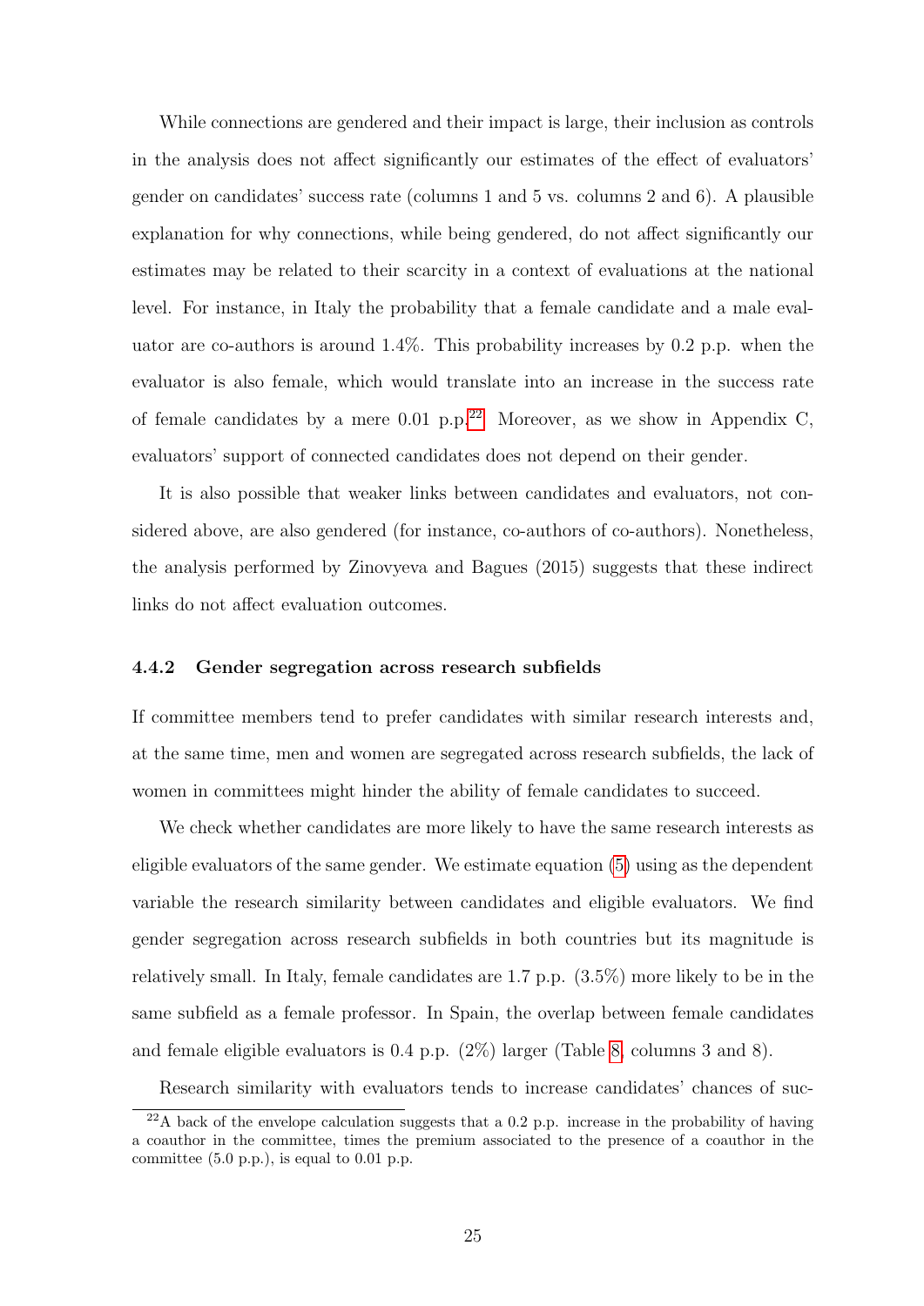While connections are gendered and their impact is large, their inclusion as controls in the analysis does not affect significantly our estimates of the effect of evaluators' gender on candidates' success rate (columns 1 and 5 vs. columns 2 and 6). A plausible explanation for why connections, while being gendered, do not affect significantly our estimates may be related to their scarcity in a context of evaluations at the national level. For instance, in Italy the probability that a female candidate and a male evaluator are co-authors is around 1.4%. This probability increases by 0.2 p.p. when the evaluator is also female, which would translate into an increase in the success rate of female candidates by a mere 0.01 p.p.[22] Moreover, as we show in Appendix C, evaluators' support of connected candidates does not depend on their gender.

It is also possible that weaker links between candidates and evaluators, not considered above, are also gendered (for instance, co-authors of co-authors). Nonetheless, the analysis performed by Zinovyeva and Bagues (2015) suggests that these indirect links do not affect evaluation outcomes.

#### 4.4.2 Gender segregation across research subfields

If committee members tend to prefer candidates with similar research interests and, at the same time, men and women are segregated across research subfields, the lack of women in committees might hinder the ability of female candidates to succeed.

We check whether candidates are more likely to have the same research interests as eligible evaluators of the same gender. We estimate equation (5) using as the dependent variable the research similarity between candidates and eligible evaluators. We find gender segregation across research subfields in both countries but its magnitude is relatively small. In Italy, female candidates are 1.7 p.p. (3.5%) more likely to be in the same subfield as a female professor. In Spain, the overlap between female candidates and female eligible evaluators is 0.4 p.p. (2%) larger (Table 8, columns 3 and 8).

Research similarity with evaluators tends to increase candidates' chances of suc-

[22] A back of the envelope calculation suggests that a 0.2 p.p. increase in the probability of having a coauthor in the committee, times the premium associated to the presence of a coauthor in the committee (5.0 p.p.), is equal to 0.01 p.p.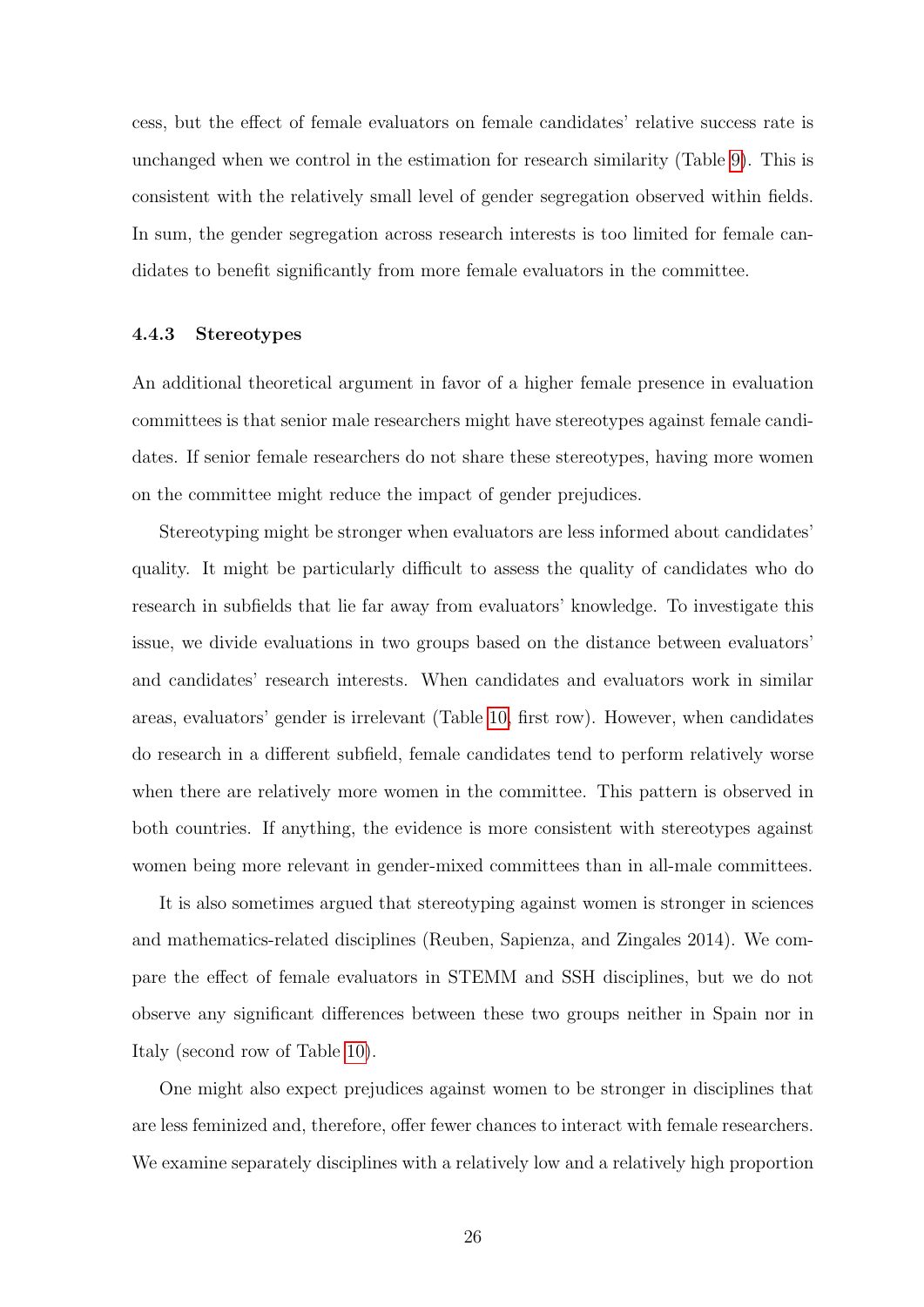cess, but the effect of female evaluators on female candidates' relative success rate is unchanged when we control in the estimation for research similarity (Table 9). This is consistent with the relatively small level of gender segregation observed within fields. In sum, the gender segregation across research interests is too limited for female candidates to benefit significantly from more female evaluators in the committee.

### 4.4.3 Stereotypes

An additional theoretical argument in favor of a higher female presence in evaluation committees is that senior male researchers might have stereotypes against female candidates. If senior female researchers do not share these stereotypes, having more women on the committee might reduce the impact of gender prejudices.

Stereotyping might be stronger when evaluators are less informed about candidates' quality. It might be particularly difficult to assess the quality of candidates who do research in subfields that lie far away from evaluators' knowledge. To investigate this issue, we divide evaluations in two groups based on the distance between evaluators' and candidates' research interests. When candidates and evaluators work in similar areas, evaluators' gender is irrelevant (Table 10, first row). However, when candidates do research in a different subfield, female candidates tend to perform relatively worse when there are relatively more women in the committee. This pattern is observed in both countries. If anything, the evidence is more consistent with stereotypes against women being more relevant in gender-mixed committees than in all-male committees.

It is also sometimes argued that stereotyping against women is stronger in sciences and mathematics-related disciplines (Reuben, Sapienza, and Zingales 2014). We compare the effect of female evaluators in STEMM and SSH disciplines, but we do not observe any significant differences between these two groups neither in Spain nor in Italy (second row of Table 10).

One might also expect prejudices against women to be stronger in disciplines that are less feminized and, therefore, offer fewer chances to interact with female researchers. We examine separately disciplines with a relatively low and a relatively high proportion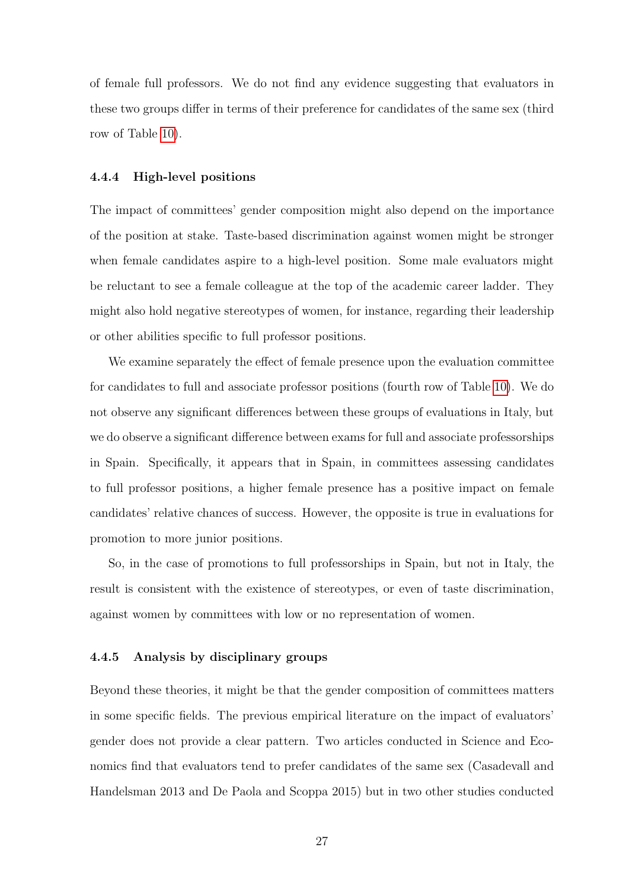of female full professors. We do not find any evidence suggesting that evaluators in these two groups differ in terms of their preference for candidates of the same sex (third row of Table 10).

#### 4.4.4 High-level positions

The impact of committees' gender composition might also depend on the importance of the position at stake. Taste-based discrimination against women might be stronger when female candidates aspire to a high-level position. Some male evaluators might be reluctant to see a female colleague at the top of the academic career ladder. They might also hold negative stereotypes of women, for instance, regarding their leadership or other abilities specific to full professor positions.

We examine separately the effect of female presence upon the evaluation committee for candidates to full and associate professor positions (fourth row of Table 10). We do not observe any significant differences between these groups of evaluations in Italy, but we do observe a significant difference between exams for full and associate professorships in Spain. Specifically, it appears that in Spain, in committees assessing candidates to full professor positions, a higher female presence has a positive impact on female candidates' relative chances of success. However, the opposite is true in evaluations for promotion to more junior positions.

So, in the case of promotions to full professorships in Spain, but not in Italy, the result is consistent with the existence of stereotypes, or even of taste discrimination, against women by committees with low or no representation of women.

#### 4.4.5 Analysis by disciplinary groups

Beyond these theories, it might be that the gender composition of committees matters in some specific fields. The previous empirical literature on the impact of evaluators' gender does not provide a clear pattern. Two articles conducted in Science and Economics find that evaluators tend to prefer candidates of the same sex (Casadevall and Handelsman 2013 and De Paola and Scoppa 2015) but in two other studies conducted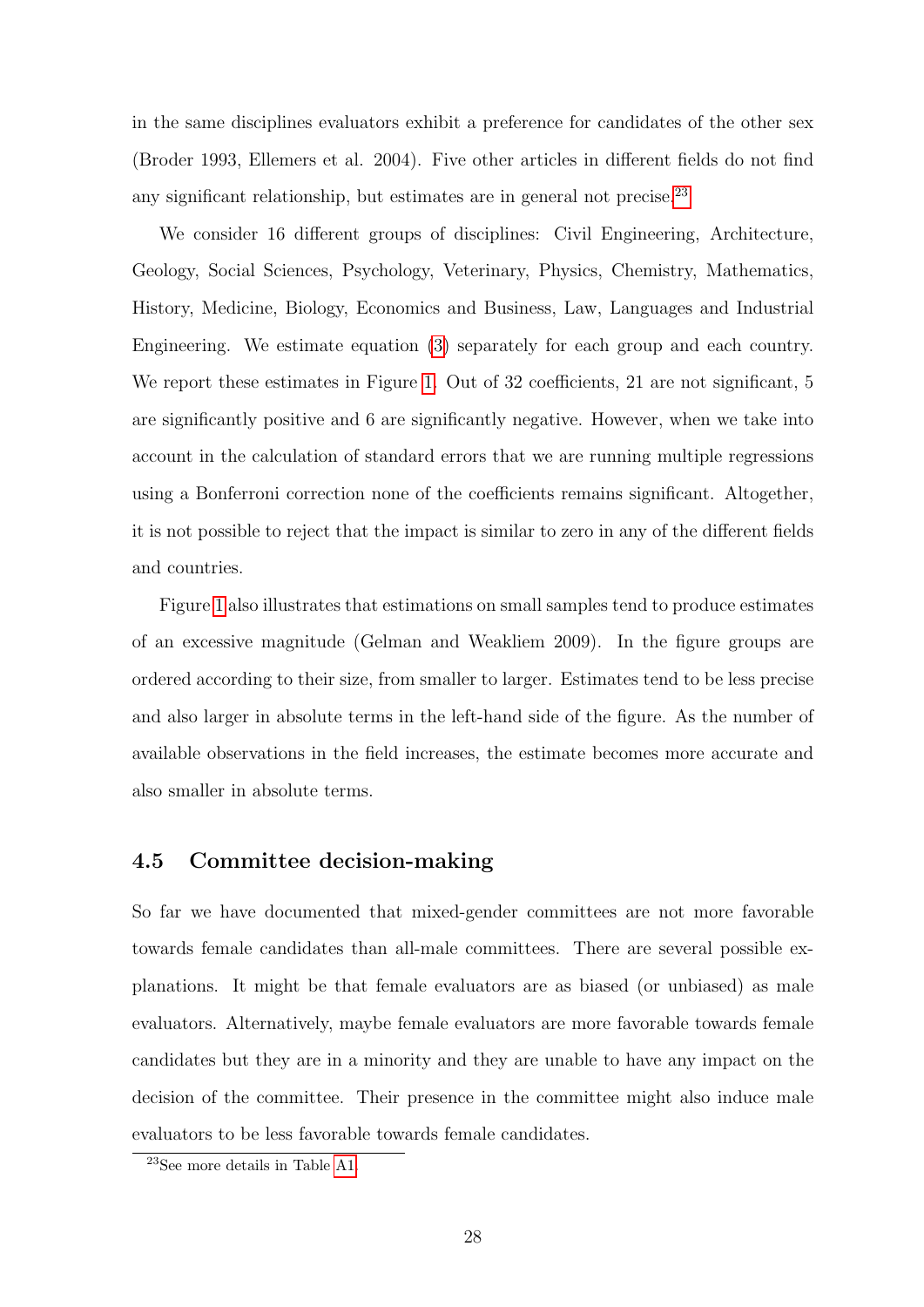in the same disciplines evaluators exhibit a preference for candidates of the other sex (Broder 1993, Ellemers et al. 2004). Five other articles in different fields do not find any significant relationship, but estimates are in general not precise.[23]

We consider 16 different groups of disciplines: Civil Engineering, Architecture, Geology, Social Sciences, Psychology, Veterinary, Physics, Chemistry, Mathematics, History, Medicine, Biology, Economics and Business, Law, Languages and Industrial Engineering. We estimate equation (3) separately for each group and each country. We report these estimates in Figure 1. Out of 32 coefficients, 21 are not significant, 5 are significantly positive and 6 are significantly negative. However, when we take into account in the calculation of standard errors that we are running multiple regressions using a Bonferroni correction none of the coefficients remains significant. Altogether, it is not possible to reject that the impact is similar to zero in any of the different fields and countries.

Figure 1 also illustrates that estimations on small samples tend to produce estimates of an excessive magnitude (Gelman and Weakliem 2009). In the figure groups are ordered according to their size, from smaller to larger. Estimates tend to be less precise and also larger in absolute terms in the left-hand side of the figure. As the number of available observations in the field increases, the estimate becomes more accurate and also smaller in absolute terms.

### 4.5 Committee decision-making

So far we have documented that mixed-gender committees are not more favorable towards female candidates than all-male committees. There are several possible explanations. It might be that female evaluators are as biased (or unbiased) as male evaluators. Alternatively, maybe female evaluators are more favorable towards female candidates but they are in a minority and they are unable to have any impact on the decision of the committee. Their presence in the committee might also induce male evaluators to be less favorable towards female candidates.

[23]See more details in Table A1.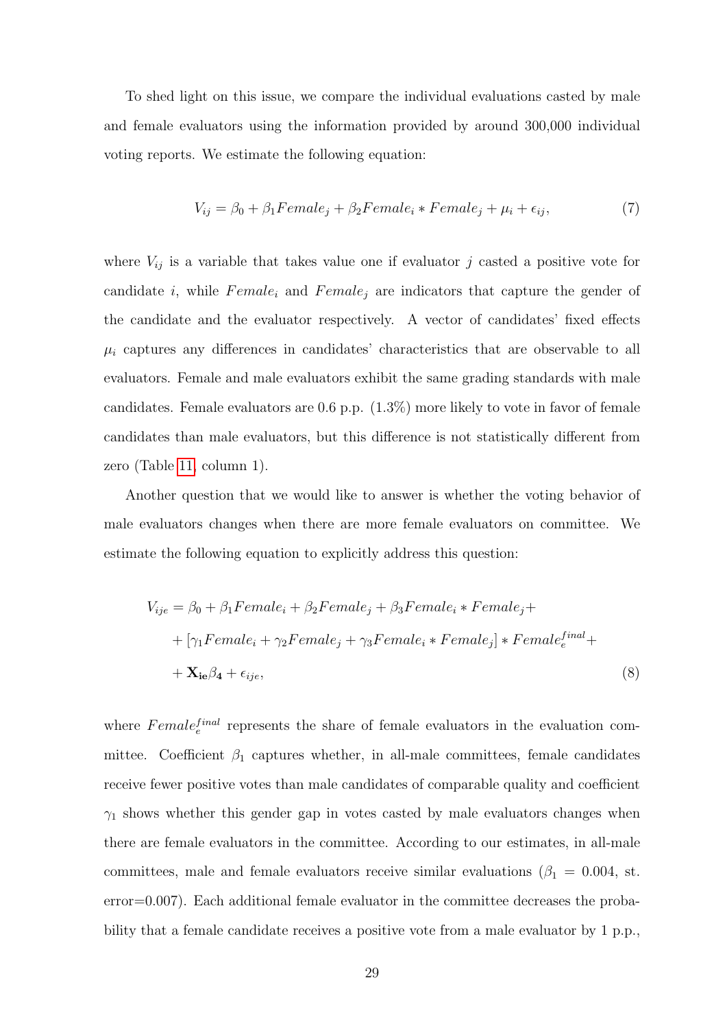To shed light on this issue, we compare the individual evaluations casted by male and female evaluators using the information provided by around 300,000 individual voting reports. We estimate the following equation:

$$V_{ij} = \beta_0 + \beta_1 Female_j + \beta_2 Female_i * Female_j + \mu_i + \epsilon_{ij}, \tag{7}$$

where $V_{ij}$ is a variable that takes value one if evaluator $j$ casted a positive vote for candidate $i$, while $Female_i$ and $Female_j$ are indicators that capture the gender of the candidate and the evaluator respectively. A vector of candidates' fixed effects $\mu_i$ captures any differences in candidates' characteristics that are observable to all evaluators. Female and male evaluators exhibit the same grading standards with male candidates. Female evaluators are 0.6 p.p. (1.3%) more likely to vote in favor of female candidates than male evaluators, but this difference is not statistically different from zero (Table 11, column 1).

Another question that we would like to answer is whether the voting behavior of male evaluators changes when there are more female evaluators on committee. We estimate the following equation to explicitly address this question:

$$\begin{aligned}
V_{ije} = {} & \beta_0 + \beta_1 Female_i + \beta_2 Female_j + \beta_3 Female_i * Female_j + \\
& + [\gamma_1 Female_i + \gamma_2 Female_j + \gamma_3 Female_i * Female_j] * Female_e^{final} + \\
& + \mathbf{X_{ie}} \beta_4 + \epsilon_{ije},
\end{aligned} \tag{8}$$

where $Female_e^{final}$ represents the share of female evaluators in the evaluation committee. Coefficient $\beta_1$ captures whether, in all-male committees, female candidates receive fewer positive votes than male candidates of comparable quality and coefficient $\gamma_1$ shows whether this gender gap in votes casted by male evaluators changes when there are female evaluators in the committee. According to our estimates, in all-male committees, male and female evaluators receive similar evaluations ($\beta_1 = 0.004$, st. error=0.007). Each additional female evaluator in the committee decreases the probability that a female candidate receives a positive vote from a male evaluator by 1 p.p.,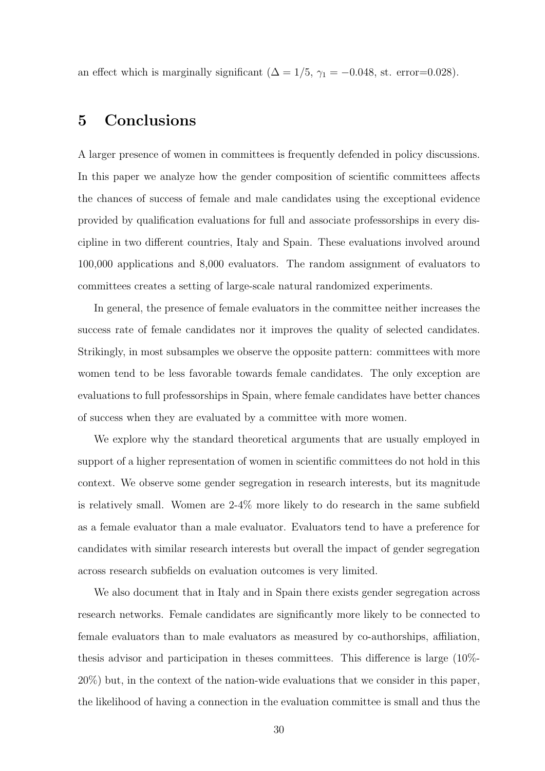an effect which is marginally significant ($\Delta = 1/5$, $\gamma_1 = -0.048$, st. error=0.028).

# 5 Conclusions

A larger presence of women in committees is frequently defended in policy discussions. In this paper we analyze how the gender composition of scientific committees affects the chances of success of female and male candidates using the exceptional evidence provided by qualification evaluations for full and associate professorships in every discipline in two different countries, Italy and Spain. These evaluations involved around 100,000 applications and 8,000 evaluators. The random assignment of evaluators to committees creates a setting of large-scale natural randomized experiments.

In general, the presence of female evaluators in the committee neither increases the success rate of female candidates nor it improves the quality of selected candidates. Strikingly, in most subsamples we observe the opposite pattern: committees with more women tend to be less favorable towards female candidates. The only exception are evaluations to full professorships in Spain, where female candidates have better chances of success when they are evaluated by a committee with more women.

We explore why the standard theoretical arguments that are usually employed in support of a higher representation of women in scientific committees do not hold in this context. We observe some gender segregation in research interests, but its magnitude is relatively small. Women are 2-4% more likely to do research in the same subfield as a female evaluator than a male evaluator. Evaluators tend to have a preference for candidates with similar research interests but overall the impact of gender segregation across research subfields on evaluation outcomes is very limited.

We also document that in Italy and in Spain there exists gender segregation across research networks. Female candidates are significantly more likely to be connected to female evaluators than to male evaluators as measured by co-authorships, affiliation, thesis advisor and participation in theses committees. This difference is large (10%-20%) but, in the context of the nation-wide evaluations that we consider in this paper, the likelihood of having a connection in the evaluation committee is small and thus the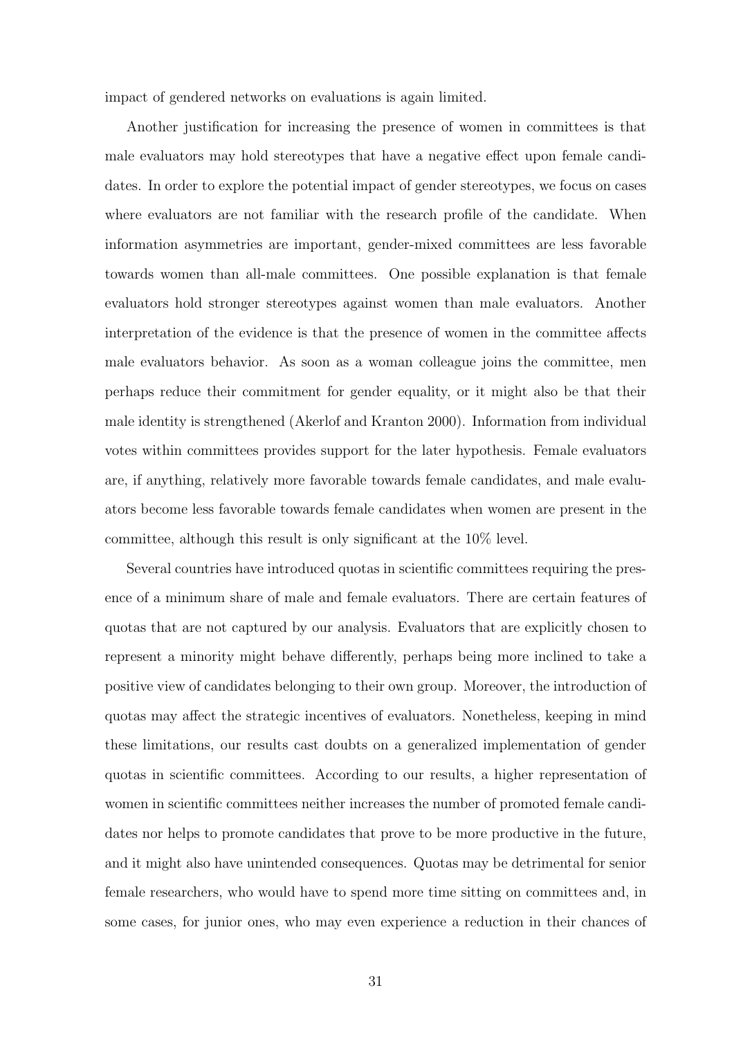impact of gendered networks on evaluations is again limited.

Another justification for increasing the presence of women in committees is that male evaluators may hold stereotypes that have a negative effect upon female candidates. In order to explore the potential impact of gender stereotypes, we focus on cases where evaluators are not familiar with the research profile of the candidate. When information asymmetries are important, gender-mixed committees are less favorable towards women than all-male committees. One possible explanation is that female evaluators hold stronger stereotypes against women than male evaluators. Another interpretation of the evidence is that the presence of women in the committee affects male evaluators behavior. As soon as a woman colleague joins the committee, men perhaps reduce their commitment for gender equality, or it might also be that their male identity is strengthened (Akerlof and Kranton 2000). Information from individual votes within committees provides support for the later hypothesis. Female evaluators are, if anything, relatively more favorable towards female candidates, and male evaluators become less favorable towards female candidates when women are present in the committee, although this result is only significant at the 10% level.

Several countries have introduced quotas in scientific committees requiring the presence of a minimum share of male and female evaluators. There are certain features of quotas that are not captured by our analysis. Evaluators that are explicitly chosen to represent a minority might behave differently, perhaps being more inclined to take a positive view of candidates belonging to their own group. Moreover, the introduction of quotas may affect the strategic incentives of evaluators. Nonetheless, keeping in mind these limitations, our results cast doubts on a generalized implementation of gender quotas in scientific committees. According to our results, a higher representation of women in scientific committees neither increases the number of promoted female candidates nor helps to promote candidates that prove to be more productive in the future, and it might also have unintended consequences. Quotas may be detrimental for senior female researchers, who would have to spend more time sitting on committees and, in some cases, for junior ones, who may even experience a reduction in their chances of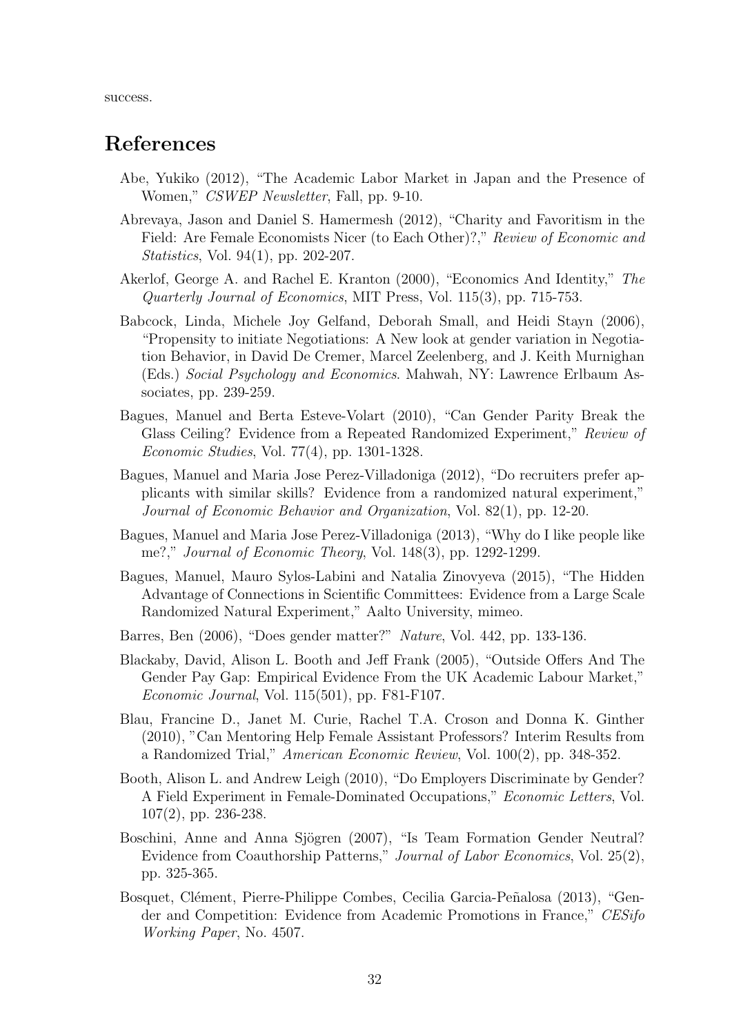success.

## References

Abe, Yukiko (2012), "The Academic Labor Market in Japan and the Presence of Women," *CSWEP Newsletter*, Fall, pp. 9-10.

Abrevaya, Jason and Daniel S. Hamermesh (2012), "Charity and Favoritism in the Field: Are Female Economists Nicer (to Each Other)?," *Review of Economic and Statistics*, Vol. 94(1), pp. 202-207.

Akerlof, George A. and Rachel E. Kranton (2000), "Economics And Identity," *The Quarterly Journal of Economics*, MIT Press, Vol. 115(3), pp. 715-753.

Babcock, Linda, Michele Joy Gelfand, Deborah Small, and Heidi Stayn (2006), "Propensity to initiate Negotiations: A New look at gender variation in Negotiation Behavior, in David De Cremer, Marcel Zeelenberg, and J. Keith Murnighan (Eds.) *Social Psychology and Economics*. Mahwah, NY: Lawrence Erlbaum Associates, pp. 239-259.

Bagues, Manuel and Berta Esteve-Volart (2010), "Can Gender Parity Break the Glass Ceiling? Evidence from a Repeated Randomized Experiment," *Review of Economic Studies*, Vol. 77(4), pp. 1301-1328.

Bagues, Manuel and Maria Jose Perez-Villadoniga (2012), "Do recruiters prefer applicants with similar skills? Evidence from a randomized natural experiment," *Journal of Economic Behavior and Organization*, Vol. 82(1), pp. 12-20.

Bagues, Manuel and Maria Jose Perez-Villadoniga (2013), "Why do I like people like me?," *Journal of Economic Theory*, Vol. 148(3), pp. 1292-1299.

Bagues, Manuel, Mauro Sylos-Labini and Natalia Zinovyeva (2015), "The Hidden Advantage of Connections in Scientific Committees: Evidence from a Large Scale Randomized Natural Experiment," Aalto University, mimeo.

Barres, Ben (2006), "Does gender matter?" *Nature*, Vol. 442, pp. 133-136.

Blackaby, David, Alison L. Booth and Jeff Frank (2005), "Outside Offers And The Gender Pay Gap: Empirical Evidence From the UK Academic Labour Market," *Economic Journal*, Vol. 115(501), pp. F81-F107.

Blau, Francine D., Janet M. Curie, Rachel T.A. Croson and Donna K. Ginther (2010), "Can Mentoring Help Female Assistant Professors? Interim Results from a Randomized Trial," *American Economic Review*, Vol. 100(2), pp. 348-352.

Booth, Alison L. and Andrew Leigh (2010), "Do Employers Discriminate by Gender? A Field Experiment in Female-Dominated Occupations," *Economic Letters*, Vol. 107(2), pp. 236-238.

Boschini, Anne and Anna Sjögren (2007), "Is Team Formation Gender Neutral? Evidence from Coauthorship Patterns," *Journal of Labor Economics*, Vol. 25(2), pp. 325-365.

Bosquet, Clément, Pierre-Philippe Combes, Cecilia Garcia-Peñalosa (2013), "Gender and Competition: Evidence from Academic Promotions in France," *CESifo Working Paper*, No. 4507.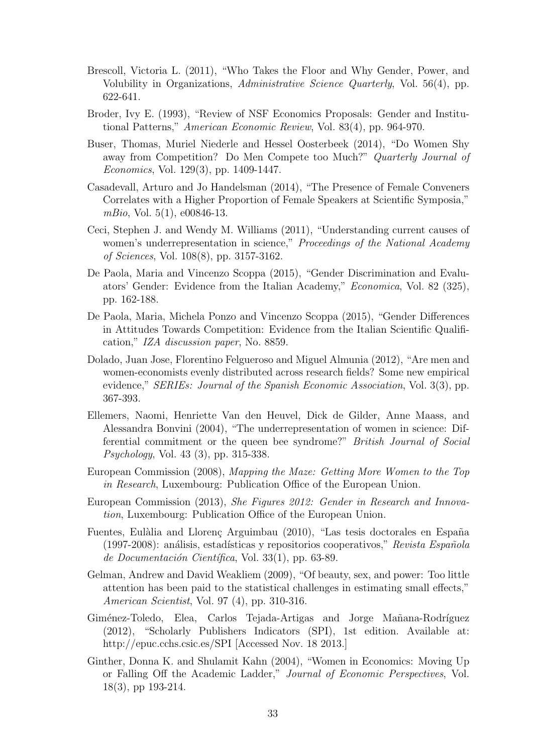Brescoll, Victoria L. (2011), "Who Takes the Floor and Why Gender, Power, and Volubility in Organizations, *Administrative Science Quarterly*, Vol. 56(4), pp. 622-641.

Broder, Ivy E. (1993), "Review of NSF Economics Proposals: Gender and Institutional Patterns," *American Economic Review*, Vol. 83(4), pp. 964-970.

Buser, Thomas, Muriel Niederle and Hessel Oosterbeek (2014), "Do Women Shy away from Competition? Do Men Compete too Much?" *Quarterly Journal of Economics*, Vol. 129(3), pp. 1409-1447.

Casadevall, Arturo and Jo Handelsman (2014), "The Presence of Female Conveners Correlates with a Higher Proportion of Female Speakers at Scientific Symposia," *mBio*, Vol. 5(1), e00846-13.

Ceci, Stephen J. and Wendy M. Williams (2011), "Understanding current causes of women's underrepresentation in science," *Proceedings of the National Academy of Sciences*, Vol. 108(8), pp. 3157-3162.

De Paola, Maria and Vincenzo Scoppa (2015), "Gender Discrimination and Evaluators' Gender: Evidence from the Italian Academy," *Economica*, Vol. 82 (325), pp. 162-188.

De Paola, Maria, Michela Ponzo and Vincenzo Scoppa (2015), "Gender Differences in Attitudes Towards Competition: Evidence from the Italian Scientific Qualification," *IZA discussion paper*, No. 8859.

Dolado, Juan Jose, Florentino Felgueroso and Miguel Almunia (2012), "Are men and women-economists evenly distributed across research fields? Some new empirical evidence," *SERIEs: Journal of the Spanish Economic Association*, Vol. 3(3), pp. 367-393.

Ellemers, Naomi, Henriette Van den Heuvel, Dick de Gilder, Anne Maass, and Alessandra Bonvini (2004), "The underrepresentation of women in science: Differential commitment or the queen bee syndrome?" *British Journal of Social Psychology*, Vol. 43 (3), pp. 315-338.

European Commission (2008), *Mapping the Maze: Getting More Women to the Top in Research*, Luxembourg: Publication Office of the European Union.

European Commission (2013), *She Figures 2012: Gender in Research and Innovation*, Luxembourg: Publication Office of the European Union.

Fuentes, Eulàlia and Llorenç Arguimbau (2010), "Las tesis doctorales en España (1997-2008): análisis, estadísticas y repositorios cooperativos," *Revista Española de Documentación Científica*, Vol. 33(1), pp. 63-89.

Gelman, Andrew and David Weakliem (2009), "Of beauty, sex, and power: Too little attention has been paid to the statistical challenges in estimating small effects," *American Scientist*, Vol. 97 (4), pp. 310-316.

Giménez-Toledo, Elea, Carlos Tejada-Artigas and Jorge Mañana-Rodríguez (2012), "Scholarly Publishers Indicators (SPI), 1st edition. Available at: http://epuc.cchs.csic.es/SPI [Accessed Nov. 18 2013.]

Ginther, Donna K. and Shulamit Kahn (2004), "Women in Economics: Moving Up or Falling Off the Academic Ladder," *Journal of Economic Perspectives*, Vol. 18(3), pp 193-214.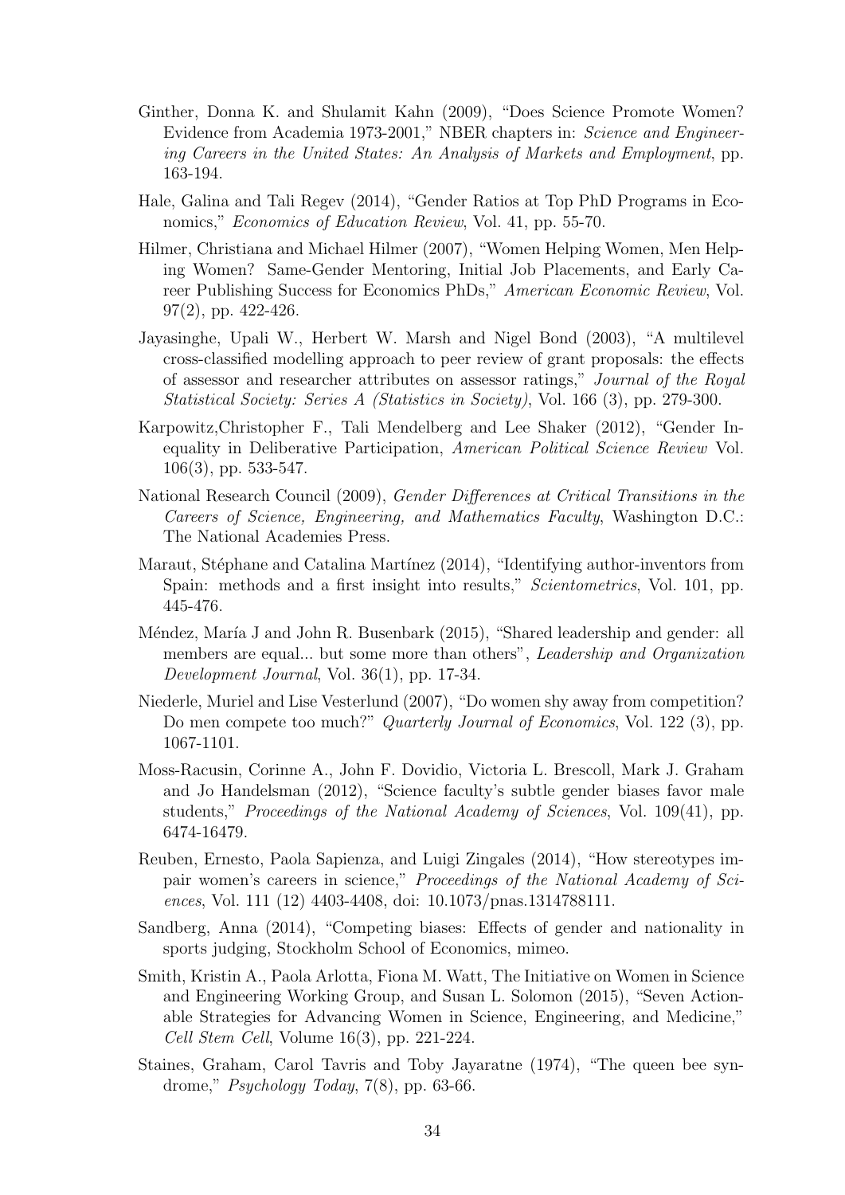Ginther, Donna K. and Shulamit Kahn (2009), "Does Science Promote Women? Evidence from Academia 1973-2001," NBER chapters in: *Science and Engineering Careers in the United States: An Analysis of Markets and Employment*, pp. 163-194.

Hale, Galina and Tali Regev (2014), "Gender Ratios at Top PhD Programs in Economics," *Economics of Education Review*, Vol. 41, pp. 55-70.

Hilmer, Christiana and Michael Hilmer (2007), "Women Helping Women, Men Helping Women? Same-Gender Mentoring, Initial Job Placements, and Early Career Publishing Success for Economics PhDs," *American Economic Review*, Vol. 97(2), pp. 422-426.

Jayasinghe, Upali W., Herbert W. Marsh and Nigel Bond (2003), "A multilevel cross-classified modelling approach to peer review of grant proposals: the effects of assessor and researcher attributes on assessor ratings," *Journal of the Royal Statistical Society: Series A (Statistics in Society)*, Vol. 166 (3), pp. 279-300.

Karpowitz,Christopher F., Tali Mendelberg and Lee Shaker (2012), "Gender Inequality in Deliberative Participation, *American Political Science Review* Vol. 106(3), pp. 533-547.

National Research Council (2009), *Gender Differences at Critical Transitions in the Careers of Science, Engineering, and Mathematics Faculty*, Washington D.C.: The National Academies Press.

Maraut, Stéphane and Catalina Martínez (2014), "Identifying author-inventors from Spain: methods and a first insight into results," *Scientometrics*, Vol. 101, pp. 445-476.

Méndez, María J and John R. Busenbark (2015), "Shared leadership and gender: all members are equal... but some more than others", *Leadership and Organization Development Journal*, Vol. 36(1), pp. 17-34.

Niederle, Muriel and Lise Vesterlund (2007), "Do women shy away from competition? Do men compete too much?" *Quarterly Journal of Economics*, Vol. 122 (3), pp. 1067-1101.

Moss-Racusin, Corinne A., John F. Dovidio, Victoria L. Brescoll, Mark J. Graham and Jo Handelsman (2012), "Science faculty's subtle gender biases favor male students," *Proceedings of the National Academy of Sciences*, Vol. 109(41), pp. 6474-16479.

Reuben, Ernesto, Paola Sapienza, and Luigi Zingales (2014), "How stereotypes impair women's careers in science," *Proceedings of the National Academy of Sciences*, Vol. 111 (12) 4403-4408, doi: 10.1073/pnas.1314788111.

Sandberg, Anna (2014), "Competing biases: Effects of gender and nationality in sports judging, Stockholm School of Economics, mimeo.

Smith, Kristin A., Paola Arlotta, Fiona M. Watt, The Initiative on Women in Science and Engineering Working Group, and Susan L. Solomon (2015), "Seven Actionable Strategies for Advancing Women in Science, Engineering, and Medicine," *Cell Stem Cell*, Volume 16(3), pp. 221-224.

Staines, Graham, Carol Tavris and Toby Jayaratne (1974), "The queen bee syndrome," *Psychology Today*, 7(8), pp. 63-66.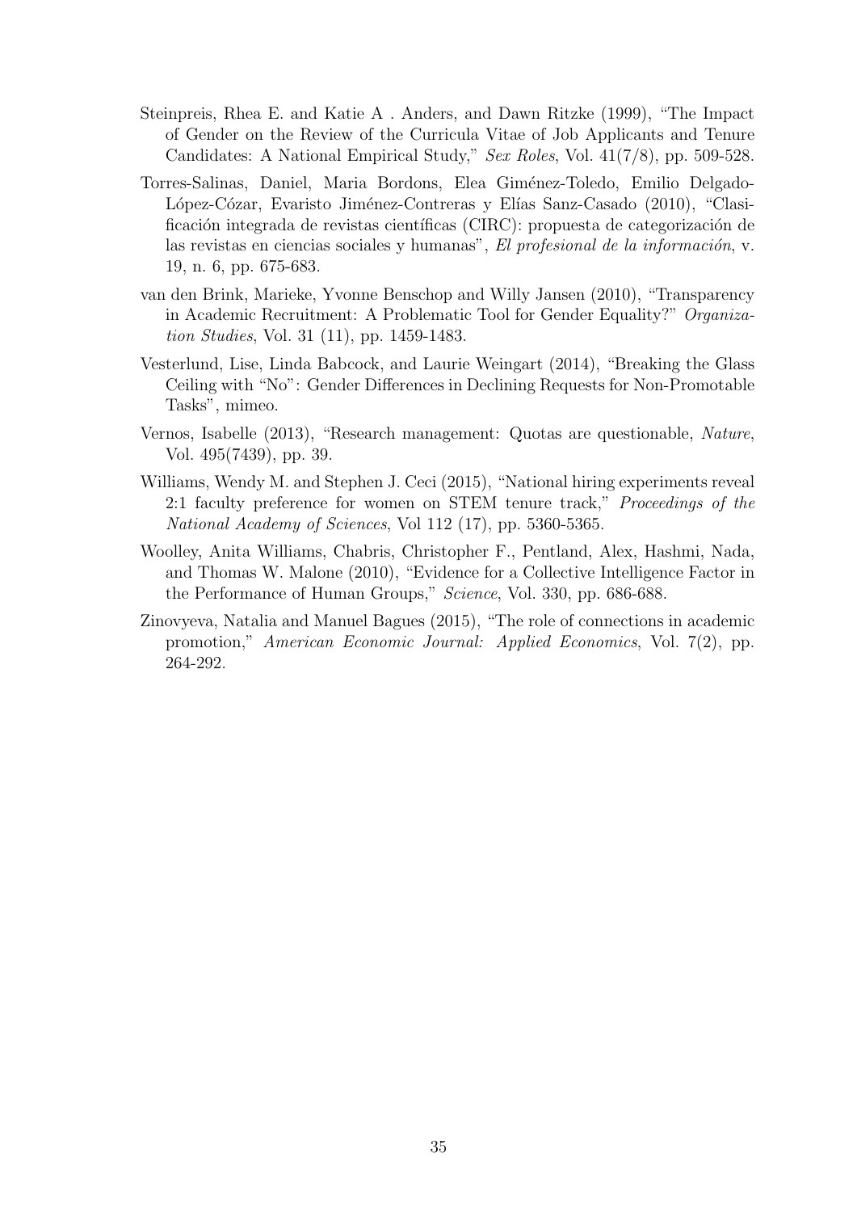Steinpreis, Rhea E. and Katie A . Anders, and Dawn Ritzke (1999), "The Impact of Gender on the Review of the Curricula Vitae of Job Applicants and Tenure Candidates: A National Empirical Study," *Sex Roles*, Vol. 41(7/8), pp. 509-528.

Torres-Salinas, Daniel, Maria Bordons, Elea Giménez-Toledo, Emilio Delgado-López-Cózar, Evaristo Jiménez-Contreras y Elías Sanz-Casado (2010), "Clasificación integrada de revistas científicas (CIRC): propuesta de categorización de las revistas en ciencias sociales y humanas", *El profesional de la información*, v. 19, n. 6, pp. 675-683.

van den Brink, Marieke, Yvonne Benschop and Willy Jansen (2010), "Transparency in Academic Recruitment: A Problematic Tool for Gender Equality?" *Organization Studies*, Vol. 31 (11), pp. 1459-1483.

Vesterlund, Lise, Linda Babcock, and Laurie Weingart (2014), "Breaking the Glass Ceiling with "No": Gender Differences in Declining Requests for Non-Promotable Tasks", mimeo.

Vernos, Isabelle (2013), "Research management: Quotas are questionable, *Nature*, Vol. 495(7439), pp. 39.

Williams, Wendy M. and Stephen J. Ceci (2015), "National hiring experiments reveal 2:1 faculty preference for women on STEM tenure track," *Proceedings of the National Academy of Sciences*, Vol 112 (17), pp. 5360-5365.

Woolley, Anita Williams, Chabris, Christopher F., Pentland, Alex, Hashmi, Nada, and Thomas W. Malone (2010), "Evidence for a Collective Intelligence Factor in the Performance of Human Groups," *Science*, Vol. 330, pp. 686-688.

Zinovyeva, Natalia and Manuel Bagues (2015), "The role of connections in academic promotion," *American Economic Journal: Applied Economics*, Vol. 7(2), pp. 264-292.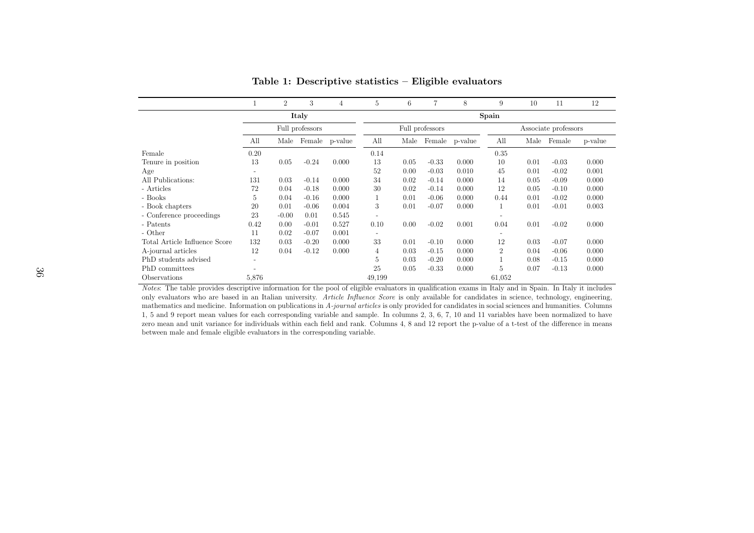**Table 1: Descriptive statistics – Eligible evaluators**

| | 1 | 2 | 3 | 4 | 5 | 6 | 7 | 8 | 9 | 10 | 11 | 12 |
|---|---|---|---|---|---|---|---|---|---|---|---|---|
| | Italy | | | | Spain | | | | | | | |
| | Full professors | | | | Full professors | | | | Associate professors | | | |
| | All | Male | Female | p-value | All | Male | Female | p-value | All | Male | Female | p-value |
| Female | 0.20 | | | | 0.14 | | | | 0.35 | | | |
| Tenure in position | 13 | 0.05 | -0.24 | 0.000 | 13 | 0.05 | -0.33 | 0.000 | 10 | 0.01 | -0.03 | 0.000 |
| Age | - | | | | 52 | 0.00 | -0.03 | 0.010 | 45 | 0.01 | -0.02 | 0.001 |
| All Publications: | 131 | 0.03 | -0.14 | 0.000 | 34 | 0.02 | -0.14 | 0.000 | 14 | 0.05 | -0.09 | 0.000 |
| - Articles | 72 | 0.04 | -0.18 | 0.000 | 30 | 0.02 | -0.14 | 0.000 | 12 | 0.05 | -0.10 | 0.000 |
| - Books | 5 | 0.04 | -0.16 | 0.000 | 1 | 0.01 | -0.06 | 0.000 | 0.44 | 0.01 | -0.02 | 0.000 |
| - Book chapters | 20 | 0.01 | -0.06 | 0.004 | 3 | 0.01 | -0.07 | 0.000 | 1 | 0.01 | -0.01 | 0.003 |
| - Conference proceedings | 23 | -0.00 | 0.01 | 0.545 | - | | | | - | | | |
| - Patents | 0.42 | 0.00 | -0.01 | 0.527 | 0.10 | 0.00 | -0.02 | 0.001 | 0.04 | 0.01 | -0.02 | 0.000 |
| - Other | 11 | 0.02 | -0.07 | 0.001 | - | | | | - | | | |
| Total Article Influence Score | 132 | 0.03 | -0.20 | 0.000 | 33 | 0.01 | -0.10 | 0.000 | 12 | 0.03 | -0.07 | 0.000 |
| A-journal articles | 12 | 0.04 | -0.12 | 0.000 | 4 | 0.03 | -0.15 | 0.000 | 2 | 0.04 | -0.06 | 0.000 |
| PhD students advised | - | | | | 5 | 0.03 | -0.20 | 0.000 | 1 | 0.08 | -0.15 | 0.000 |
| PhD committees | - | | | | 25 | 0.05 | -0.33 | 0.000 | 5 | 0.07 | -0.13 | 0.000 |
| Observations | 5,876 | | | | 49,199 | | | | 61,052 | | | |

*Notes*: The table provides descriptive information for the pool of eligible evaluators in qualification exams in Italy and in Spain. In Italy it includes only evaluators who are based in an Italian university. *Article Influence Score* is only available for candidates in science, technology, engineering, mathematics and medicine. Information on publications in *A-journal articles* is only provided for candidates in social sciences and humanities. Columns 1, 5 and 9 report mean values for each corresponding variable and sample. In columns 2, 3, 6, 7, 10 and 11 variables have been normalized to have zero mean and unit variance for individuals within each field and rank. Columns 4, 8 and 12 report the p-value of a t-test of the difference in means between male and female eligible evaluators in the corresponding variable.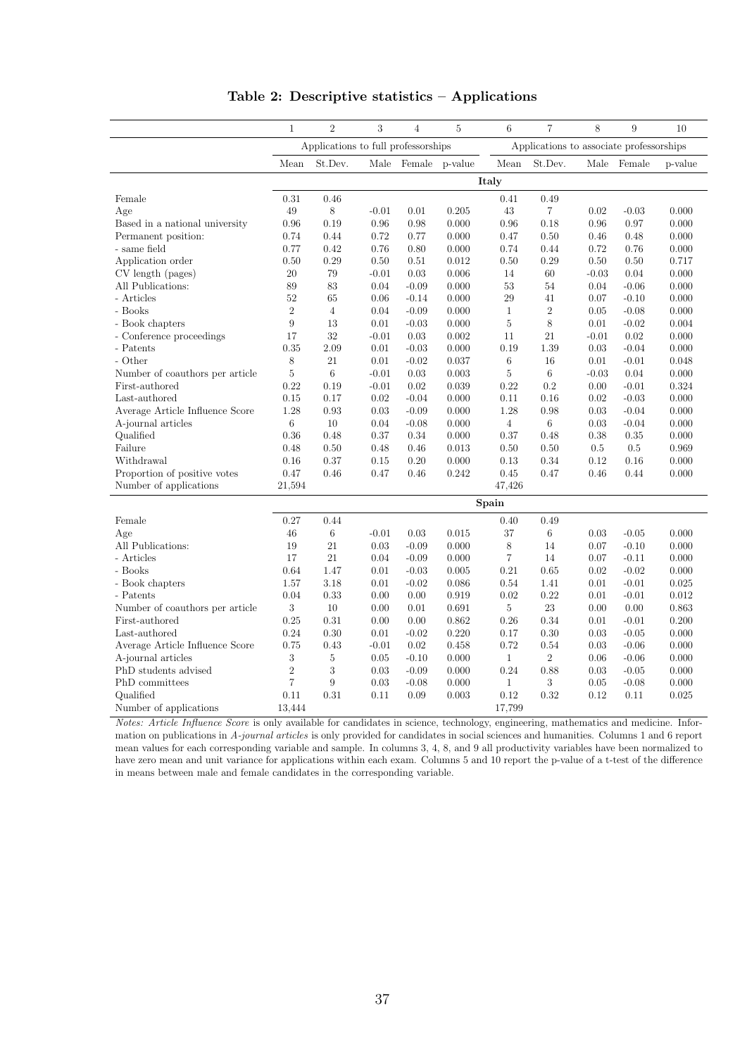## Table 2: Descriptive statistics – Applications

| | 1 | 2 | 3 | 4 | 5 | 6 | 7 | 8 | 9 | 10 |
|---|---|---|---|---|---|---|---|---|---|---|
| | Applications to full professorships | | | | | Applications to associate professorships | | | | |
| | Mean | St.Dev. | Male | Female | p-value | Mean | St.Dev. | Male | Female | p-value |
| | | | | | | **Italy** | | | | |
| Female | 0.31 | 0.46 | | | | 0.41 | 0.49 | | | |
| Age | 49 | 8 | -0.01 | 0.01 | 0.205 | 43 | 7 | 0.02 | -0.03 | 0.000 |
| Based in a national university | 0.96 | 0.19 | 0.96 | 0.98 | 0.000 | 0.96 | 0.18 | 0.96 | 0.97 | 0.000 |
| Permanent position: | 0.74 | 0.44 | 0.72 | 0.77 | 0.000 | 0.47 | 0.50 | 0.46 | 0.48 | 0.000 |
| - same field | 0.77 | 0.42 | 0.76 | 0.80 | 0.000 | 0.74 | 0.44 | 0.72 | 0.76 | 0.000 |
| Application order | 0.50 | 0.29 | 0.50 | 0.51 | 0.012 | 0.50 | 0.29 | 0.50 | 0.50 | 0.717 |
| CV length (pages) | 20 | 79 | -0.01 | 0.03 | 0.006 | 14 | 60 | -0.03 | 0.04 | 0.000 |
| All Publications: | 89 | 83 | 0.04 | -0.09 | 0.000 | 53 | 54 | 0.04 | -0.06 | 0.000 |
| - Articles | 52 | 65 | 0.06 | -0.14 | 0.000 | 29 | 41 | 0.07 | -0.10 | 0.000 |
| - Books | 2 | 4 | 0.04 | -0.09 | 0.000 | 1 | 2 | 0.05 | -0.08 | 0.000 |
| - Book chapters | 9 | 13 | 0.01 | -0.03 | 0.000 | 5 | 8 | 0.01 | -0.02 | 0.004 |
| - Conference proceedings | 17 | 32 | -0.01 | 0.03 | 0.002 | 11 | 21 | -0.01 | 0.02 | 0.000 |
| - Patents | 0.35 | 2.09 | 0.01 | -0.03 | 0.000 | 0.19 | 1.39 | 0.03 | -0.04 | 0.000 |
| - Other | 8 | 21 | 0.01 | -0.02 | 0.037 | 6 | 16 | 0.01 | -0.01 | 0.048 |
| Number of coauthors per article | 5 | 6 | -0.01 | 0.03 | 0.003 | 5 | 6 | -0.03 | 0.04 | 0.000 |
| First-authored | 0.22 | 0.19 | -0.01 | 0.02 | 0.039 | 0.22 | 0.2 | 0.00 | -0.01 | 0.324 |
| Last-authored | 0.15 | 0.17 | 0.02 | -0.04 | 0.000 | 0.11 | 0.16 | 0.02 | -0.03 | 0.000 |
| Average Article Influence Score | 1.28 | 0.93 | 0.03 | -0.09 | 0.000 | 1.28 | 0.98 | 0.03 | -0.04 | 0.000 |
| A-journal articles | 6 | 10 | 0.04 | -0.08 | 0.000 | 4 | 6 | 0.03 | -0.04 | 0.000 |
| Qualified | 0.36 | 0.48 | 0.37 | 0.34 | 0.000 | 0.37 | 0.48 | 0.38 | 0.35 | 0.000 |
| Failure | 0.48 | 0.50 | 0.48 | 0.46 | 0.013 | 0.50 | 0.50 | 0.5 | 0.5 | 0.969 |
| Withdrawal | 0.16 | 0.37 | 0.15 | 0.20 | 0.000 | 0.13 | 0.34 | 0.12 | 0.16 | 0.000 |
| Proportion of positive votes | 0.47 | 0.46 | 0.47 | 0.46 | 0.242 | 0.45 | 0.47 | 0.46 | 0.44 | 0.000 |
| Number of applications | 21,594 | | | | | 47,426 | | | | |
| | | | | | | **Spain** | | | | |
| Female | 0.27 | 0.44 | | | | 0.40 | 0.49 | | | |
| Age | 46 | 6 | -0.01 | 0.03 | 0.015 | 37 | 6 | 0.03 | -0.05 | 0.000 |
| All Publications: | 19 | 21 | 0.03 | -0.09 | 0.000 | 8 | 14 | 0.07 | -0.10 | 0.000 |
| - Articles | 17 | 21 | 0.04 | -0.09 | 0.000 | 7 | 14 | 0.07 | -0.11 | 0.000 |
| - Books | 0.64 | 1.47 | 0.01 | -0.03 | 0.005 | 0.21 | 0.65 | 0.02 | -0.02 | 0.000 |
| - Book chapters | 1.57 | 3.18 | 0.01 | -0.02 | 0.086 | 0.54 | 1.41 | 0.01 | -0.01 | 0.025 |
| - Patents | 0.04 | 0.33 | 0.00 | 0.00 | 0.919 | 0.02 | 0.22 | 0.01 | -0.01 | 0.012 |
| Number of coauthors per article | 3 | 10 | 0.00 | 0.01 | 0.691 | 5 | 23 | 0.00 | 0.00 | 0.863 |
| First-authored | 0.25 | 0.31 | 0.00 | 0.00 | 0.862 | 0.26 | 0.34 | 0.01 | -0.01 | 0.200 |
| Last-authored | 0.24 | 0.30 | 0.01 | -0.02 | 0.220 | 0.17 | 0.30 | 0.03 | -0.05 | 0.000 |
| Average Article Influence Score | 0.75 | 0.43 | -0.01 | 0.02 | 0.458 | 0.72 | 0.54 | 0.03 | -0.06 | 0.000 |
| A-journal articles | 3 | 5 | 0.05 | -0.10 | 0.000 | 1 | 2 | 0.06 | -0.06 | 0.000 |
| PhD students advised | 2 | 3 | 0.03 | -0.09 | 0.000 | 0.24 | 0.88 | 0.03 | -0.05 | 0.000 |
| PhD committees | 7 | 9 | 0.03 | -0.08 | 0.000 | 1 | 3 | 0.05 | -0.08 | 0.000 |
| Qualified | 0.11 | 0.31 | 0.11 | 0.09 | 0.003 | 0.12 | 0.32 | 0.12 | 0.11 | 0.025 |
| Number of applications | 13,444 | | | | | 17,799 | | | | |

*Notes: Article Influence Score* is only available for candidates in science, technology, engineering, mathematics and medicine. Information on publications in *A-journal articles* is only provided for candidates in social sciences and humanities. Columns 1 and 6 report mean values for each corresponding variable and sample. In columns 3, 4, 8, and 9 all productivity variables have been normalized to have zero mean and unit variance for applications within each exam. Columns 5 and 10 report the p-value of a t-test of the difference in means between male and female candidates in the corresponding variable.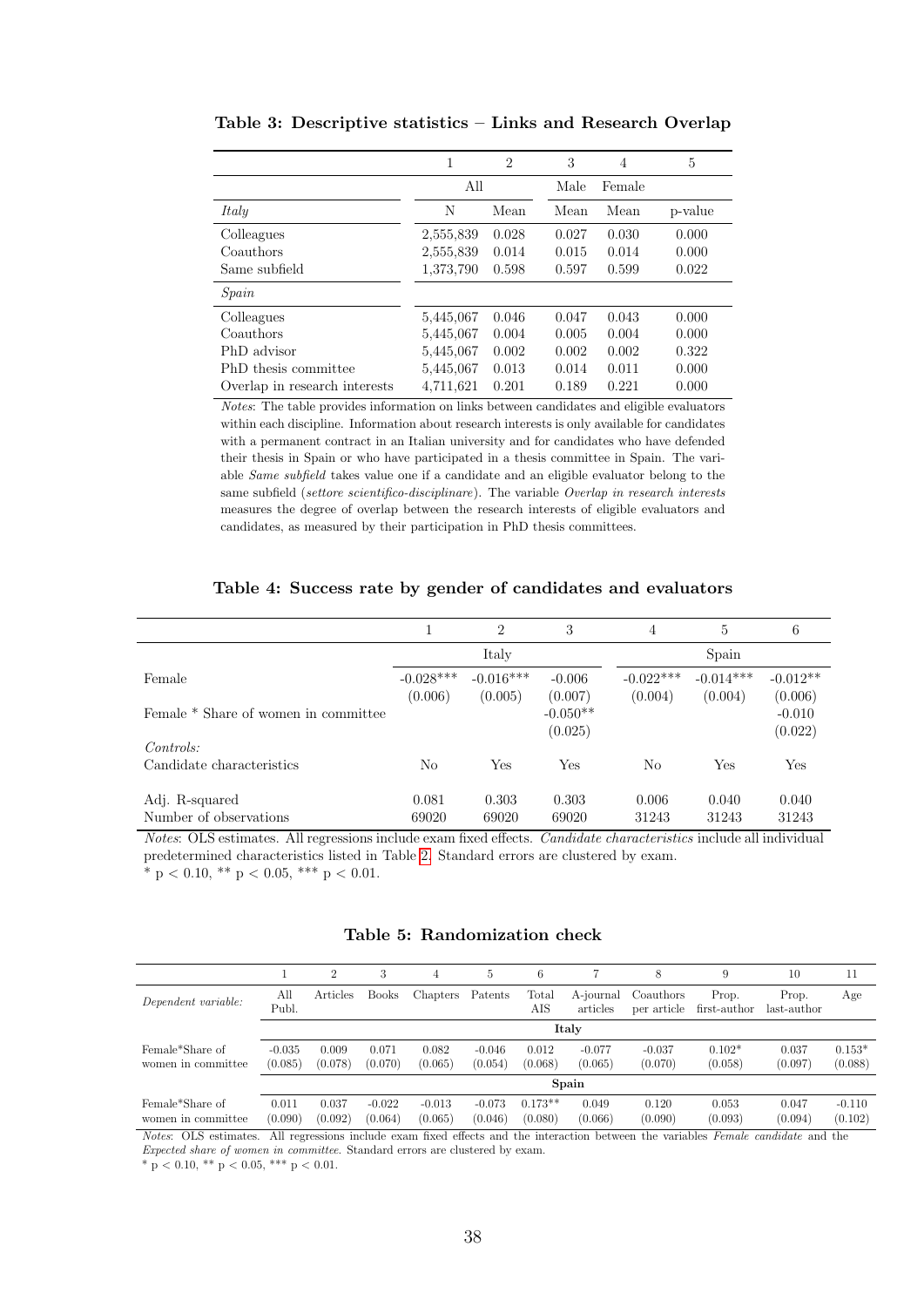**Table 3: Descriptive statistics – Links and Research Overlap**

| | 1 | 2 | 3 | 4 | 5 |
|---|---|---|---|---|---|
| | All | | Male | Female | |
| *Italy* | N | Mean | Mean | Mean | p-value |
| Colleagues | 2,555,839 | 0.028 | 0.027 | 0.030 | 0.000 |
| Coauthors | 2,555,839 | 0.014 | 0.015 | 0.014 | 0.000 |
| Same subfield | 1,373,790 | 0.598 | 0.597 | 0.599 | 0.022 |
| *Spain* | | | | | |
| Colleagues | 5,445,067 | 0.046 | 0.047 | 0.043 | 0.000 |
| Coauthors | 5,445,067 | 0.004 | 0.005 | 0.004 | 0.000 |
| PhD advisor | 5,445,067 | 0.002 | 0.002 | 0.002 | 0.322 |
| PhD thesis committee | 5,445,067 | 0.013 | 0.014 | 0.011 | 0.000 |
| Overlap in research interests | 4,711,621 | 0.201 | 0.189 | 0.221 | 0.000 |

*Notes*: The table provides information on links between candidates and eligible evaluators within each discipline. Information about research interests is only available for candidates with a permanent contract in an Italian university and for candidates who have defended their thesis in Spain or who have participated in a thesis committee in Spain. The variable *Same subfield* takes value one if a candidate and an eligible evaluator belong to the same subfield (*settore scientifico-disciplinare*). The variable *Overlap in research interests* measures the degree of overlap between the research interests of eligible evaluators and candidates, as measured by their participation in PhD thesis committees.

**Table 4: Success rate by gender of candidates and evaluators**

| | 1 | 2 | 3 | 4 | 5 | 6 |
|---|---|---|---|---|---|---|
| | Italy | | | Spain | | |
| Female | -0.028*** | -0.016*** | -0.006 | -0.022*** | -0.014*** | -0.012** |
| | (0.006) | (0.005) | (0.007) | (0.004) | (0.004) | (0.006) |
| Female * Share of women in committee | | | -0.050** | | | -0.010 |
| | | | (0.025) | | | (0.022) |
| *Controls:* | | | | | | |
| Candidate characteristics | No | Yes | Yes | No | Yes | Yes |
| Adj. R-squared | 0.081 | 0.303 | 0.303 | 0.006 | 0.040 | 0.040 |
| Number of observations | 69020 | 69020 | 69020 | 31243 | 31243 | 31243 |

*Notes*: OLS estimates. All regressions include exam fixed effects. *Candidate characteristics* include all individual predetermined characteristics listed in Table 2. Standard errors are clustered by exam.
* p < 0.10, ** p < 0.05, *** p < 0.01.

**Table 5: Randomization check**

| | 1 | 2 | 3 | 4 | 5 | 6 | 7 | 8 | 9 | 10 | 11 |
|---|---|---|---|---|---|---|---|---|---|---|---|
| *Dependent variable:* | All Publ. | Articles | Books | Chapters | Patents | Total AIS | A-journal articles | Coauthors per article | Prop. first-author | Prop. last-author | Age |
| | **Italy** | | | | | | | | | | |
| Female*Share of women in committee | -0.035 | 0.009 | 0.071 | 0.082 | -0.046 | 0.012 | -0.077 | -0.037 | 0.102* | 0.037 | 0.153* |
| | (0.085) | (0.078) | (0.070) | (0.065) | (0.054) | (0.068) | (0.065) | (0.070) | (0.058) | (0.097) | (0.088) |
| | **Spain** | | | | | | | | | | |
| Female*Share of women in committee | 0.011 | 0.037 | -0.022 | -0.013 | -0.073 | 0.173** | 0.049 | 0.120 | 0.053 | 0.047 | -0.110 |
| | (0.090) | (0.092) | (0.064) | (0.065) | (0.046) | (0.080) | (0.066) | (0.090) | (0.093) | (0.094) | (0.102) |

*Notes*: OLS estimates. All regressions include exam fixed effects and the interaction between the variables *Female candidate* and the *Expected share of women in committee*. Standard errors are clustered by exam.
* p < 0.10, ** p < 0.05, *** p < 0.01.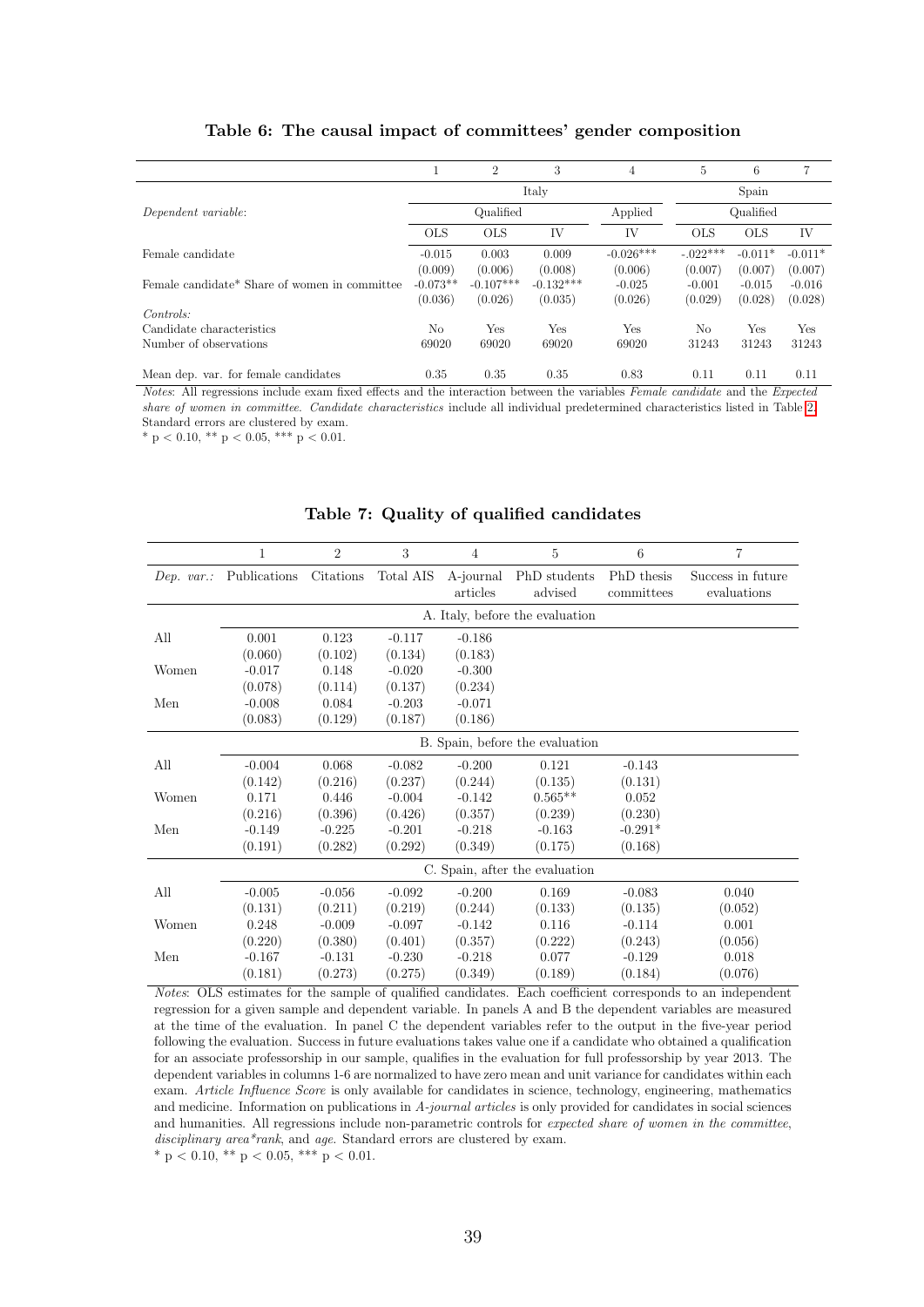**Table 6: The causal impact of committees' gender composition**

| | 1 | 2 | 3 | 4 | 5 | 6 | 7 |
|---|---|---|---|---|---|---|---|
| | Italy | | | | Spain | | |
| *Dependent variable*: | Qualified | | | Applied | Qualified | | |
| | OLS | OLS | IV | IV | OLS | OLS | IV |
| Female candidate | -0.015 | 0.003 | 0.009 | -0.026*** | -.022*** | -0.011* | -0.011* |
| | (0.009) | (0.006) | (0.008) | (0.006) | (0.007) | (0.007) | (0.007) |
| Female candidate* Share of women in committee | -0.073** | -0.107*** | -0.132*** | -0.025 | -0.001 | -0.015 | -0.016 |
| | (0.036) | (0.026) | (0.035) | (0.026) | (0.029) | (0.028) | (0.028) |
| *Controls:* | | | | | | | |
| Candidate characteristics | No | Yes | Yes | Yes | No | Yes | Yes |
| Number of observations | 69020 | 69020 | 69020 | 69020 | 31243 | 31243 | 31243 |
| Mean dep. var. for female candidates | 0.35 | 0.35 | 0.35 | 0.83 | 0.11 | 0.11 | 0.11 |

*Notes*: All regressions include exam fixed effects and the interaction between the variables *Female candidate* and the *Expected share of women in committee. Candidate characteristics* include all individual predetermined characteristics listed in Table 2. Standard errors are clustered by exam.
* p < 0.10, ** p < 0.05, *** p < 0.01.

**Table 7: Quality of qualified candidates**

| | 1 | 2 | 3 | 4 | 5 | 6 | 7 |
|---|---|---|---|---|---|---|---|
| *Dep. var.:* | Publications | Citations | Total AIS | A-journal articles | PhD students advised | PhD thesis committees | Success in future evaluations |
| | A. Italy, before the evaluation | | | | | | |
| All | 0.001 | 0.123 | -0.117 | -0.186 | | | |
| | (0.060) | (0.102) | (0.134) | (0.183) | | | |
| Women | -0.017 | 0.148 | -0.020 | -0.300 | | | |
| | (0.078) | (0.114) | (0.137) | (0.234) | | | |
| Men | -0.008 | 0.084 | -0.203 | -0.071 | | | |
| | (0.083) | (0.129) | (0.187) | (0.186) | | | |
| | B. Spain, before the evaluation | | | | | | |
| All | -0.004 | 0.068 | -0.082 | -0.200 | 0.121 | -0.143 | |
| | (0.142) | (0.216) | (0.237) | (0.244) | (0.135) | (0.131) | |
| Women | 0.171 | 0.446 | -0.004 | -0.142 | 0.565** | 0.052 | |
| | (0.216) | (0.396) | (0.426) | (0.357) | (0.239) | (0.230) | |
| Men | -0.149 | -0.225 | -0.201 | -0.218 | -0.163 | -0.291* | |
| | (0.191) | (0.282) | (0.292) | (0.349) | (0.175) | (0.168) | |
| | C. Spain, after the evaluation | | | | | | |
| All | -0.005 | -0.056 | -0.092 | -0.200 | 0.169 | -0.083 | 0.040 |
| | (0.131) | (0.211) | (0.219) | (0.244) | (0.133) | (0.135) | (0.052) |
| Women | 0.248 | -0.009 | -0.097 | -0.142 | 0.116 | -0.114 | 0.001 |
| | (0.220) | (0.380) | (0.401) | (0.357) | (0.222) | (0.243) | (0.056) |
| Men | -0.167 | -0.131 | -0.230 | -0.218 | 0.077 | -0.129 | 0.018 |
| | (0.181) | (0.273) | (0.275) | (0.349) | (0.189) | (0.184) | (0.076) |

*Notes*: OLS estimates for the sample of qualified candidates. Each coefficient corresponds to an independent regression for a given sample and dependent variable. In panels A and B the dependent variables are measured at the time of the evaluation. In panel C the dependent variables refer to the output in the five-year period following the evaluation. Success in future evaluations takes value one if a candidate who obtained a qualification for an associate professorship in our sample, qualifies in the evaluation for full professorship by year 2013. The dependent variables in columns 1-6 are normalized to have zero mean and unit variance for candidates within each exam. *Article Influence Score* is only available for candidates in science, technology, engineering, mathematics and medicine. Information on publications in *A-journal articles* is only provided for candidates in social sciences and humanities. All regressions include non-parametric controls for *expected share of women in the committee*, *disciplinary area*rank*, and *age*. Standard errors are clustered by exam.
* p < 0.10, ** p < 0.05, *** p < 0.01.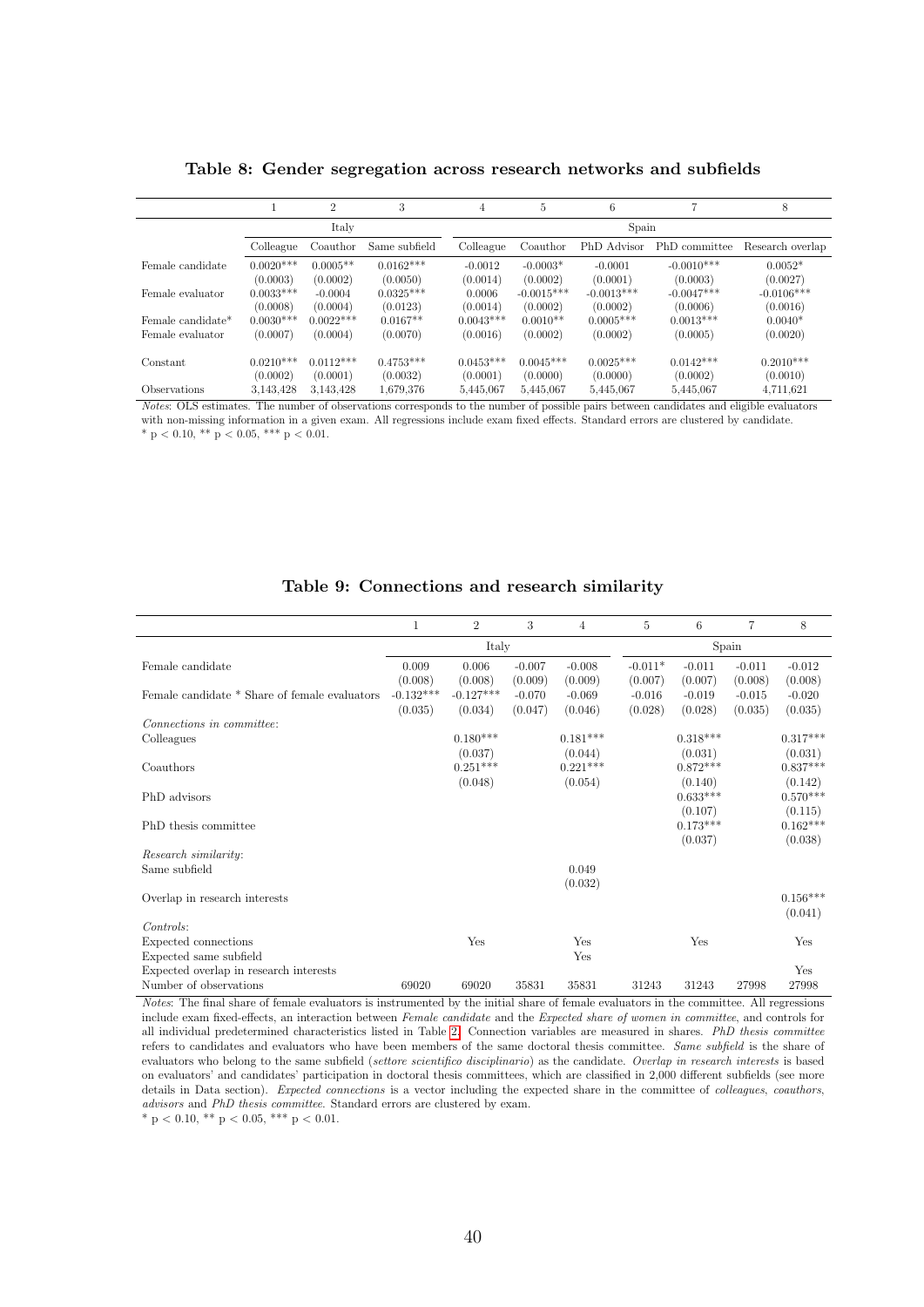**Table 8: Gender segregation across research networks and subfields**

| | 1 | 2 | 3 | 4 | 5 | 6 | 7 | 8 |
|---|---|---|---|---|---|---|---|---|
| | Italy | | | Spain | | | | |
| | Colleague | Coauthor | Same subfield | Colleague | Coauthor | PhD Advisor | PhD committee | Research overlap |
| Female candidate | 0.0020*** | 0.0005** | 0.0162*** | -0.0012 | -0.0003* | -0.0001 | -0.0010*** | 0.0052* |
| | (0.0003) | (0.0002) | (0.0050) | (0.0014) | (0.0002) | (0.0001) | (0.0003) | (0.0027) |
| Female evaluator | 0.0033*** | -0.0004 | 0.0325*** | 0.0006 | -0.0015*** | -0.0013*** | -0.0047*** | -0.0106*** |
| | (0.0008) | (0.0004) | (0.0123) | (0.0014) | (0.0002) | (0.0002) | (0.0006) | (0.0016) |
| Female candidate* Female evaluator | 0.0030*** | 0.0022*** | 0.0167** | 0.0043*** | 0.0010** | 0.0005*** | 0.0013*** | 0.0040* |
| | (0.0007) | (0.0004) | (0.0070) | (0.0016) | (0.0002) | (0.0002) | (0.0005) | (0.0020) |
| Constant | 0.0210*** | 0.0112*** | 0.4753*** | 0.0453*** | 0.0045*** | 0.0025*** | 0.0142*** | 0.2010*** |
| | (0.0002) | (0.0001) | (0.0032) | (0.0001) | (0.0000) | (0.0000) | (0.0002) | (0.0010) |
| Observations | 3,143,428 | 3,143,428 | 1,679,376 | 5,445,067 | 5,445,067 | 5,445,067 | 5,445,067 | 4,711,621 |

*Notes*: OLS estimates. The number of observations corresponds to the number of possible pairs between candidates and eligible evaluators with non-missing information in a given exam. All regressions include exam fixed effects. Standard errors are clustered by candidate.
* p < 0.10, ** p < 0.05, *** p < 0.01.

**Table 9: Connections and research similarity**

| | 1 | 2 | 3 | 4 | 5 | 6 | 7 | 8 |
|---|---|---|---|---|---|---|---|---|
| | Italy | | | | Spain | | | |
| Female candidate | 0.009 | 0.006 | -0.007 | -0.008 | -0.011* | -0.011 | -0.011 | -0.012 |
| | (0.008) | (0.008) | (0.009) | (0.009) | (0.007) | (0.007) | (0.008) | (0.008) |
| Female candidate * Share of female evaluators | -0.132*** | -0.127*** | -0.070 | -0.069 | -0.016 | -0.019 | -0.015 | -0.020 |
| | (0.035) | (0.034) | (0.047) | (0.046) | (0.028) | (0.028) | (0.035) | (0.035) |
| *Connections in committee*: | | | | | | | | |
| Colleagues | | 0.180*** | | 0.181*** | | 0.318*** | | 0.317*** |
| | | (0.037) | | (0.044) | | (0.031) | | (0.031) |
| Coauthors | | 0.251*** | | 0.221*** | | 0.872*** | | 0.837*** |
| | | (0.048) | | (0.054) | | (0.140) | | (0.142) |
| PhD advisors | | | | | | 0.633*** | | 0.570*** |
| | | | | | | (0.107) | | (0.115) |
| PhD thesis committee | | | | | | 0.173*** | | 0.162*** |
| | | | | | | (0.037) | | (0.038) |
| *Research similarity*: | | | | | | | | |
| Same subfield | | | | 0.049 | | | | |
| | | | | (0.032) | | | | |
| Overlap in research interests | | | | | | | | 0.156*** |
| | | | | | | | | (0.041) |
| *Controls*: | | | | | | | | |
| Expected connections | | Yes | | Yes | | Yes | | Yes |
| Expected same subfield | | | | Yes | | | | |
| Expected overlap in research interests | | | | | | | | Yes |
| Number of observations | 69020 | 69020 | 35831 | 35831 | 31243 | 31243 | 27998 | 27998 |

*Notes*: The final share of female evaluators is instrumented by the initial share of female evaluators in the committee. All regressions include exam fixed-effects, an interaction between *Female candidate* and the *Expected share of women in committee*, and controls for all individual predetermined characteristics listed in Table 2. Connection variables are measured in shares. *PhD thesis committee* refers to candidates and evaluators who have been members of the same doctoral thesis committee. *Same subfield* is the share of evaluators who belong to the same subfield (*settore scientifico disciplinario*) as the candidate. *Overlap in research interests* is based on evaluators' and candidates' participation in doctoral thesis committees, which are classified in 2,000 different subfields (see more details in Data section). *Expected connections* is a vector including the expected share in the committee of *colleagues*, *coauthors*, *advisors* and *PhD thesis committee*. Standard errors are clustered by exam.
* p < 0.10, ** p < 0.05, *** p < 0.01.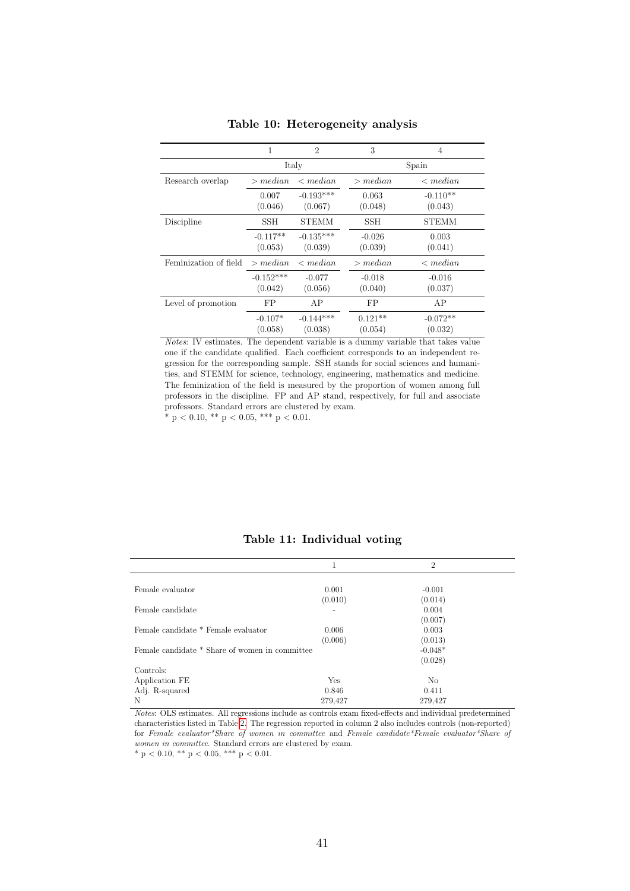**Table 10: Heterogeneity analysis**

| | 1 | 2 | 3 | 4 |
|---|---|---|---|---|
| | Italy | | Spain | |
| Research overlap | $> median$ | $< median$ | $> median$ | $< median$ |
| | 0.007 | -0.193*** | 0.063 | -0.110** |
| | (0.046) | (0.067) | (0.048) | (0.043) |
| Discipline | SSH | STEMM | SSH | STEMM |
| | -0.117** | -0.135*** | -0.026 | 0.003 |
| | (0.053) | (0.039) | (0.039) | (0.041) |
| Feminization of field | $> median$ | $< median$ | $> median$ | $< median$ |
| | -0.152*** | -0.077 | -0.018 | -0.016 |
| | (0.042) | (0.056) | (0.040) | (0.037) |
| Level of promotion | FP | AP | FP | AP |
| | -0.107* | -0.144*** | 0.121** | -0.072** |
| | (0.058) | (0.038) | (0.054) | (0.032) |

*Notes*: IV estimates. The dependent variable is a dummy variable that takes value one if the candidate qualified. Each coefficient corresponds to an independent regression for the corresponding sample. SSH stands for social sciences and humanities, and STEMM for science, technology, engineering, mathematics and medicine. The feminization of the field is measured by the proportion of women among full professors in the discipline. FP and AP stand, respectively, for full and associate professors. Standard errors are clustered by exam.
\* p < 0.10, \*\* p < 0.05, \*\*\* p < 0.01.

**Table 11: Individual voting**

| | 1 | 2 |
|---|---|---|
| Female evaluator | 0.001 | -0.001 |
| | (0.010) | (0.014) |
| Female candidate | - | 0.004 |
| | | (0.007) |
| Female candidate * Female evaluator | 0.006 | 0.003 |
| | (0.006) | (0.013) |
| Female candidate * Share of women in committee | | -0.048* |
| | | (0.028) |
| Controls: | | |
| Application FE | Yes | No |
| Adj. R-squared | 0.846 | 0.411 |
| N | 279,427 | 279,427 |

*Notes*: OLS estimates. All regressions include as controls exam fixed-effects and individual predetermined characteristics listed in Table 2. The regression reported in column 2 also includes controls (non-reported) for *Female evaluator*Share of women in committee* and *Female candidate*Female evaluator*Share of women in committee*. Standard errors are clustered by exam.
\* p < 0.10, \*\* p < 0.05, \*\*\* p < 0.01.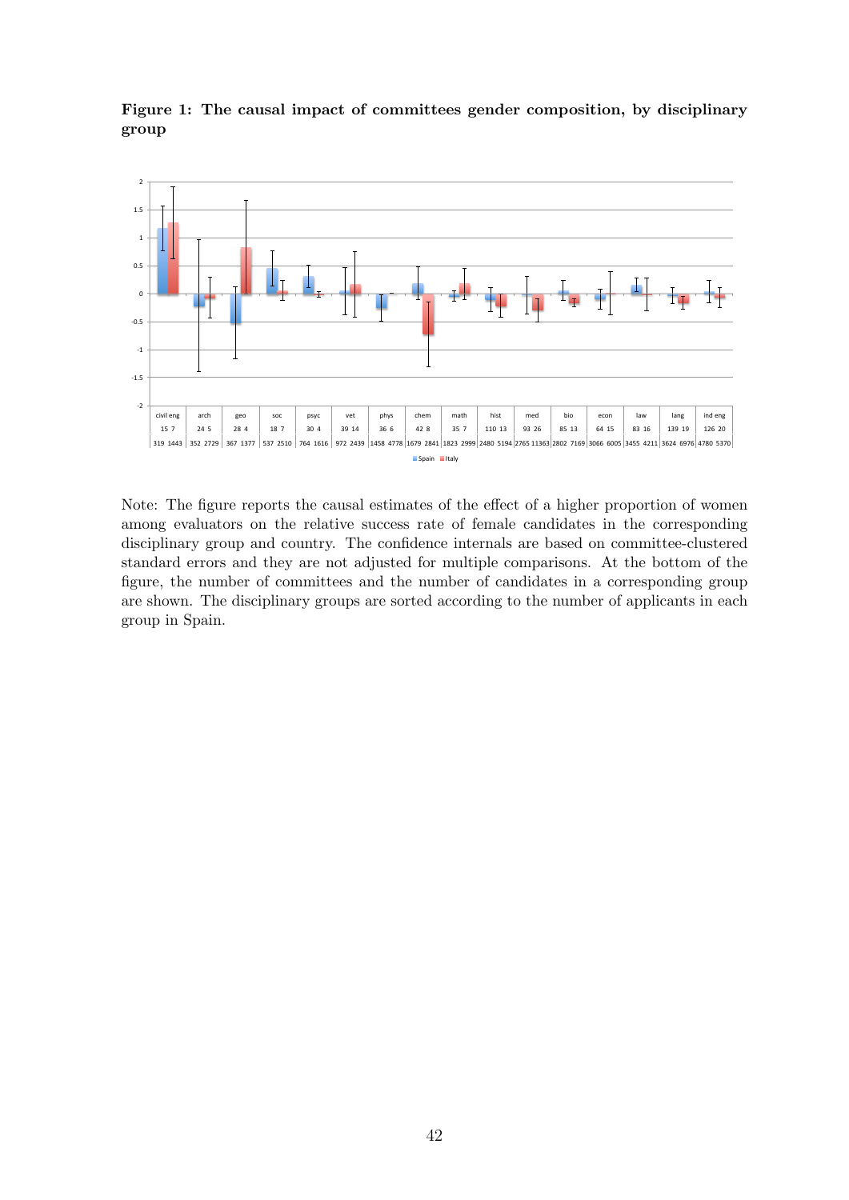**Figure 1: The causal impact of committees gender composition, by disciplinary group**

2
1.5
1
0.5
0
-0.5
-1
-1.5
-2

civil eng 15 7 319 1443
arch 24 5 352 2729
geo 28 4 367 1377
soc 18 7 537 2510
psyc 30 4 764 1616
vet 39 14 972 2439
phys 36 6 1458 4778
chem 42 8 1679 2841
math 35 7 1823 2999
hist 110 13 2480 5194
med 93 26 2765 11363
bio 85 13 2802 7169
econ 64 15 3066 6005
law 83 16 3455 4211
lang 139 19 3624 6976
ind eng 126 20 4780 5370

Spain Italy

Note: The figure reports the causal estimates of the effect of a higher proportion of women among evaluators on the relative success rate of female candidates in the corresponding disciplinary group and country. The confidence internals are based on committee-clustered standard errors and they are not adjusted for multiple comparisons. At the bottom of the figure, the number of committees and the number of candidates in a corresponding group are shown. The disciplinary groups are sorted according to the number of applicants in each group in Spain.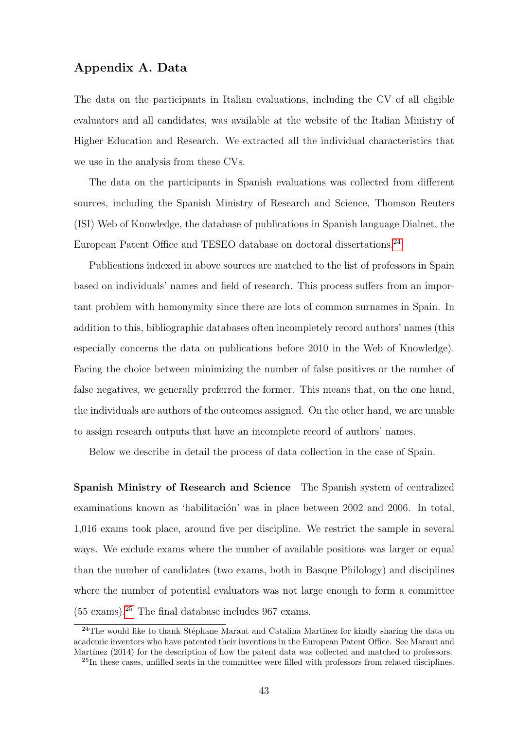## Appendix A. Data

The data on the participants in Italian evaluations, including the CV of all eligible evaluators and all candidates, was available at the website of the Italian Ministry of Higher Education and Research. We extracted all the individual characteristics that we use in the analysis from these CVs.

The data on the participants in Spanish evaluations was collected from different sources, including the Spanish Ministry of Research and Science, Thomson Reuters (ISI) Web of Knowledge, the database of publications in Spanish language Dialnet, the European Patent Office and TESEO database on doctoral dissertations.[24]

Publications indexed in above sources are matched to the list of professors in Spain based on individuals' names and field of research. This process suffers from an important problem with homonymity since there are lots of common surnames in Spain. In addition to this, bibliographic databases often incompletely record authors' names (this especially concerns the data on publications before 2010 in the Web of Knowledge). Facing the choice between minimizing the number of false positives or the number of false negatives, we generally preferred the former. This means that, on the one hand, the individuals are authors of the outcomes assigned. On the other hand, we are unable to assign research outputs that have an incomplete record of authors' names.

Below we describe in detail the process of data collection in the case of Spain.

**Spanish Ministry of Research and Science** The Spanish system of centralized examinations known as 'habilitación' was in place between 2002 and 2006. In total, 1,016 exams took place, around five per discipline. We restrict the sample in several ways. We exclude exams where the number of available positions was larger or equal than the number of candidates (two exams, both in Basque Philology) and disciplines where the number of potential evaluators was not large enough to form a committee (55 exams).[25] The final database includes 967 exams.

[24] The would like to thank Stéphane Maraut and Catalina Martinez for kindly sharing the data on academic inventors who have patented their inventions in the European Patent Office. See Maraut and Martínez (2014) for the description of how the patent data was collected and matched to professors.

[25] In these cases, unfilled seats in the committee were filled with professors from related disciplines.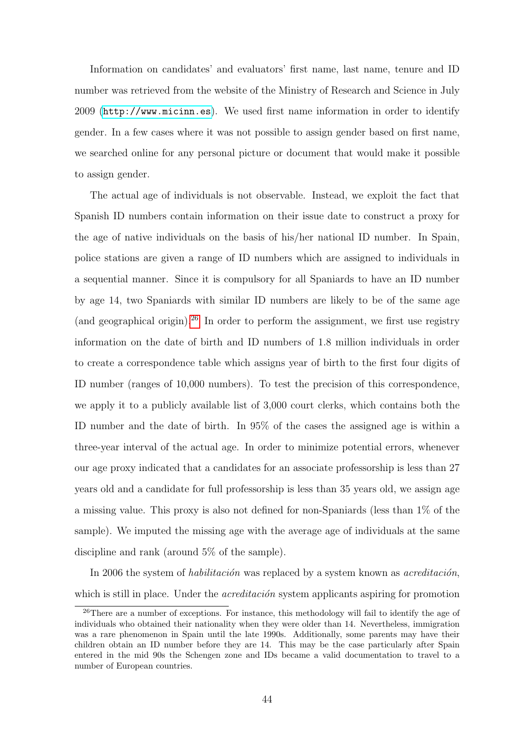Information on candidates' and evaluators' first name, last name, tenure and ID number was retrieved from the website of the Ministry of Research and Science in July 2009 (http://www.micinn.es). We used first name information in order to identify gender. In a few cases where it was not possible to assign gender based on first name, we searched online for any personal picture or document that would make it possible to assign gender.

The actual age of individuals is not observable. Instead, we exploit the fact that Spanish ID numbers contain information on their issue date to construct a proxy for the age of native individuals on the basis of his/her national ID number. In Spain, police stations are given a range of ID numbers which are assigned to individuals in a sequential manner. Since it is compulsory for all Spaniards to have an ID number by age 14, two Spaniards with similar ID numbers are likely to be of the same age (and geographical origin).[26] In order to perform the assignment, we first use registry information on the date of birth and ID numbers of 1.8 million individuals in order to create a correspondence table which assigns year of birth to the first four digits of ID number (ranges of 10,000 numbers). To test the precision of this correspondence, we apply it to a publicly available list of 3,000 court clerks, which contains both the ID number and the date of birth. In 95% of the cases the assigned age is within a three-year interval of the actual age. In order to minimize potential errors, whenever our age proxy indicated that a candidates for an associate professorship is less than 27 years old and a candidate for full professorship is less than 35 years old, we assign age a missing value. This proxy is also not defined for non-Spaniards (less than 1% of the sample). We imputed the missing age with the average age of individuals at the same discipline and rank (around 5% of the sample).

In 2006 the system of *habilitación* was replaced by a system known as *acreditación*, which is still in place. Under the *acreditación* system applicants aspiring for promotion

[26] There are a number of exceptions. For instance, this methodology will fail to identify the age of individuals who obtained their nationality when they were older than 14. Nevertheless, immigration was a rare phenomenon in Spain until the late 1990s. Additionally, some parents may have their children obtain an ID number before they are 14. This may be the case particularly after Spain entered in the mid 90s the Schengen zone and IDs became a valid documentation to travel to a number of European countries.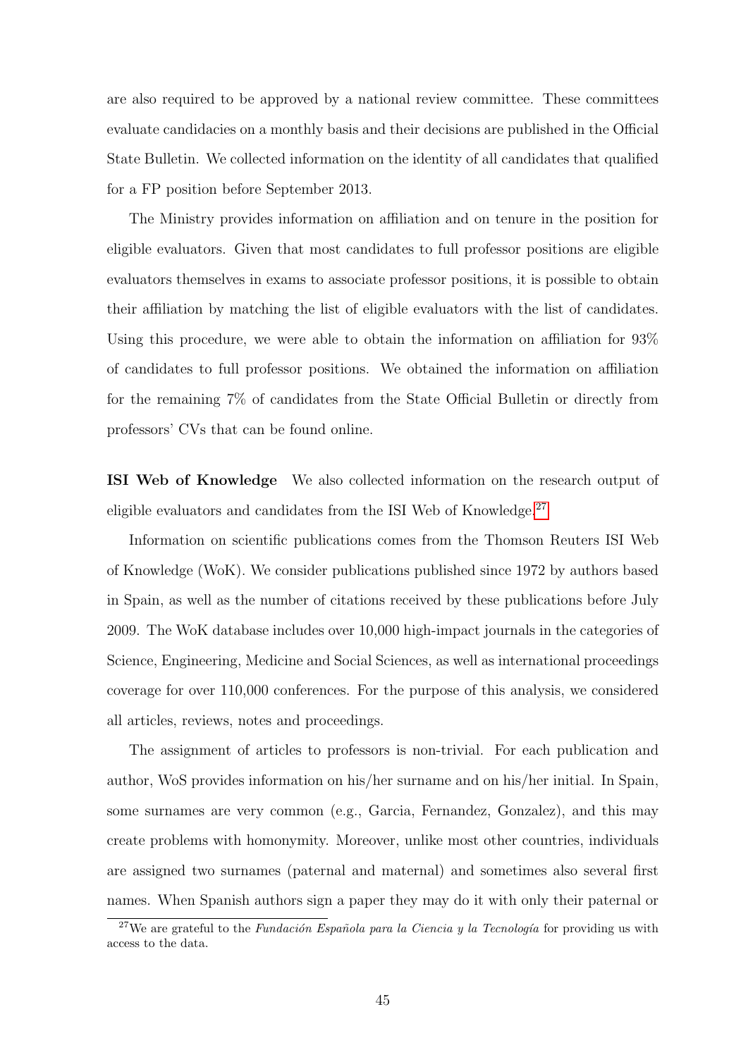are also required to be approved by a national review committee. These committees evaluate candidacies on a monthly basis and their decisions are published in the Official State Bulletin. We collected information on the identity of all candidates that qualified for a FP position before September 2013.

The Ministry provides information on affiliation and on tenure in the position for eligible evaluators. Given that most candidates to full professor positions are eligible evaluators themselves in exams to associate professor positions, it is possible to obtain their affiliation by matching the list of eligible evaluators with the list of candidates. Using this procedure, we were able to obtain the information on affiliation for 93% of candidates to full professor positions. We obtained the information on affiliation for the remaining 7% of candidates from the State Official Bulletin or directly from professors' CVs that can be found online.

**ISI Web of Knowledge** We also collected information on the research output of eligible evaluators and candidates from the ISI Web of Knowledge.[27]

Information on scientific publications comes from the Thomson Reuters ISI Web of Knowledge (WoK). We consider publications published since 1972 by authors based in Spain, as well as the number of citations received by these publications before July 2009. The WoK database includes over 10,000 high-impact journals in the categories of Science, Engineering, Medicine and Social Sciences, as well as international proceedings coverage for over 110,000 conferences. For the purpose of this analysis, we considered all articles, reviews, notes and proceedings.

The assignment of articles to professors is non-trivial. For each publication and author, WoS provides information on his/her surname and on his/her initial. In Spain, some surnames are very common (e.g., Garcia, Fernandez, Gonzalez), and this may create problems with homonymity. Moreover, unlike most other countries, individuals are assigned two surnames (paternal and maternal) and sometimes also several first names. When Spanish authors sign a paper they may do it with only their paternal or

[27] We are grateful to the *Fundación Española para la Ciencia y la Tecnología* for providing us with access to the data.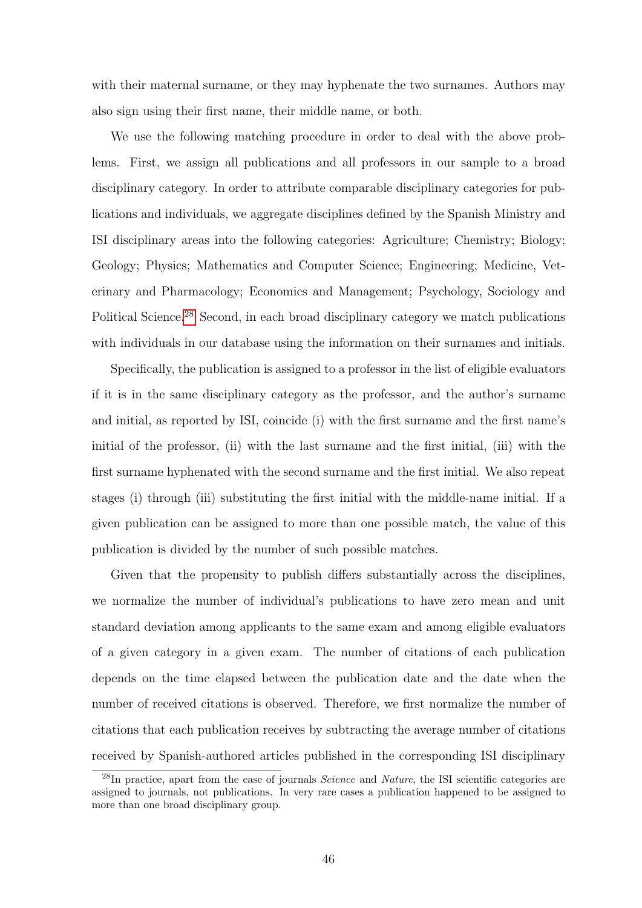with their maternal surname, or they may hyphenate the two surnames. Authors may also sign using their first name, their middle name, or both.

We use the following matching procedure in order to deal with the above problems. First, we assign all publications and all professors in our sample to a broad disciplinary category. In order to attribute comparable disciplinary categories for publications and individuals, we aggregate disciplines defined by the Spanish Ministry and ISI disciplinary areas into the following categories: Agriculture; Chemistry; Biology; Geology; Physics; Mathematics and Computer Science; Engineering; Medicine, Veterinary and Pharmacology; Economics and Management; Psychology, Sociology and Political Science.[28] Second, in each broad disciplinary category we match publications with individuals in our database using the information on their surnames and initials.

Specifically, the publication is assigned to a professor in the list of eligible evaluators if it is in the same disciplinary category as the professor, and the author's surname and initial, as reported by ISI, coincide (i) with the first surname and the first name's initial of the professor, (ii) with the last surname and the first initial, (iii) with the first surname hyphenated with the second surname and the first initial. We also repeat stages (i) through (iii) substituting the first initial with the middle-name initial. If a given publication can be assigned to more than one possible match, the value of this publication is divided by the number of such possible matches.

Given that the propensity to publish differs substantially across the disciplines, we normalize the number of individual's publications to have zero mean and unit standard deviation among applicants to the same exam and among eligible evaluators of a given category in a given exam. The number of citations of each publication depends on the time elapsed between the publication date and the date when the number of received citations is observed. Therefore, we first normalize the number of citations that each publication receives by subtracting the average number of citations received by Spanish-authored articles published in the corresponding ISI disciplinary

[28] In practice, apart from the case of journals *Science* and *Nature*, the ISI scientific categories are assigned to journals, not publications. In very rare cases a publication happened to be assigned to more than one broad disciplinary group.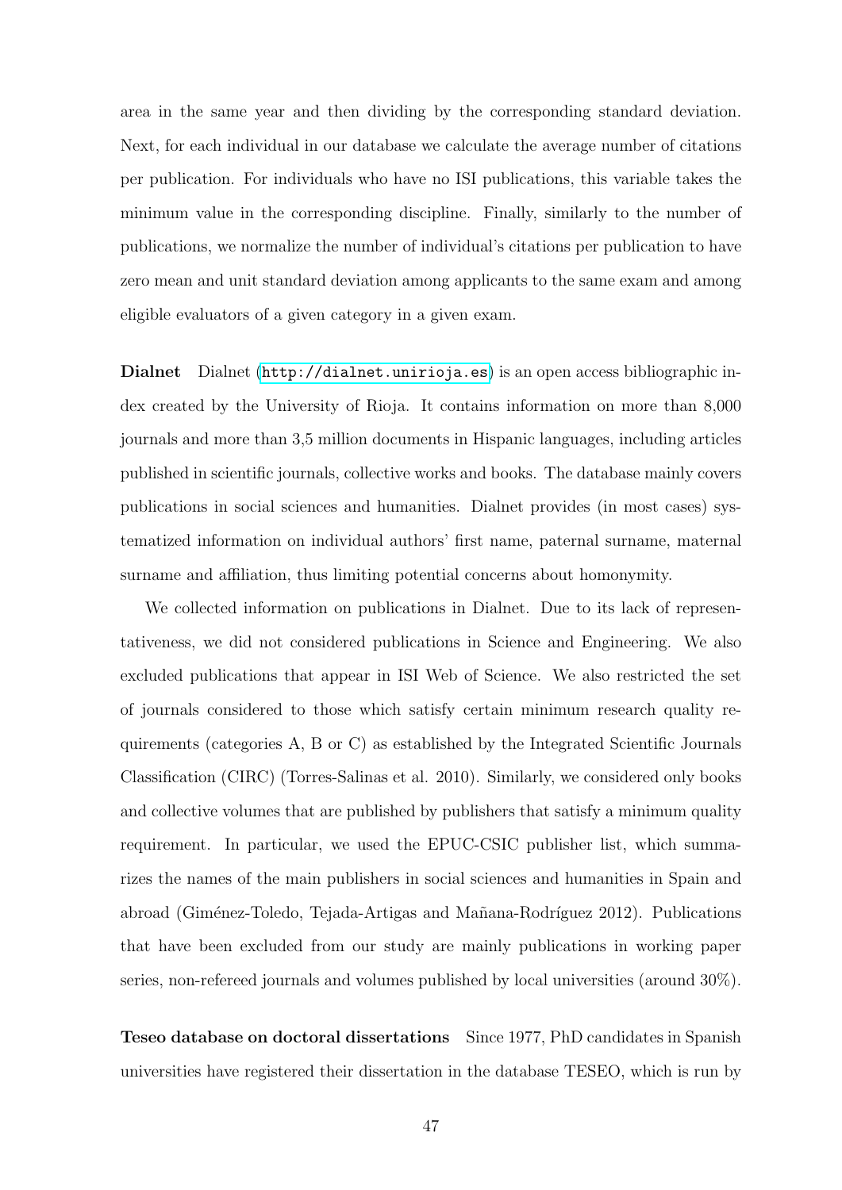area in the same year and then dividing by the corresponding standard deviation. Next, for each individual in our database we calculate the average number of citations per publication. For individuals who have no ISI publications, this variable takes the minimum value in the corresponding discipline. Finally, similarly to the number of publications, we normalize the number of individual's citations per publication to have zero mean and unit standard deviation among applicants to the same exam and among eligible evaluators of a given category in a given exam.

**Dialnet** Dialnet (`http://dialnet.unirioja.es`) is an open access bibliographic index created by the University of Rioja. It contains information on more than 8,000 journals and more than 3,5 million documents in Hispanic languages, including articles published in scientific journals, collective works and books. The database mainly covers publications in social sciences and humanities. Dialnet provides (in most cases) systematized information on individual authors' first name, paternal surname, maternal surname and affiliation, thus limiting potential concerns about homonymity.

We collected information on publications in Dialnet. Due to its lack of representativeness, we did not considered publications in Science and Engineering. We also excluded publications that appear in ISI Web of Science. We also restricted the set of journals considered to those which satisfy certain minimum research quality requirements (categories A, B or C) as established by the Integrated Scientific Journals Classification (CIRC) (Torres-Salinas et al. 2010). Similarly, we considered only books and collective volumes that are published by publishers that satisfy a minimum quality requirement. In particular, we used the EPUC-CSIC publisher list, which summarizes the names of the main publishers in social sciences and humanities in Spain and abroad (Giménez-Toledo, Tejada-Artigas and Mañana-Rodríguez 2012). Publications that have been excluded from our study are mainly publications in working paper series, non-refereed journals and volumes published by local universities (around 30%).

**Teseo database on doctoral dissertations** Since 1977, PhD candidates in Spanish universities have registered their dissertation in the database TESEO, which is run by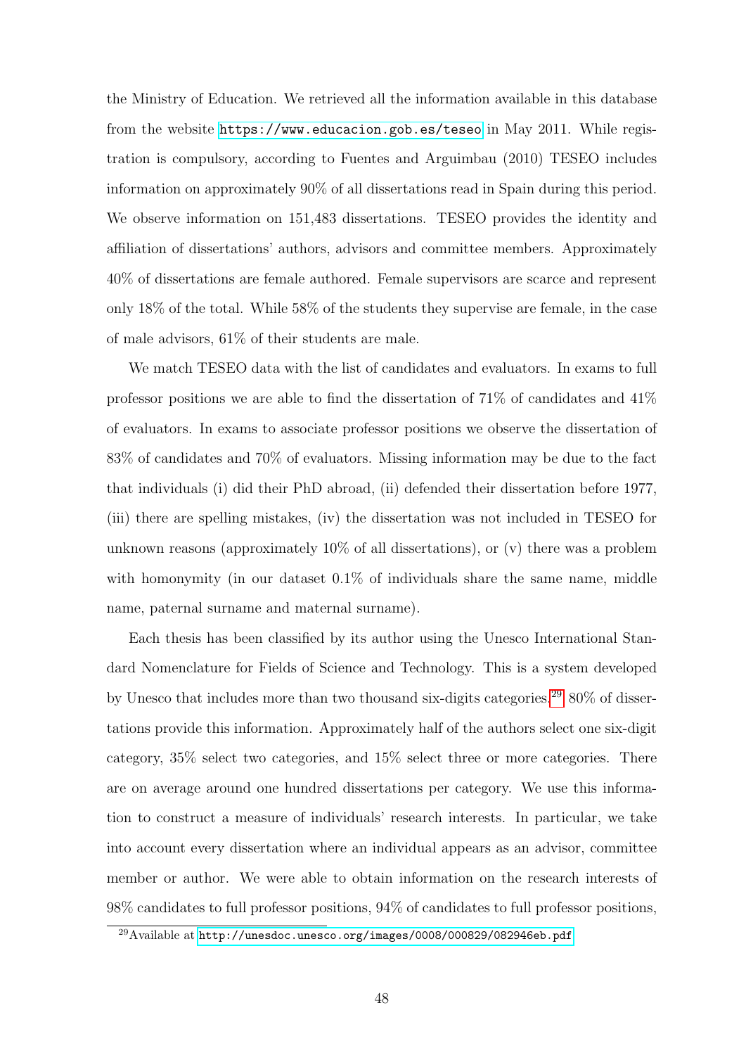the Ministry of Education. We retrieved all the information available in this database from the website https://www.educacion.gob.es/teseo in May 2011. While registration is compulsory, according to Fuentes and Arguimbau (2010) TESEO includes information on approximately 90% of all dissertations read in Spain during this period. We observe information on 151,483 dissertations. TESEO provides the identity and affiliation of dissertations' authors, advisors and committee members. Approximately 40% of dissertations are female authored. Female supervisors are scarce and represent only 18% of the total. While 58% of the students they supervise are female, in the case of male advisors, 61% of their students are male.

We match TESEO data with the list of candidates and evaluators. In exams to full professor positions we are able to find the dissertation of 71% of candidates and 41% of evaluators. In exams to associate professor positions we observe the dissertation of 83% of candidates and 70% of evaluators. Missing information may be due to the fact that individuals (i) did their PhD abroad, (ii) defended their dissertation before 1977, (iii) there are spelling mistakes, (iv) the dissertation was not included in TESEO for unknown reasons (approximately 10% of all dissertations), or (v) there was a problem with homonymity (in our dataset 0.1% of individuals share the same name, middle name, paternal surname and maternal surname).

Each thesis has been classified by its author using the Unesco International Standard Nomenclature for Fields of Science and Technology. This is a system developed by Unesco that includes more than two thousand six-digits categories.[29] 80% of dissertations provide this information. Approximately half of the authors select one six-digit category, 35% select two categories, and 15% select three or more categories. There are on average around one hundred dissertations per category. We use this information to construct a measure of individuals' research interests. In particular, we take into account every dissertation where an individual appears as an advisor, committee member or author. We were able to obtain information on the research interests of 98% candidates to full professor positions, 94% of candidates to full professor positions,

[29] Available at http://unesdoc.unesco.org/images/0008/000829/082946eb.pdf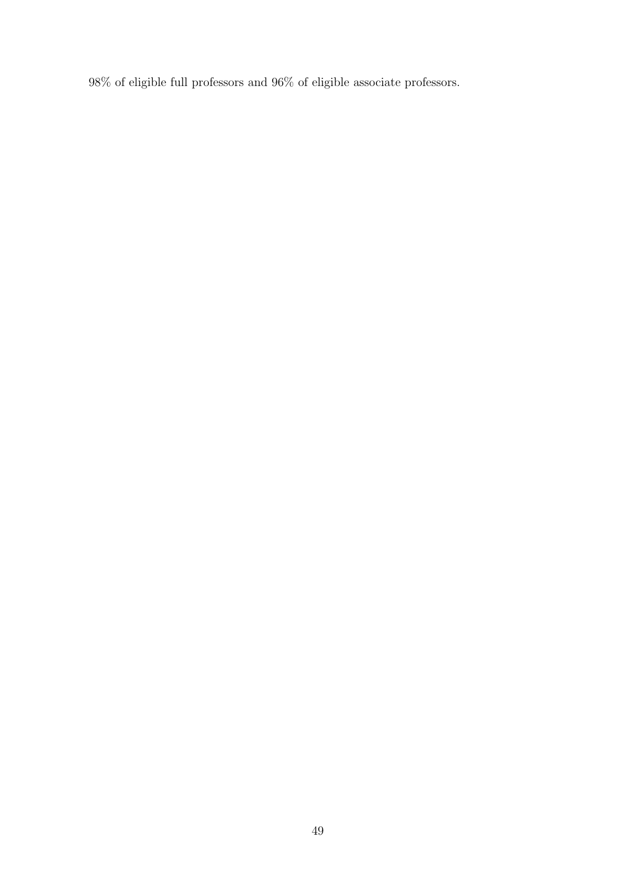98% of eligible full professors and 96% of eligible associate professors.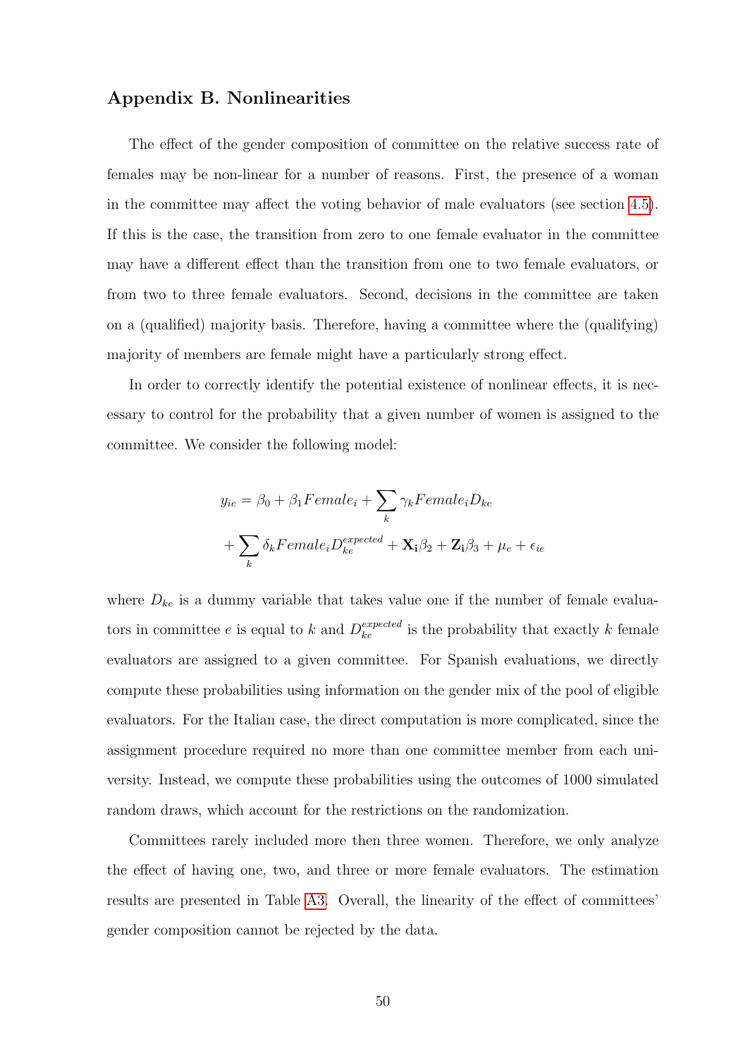## Appendix B. Nonlinearities

The effect of the gender composition of committee on the relative success rate of females may be non-linear for a number of reasons. First, the presence of a woman in the committee may affect the voting behavior of male evaluators (see section 4.5). If this is the case, the transition from zero to one female evaluator in the committee may have a different effect than the transition from one to two female evaluators, or from two to three female evaluators. Second, decisions in the committee are taken on a (qualified) majority basis. Therefore, having a committee where the (qualifying) majority of members are female might have a particularly strong effect.

In order to correctly identify the potential existence of nonlinear effects, it is necessary to control for the probability that a given number of women is assigned to the committee. We consider the following model:

$$y_{ie} = \beta_0 + \beta_1 Female_i + \sum_k \gamma_k Female_i D_{ke}$$
$$+ \sum_k \delta_k Female_i D_{ke}^{expected} + \mathbf{X_i}\beta_2 + \mathbf{Z_i}\beta_3 + \mu_e + \epsilon_{ie}$$

where $D_{ke}$ is a dummy variable that takes value one if the number of female evaluators in committee $e$ is equal to $k$ and $D_{ke}^{expected}$ is the probability that exactly $k$ female evaluators are assigned to a given committee. For Spanish evaluations, we directly compute these probabilities using information on the gender mix of the pool of eligible evaluators. For the Italian case, the direct computation is more complicated, since the assignment procedure required no more than one committee member from each university. Instead, we compute these probabilities using the outcomes of 1000 simulated random draws, which account for the restrictions on the randomization.

Committees rarely included more then three women. Therefore, we only analyze the effect of having one, two, and three or more female evaluators. The estimation results are presented in Table A3. Overall, the linearity of the effect of committees' gender composition cannot be rejected by the data.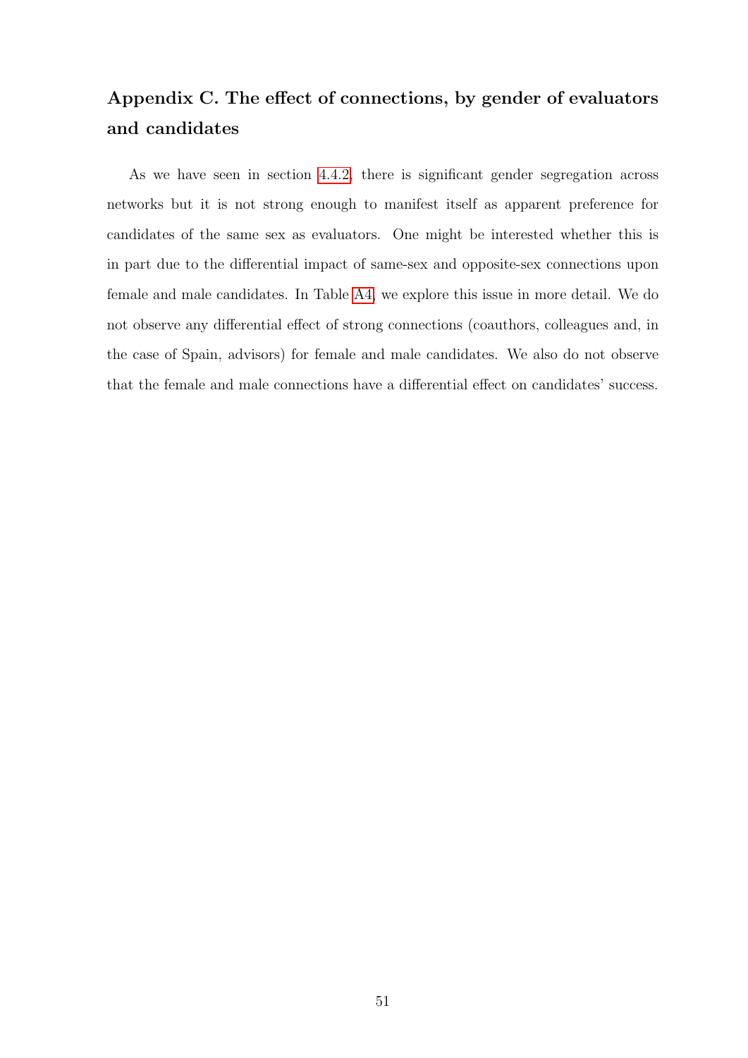## Appendix C. The effect of connections, by gender of evaluators and candidates

As we have seen in section 4.4.2, there is significant gender segregation across networks but it is not strong enough to manifest itself as apparent preference for candidates of the same sex as evaluators. One might be interested whether this is in part due to the differential impact of same-sex and opposite-sex connections upon female and male candidates. In Table A4, we explore this issue in more detail. We do not observe any differential effect of strong connections (coauthors, colleagues and, in the case of Spain, advisors) for female and male candidates. We also do not observe that the female and male connections have a differential effect on candidates' success.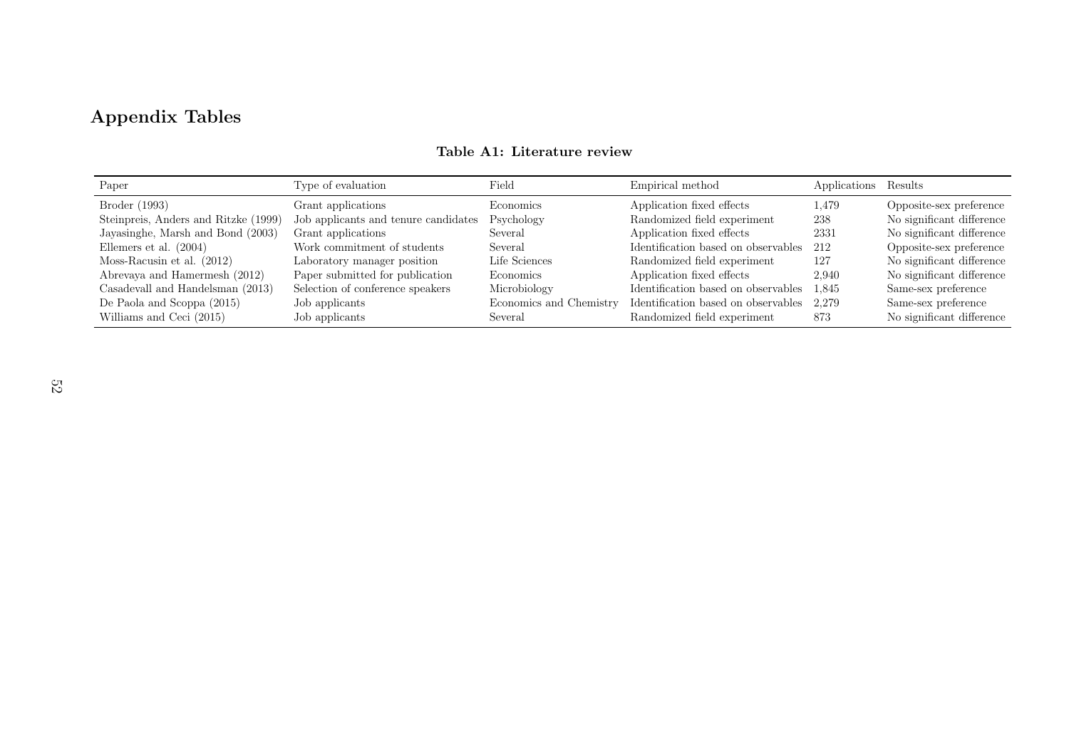# Appendix Tables

**Table A1: Literature review**

| Paper | Type of evaluation | Field | Empirical method | Applications | Results |
|---|---|---|---|---|---|
| Broder (1993) | Grant applications | Economics | Application fixed effects | 1,479 | Opposite-sex preference |
| Steinpreis, Anders and Ritzke (1999) | Job applicants and tenure candidates | Psychology | Randomized field experiment | 238 | No significant difference |
| Jayasinghe, Marsh and Bond (2003) | Grant applications | Several | Application fixed effects | 2331 | No significant difference |
| Ellemers et al. (2004) | Work commitment of students | Several | Identification based on observables | 212 | Opposite-sex preference |
| Moss-Racusin et al. (2012) | Laboratory manager position | Life Sciences | Randomized field experiment | 127 | No significant difference |
| Abrevaya and Hamermesh (2012) | Paper submitted for publication | Economics | Application fixed effects | 2,940 | No significant difference |
| Casadevall and Handelsman (2013) | Selection of conference speakers | Microbiology | Identification based on observables | 1,845 | Same-sex preference |
| De Paola and Scoppa (2015) | Job applicants | Economics and Chemistry | Identification based on observables | 2,279 | Same-sex preference |
| Williams and Ceci (2015) | Job applicants | Several | Randomized field experiment | 873 | No significant difference |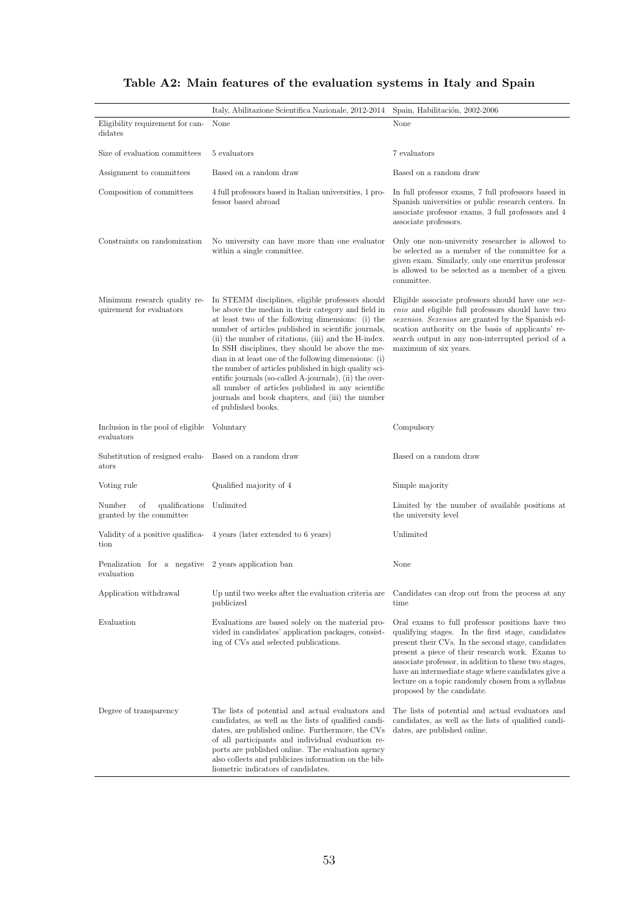**Table A2: Main features of the evaluation systems in Italy and Spain**

| | Italy, Abilitazione Scientifica Nazionale, 2012-2014 | Spain, Habilitación, 2002-2006 |
|---|---|---|
| Eligibility requirement for candidates | None | None |
| Size of evaluation committees | 5 evaluators | 7 evaluators |
| Assignment to committees | Based on a random draw | Based on a random draw |
| Composition of committees | 4 full professors based in Italian universities, 1 professor based abroad | In full professor exams, 7 full professors based in Spanish universities or public research centers. In associate professor exams, 3 full professors and 4 associate professors. |
| Constraints on randomization | No university can have more than one evaluator within a single committee. | Only one non-university researcher is allowed to be selected as a member of the committee for a given exam. Similarly, only one emeritus professor is allowed to be selected as a member of a given committee. |
| Minimum research quality requirement for evaluators | In STEMM disciplines, eligible professors should be above the median in their category and field in at least two of the following dimensions: (i) the number of articles published in scientific journals, (ii) the number of citations, (iii) and the H-index. In SSH disciplines, they should be above the median in at least one of the following dimensions: (i) the number of articles published in high quality scientific journals (so-called A-journals), (ii) the overall number of articles published in any scientific journals and book chapters, and (iii) the number of published books. | Eligible associate professors should have one *sexenio* and eligible full professors should have two *sexenios*. *Sexenios* are granted by the Spanish education authority on the basis of applicants' research output in any non-interrupted period of a maximum of six years. |
| Inclusion in the pool of eligible evaluators | Voluntary | Compulsory |
| Substitution of resigned evaluators | Based on a random draw | Based on a random draw |
| Voting rule | Qualified majority of 4 | Simple majority |
| Number of qualifications granted by the committee | Unlimited | Limited by the number of available positions at the university level |
| Validity of a positive qualification | 4 years (later extended to 6 years) | Unlimited |
| Penalization for a negative evaluation | 2 years application ban | None |
| Application withdrawal | Up until two weeks after the evaluation criteria are publicized | Candidates can drop out from the process at any time |
| Evaluation | Evaluations are based solely on the material provided in candidates' application packages, consisting of CVs and selected publications. | Oral exams to full professor positions have two qualifying stages. In the first stage, candidates present their CVs. In the second stage, candidates present a piece of their research work. Exams to associate professor, in addition to these two stages, have an intermediate stage where candidates give a lecture on a topic randomly chosen from a syllabus proposed by the candidate. |
| Degree of transparency | The lists of potential and actual evaluators and candidates, as well as the lists of qualified candidates, are published online. Furthermore, the CVs of all participants and individual evaluation reports are published online. The evaluation agency also collects and publicizes information on the bibliometric indicators of candidates. | The lists of potential and actual evaluators and candidates, as well as the lists of qualified candidates, are published online. |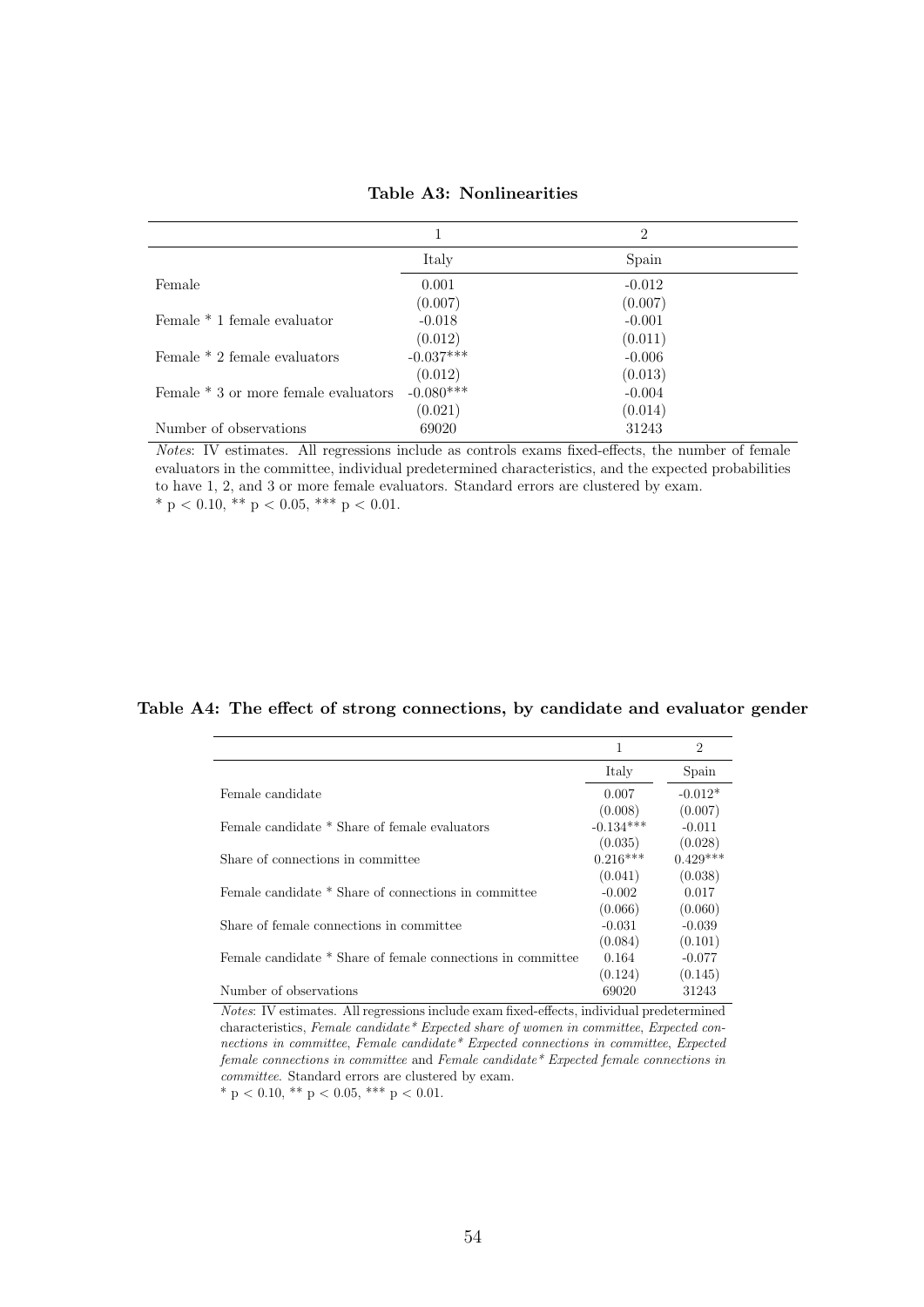**Table A3: Nonlinearities**

| | 1 | 2 |
|---|---|---|
| | Italy | Spain |
| Female | 0.001 | -0.012 |
| | (0.007) | (0.007) |
| Female * 1 female evaluator | -0.018 | -0.001 |
| | (0.012) | (0.011) |
| Female * 2 female evaluators | -0.037*** | -0.006 |
| | (0.012) | (0.013) |
| Female * 3 or more female evaluators | -0.080*** | -0.004 |
| | (0.021) | (0.014) |
| Number of observations | 69020 | 31243 |

*Notes*: IV estimates. All regressions include as controls exams fixed-effects, the number of female evaluators in the committee, individual predetermined characteristics, and the expected probabilities to have 1, 2, and 3 or more female evaluators. Standard errors are clustered by exam.
* $p < 0.10$, ** $p < 0.05$, *** $p < 0.01$.

**Table A4: The effect of strong connections, by candidate and evaluator gender**

| | 1 | 2 |
|---|---|---|
| | Italy | Spain |
| Female candidate | 0.007 | -0.012* |
| | (0.008) | (0.007) |
| Female candidate * Share of female evaluators | -0.134*** | -0.011 |
| | (0.035) | (0.028) |
| Share of connections in committee | 0.216*** | 0.429*** |
| | (0.041) | (0.038) |
| Female candidate * Share of connections in committee | -0.002 | 0.017 |
| | (0.066) | (0.060) |
| Share of female connections in committee | -0.031 | -0.039 |
| | (0.084) | (0.101) |
| Female candidate * Share of female connections in committee | 0.164 | -0.077 |
| | (0.124) | (0.145) |
| Number of observations | 69020 | 31243 |

*Notes*: IV estimates. All regressions include exam fixed-effects, individual predetermined characteristics, *Female candidate* Expected share of women in committee*, *Expected connections in committee*, *Female candidate* Expected connections in committee*, *Expected female connections in committee* and *Female candidate* Expected female connections in committee*. Standard errors are clustered by exam.
* $p < 0.10$, ** $p < 0.05$, *** $p < 0.01$.